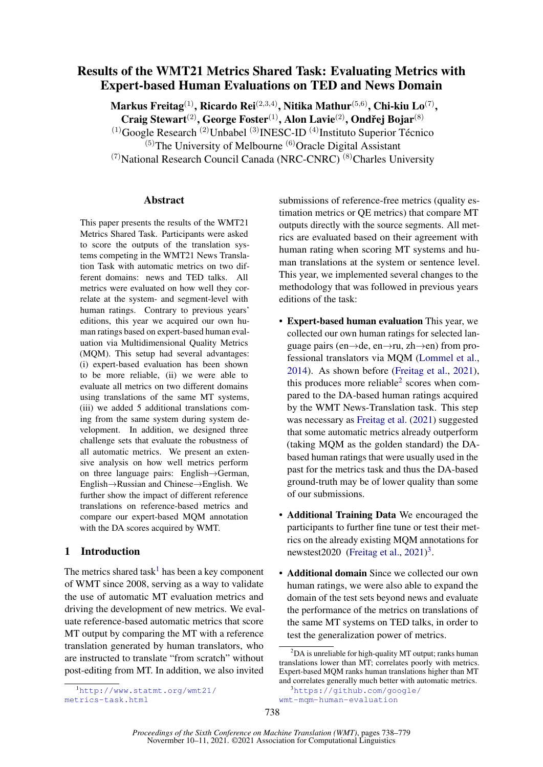# Results of the WMT21 Metrics Shared Task: Evaluating Metrics with Expert-based Human Evaluations on TED and News Domain

**Markus Freitag**[(1)], **Ricardo Rei**[(2,3,4)], **Nitika Mathur**[(5,6)], **Chi-kiu Lo**[(7)], **Craig Stewart**[(2)], **George Foster**[(1)], **Alon Lavie**[(2)], **Ondřej Bojar**[(8)]

[(1)]Google Research [(2)]Unbabel [(3)]INESC-ID [(4)]Instituto Superior Técnico
[(5)]The University of Melbourne [(6)]Oracle Digital Assistant
[(7)]National Research Council Canada (NRC-CNRC) [(8)]Charles University

## Abstract

This paper presents the results of the WMT21 Metrics Shared Task. Participants were asked to score the outputs of the translation systems competing in the WMT21 News Translation Task with automatic metrics on two different domains: news and TED talks. All metrics were evaluated on how well they correlate at the system- and segment-level with human ratings. Contrary to previous years' editions, this year we acquired our own human ratings based on expert-based human evaluation via Multidimensional Quality Metrics (MQM). This setup had several advantages: (i) expert-based evaluation has been shown to be more reliable, (ii) we were able to evaluate all metrics on two different domains using translations of the same MT systems, (iii) we added 5 additional translations coming from the same system during system development. In addition, we designed three challenge sets that evaluate the robustness of all automatic metrics. We present an extensive analysis on how well metrics perform on three language pairs: English→German, English→Russian and Chinese→English. We further show the impact of different reference translations on reference-based metrics and compare our expert-based MQM annotation with the DA scores acquired by WMT.

## 1 Introduction

The metrics shared task[1] has been a key component of WMT since 2008, serving as a way to validate the use of automatic MT evaluation metrics and driving the development of new metrics. We evaluate reference-based automatic metrics that score MT output by comparing the MT with a reference translation generated by human translators, who are instructed to translate "from scratch" without post-editing from MT. In addition, we also invited submissions of reference-free metrics (quality estimation metrics or QE metrics) that compare MT outputs directly with the source segments. All metrics are evaluated based on their agreement with human rating when scoring MT systems and human translations at the system or sentence level. This year, we implemented several changes to the methodology that was followed in previous years editions of the task:

- **Expert-based human evaluation** This year, we collected our own human ratings for selected language pairs (en→de, en→ru, zh→en) from professional translators via MQM (Lommel et al., 2014). As shown before (Freitag et al., 2021), this produces more reliable[2] scores when compared to the DA-based human ratings acquired by the WMT News-Translation task. This step was necessary as Freitag et al. (2021) suggested that some automatic metrics already outperform (taking MQM as the golden standard) the DA-based human ratings that were usually used in the past for the metrics task and thus the DA-based ground-truth may be of lower quality than some of our submissions.
- **Additional Training Data** We encouraged the participants to further fine tune or test their metrics on the already existing MQM annotations for newstest2020 (Freitag et al., 2021)[3].
- **Additional domain** Since we collected our own human ratings, we were also able to expand the domain of the test sets beyond news and evaluate the performance of the metrics on translations of the same MT systems on TED talks, in order to test the generalization power of metrics.

[1] http://www.statmt.org/wmt21/metrics-task.html

[2] DA is unreliable for high-quality MT output; ranks human translations lower than MT; correlates poorly with metrics. Expert-based MQM ranks human translations higher than MT and correlates generally much better with automatic metrics.

[3] https://github.com/google/wmt-mqm-human-evaluation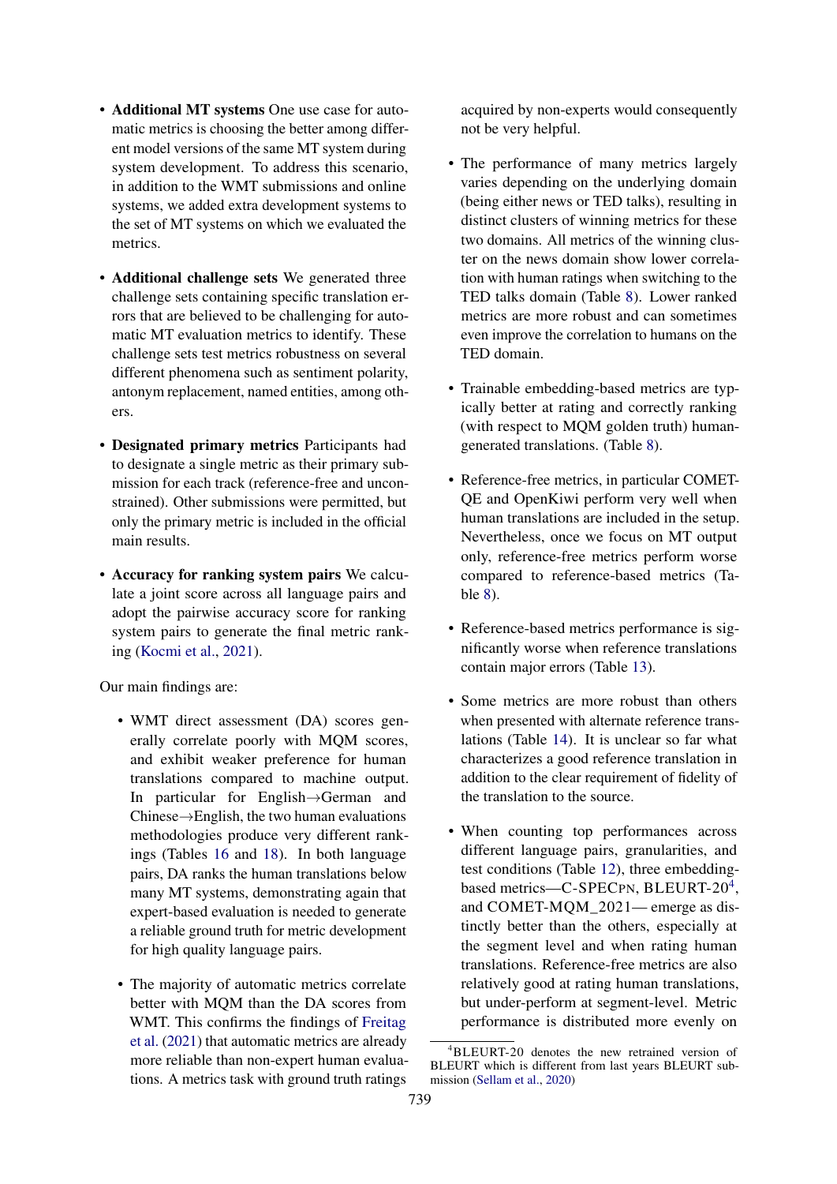- **Additional MT systems** One use case for automatic metrics is choosing the better among different model versions of the same MT system during system development. To address this scenario, in addition to the WMT submissions and online systems, we added extra development systems to the set of MT systems on which we evaluated the metrics.

- **Additional challenge sets** We generated three challenge sets containing specific translation errors that are believed to be challenging for automatic MT evaluation metrics to identify. These challenge sets test metrics robustness on several different phenomena such as sentiment polarity, antonym replacement, named entities, among others.

- **Designated primary metrics** Participants had to designate a single metric as their primary submission for each track (reference-free and unconstrained). Other submissions were permitted, but only the primary metric is included in the official main results.

- **Accuracy for ranking system pairs** We calculate a joint score across all language pairs and adopt the pairwise accuracy score for ranking system pairs to generate the final metric ranking (Kocmi et al., 2021).

Our main findings are:

- WMT direct assessment (DA) scores generally correlate poorly with MQM scores, and exhibit weaker preference for human translations compared to machine output. In particular for English→German and Chinese→English, the two human evaluations methodologies produce very different rankings (Tables 16 and 18). In both language pairs, DA ranks the human translations below many MT systems, demonstrating again that expert-based evaluation is needed to generate a reliable ground truth for metric development for high quality language pairs.

- The majority of automatic metrics correlate better with MQM than the DA scores from WMT. This confirms the findings of Freitag et al. (2021) that automatic metrics are already more reliable than non-expert human evaluations. A metrics task with ground truth ratings acquired by non-experts would consequently not be very helpful.

- The performance of many metrics largely varies depending on the underlying domain (being either news or TED talks), resulting in distinct clusters of winning metrics for these two domains. All metrics of the winning cluster on the news domain show lower correlation with human ratings when switching to the TED talks domain (Table 8). Lower ranked metrics are more robust and can sometimes even improve the correlation to humans on the TED domain.

- Trainable embedding-based metrics are typically better at rating and correctly ranking (with respect to MQM golden truth) human-generated translations. (Table 8).

- Reference-free metrics, in particular COMET-QE and OpenKiwi perform very well when human translations are included in the setup. Nevertheless, once we focus on MT output only, reference-free metrics perform worse compared to reference-based metrics (Table 8).

- Reference-based metrics performance is significantly worse when reference translations contain major errors (Table 13).

- Some metrics are more robust than others when presented with alternate reference translations (Table 14). It is unclear so far what characterizes a good reference translation in addition to the clear requirement of fidelity of the translation to the source.

- When counting top performances across different language pairs, granularities, and test conditions (Table 12), three embedding-based metrics—C-SPECPN, BLEURT-20[4], and COMET-MQM_2021— emerge as distinctly better than the others, especially at the segment level and when rating human translations. Reference-free metrics are also relatively good at rating human translations, but under-perform at segment-level. Metric performance is distributed more evenly on

[4]BLEURT-20 denotes the new retrained version of BLEURT which is different from last years BLEURT submission (Sellam et al., 2020)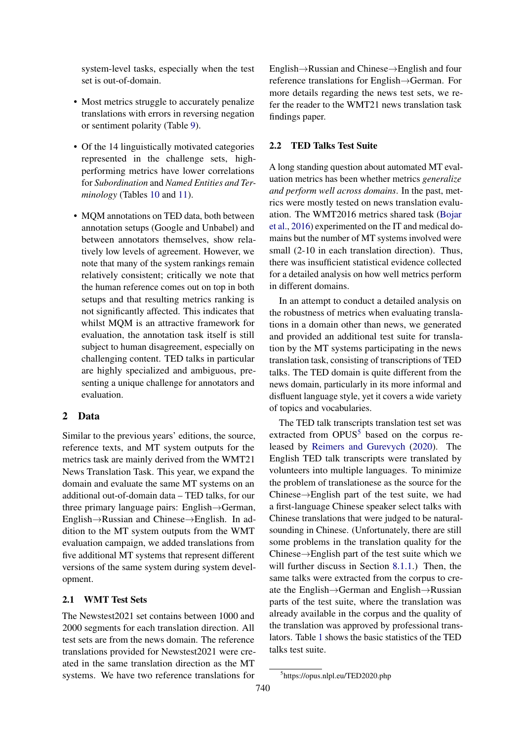system-level tasks, especially when the test set is out-of-domain.

- Most metrics struggle to accurately penalize translations with errors in reversing negation or sentiment polarity (Table 9).
- Of the 14 linguistically motivated categories represented in the challenge sets, high-performing metrics have lower correlations for *Subordination* and *Named Entities and Terminology* (Tables 10 and 11).
- MQM annotations on TED data, both between annotation setups (Google and Unbabel) and between annotators themselves, show relatively low levels of agreement. However, we note that many of the system rankings remain relatively consistent; critically we note that the human reference comes out on top in both setups and that resulting metrics ranking is not significantly affected. This indicates that whilst MQM is an attractive framework for evaluation, the annotation task itself is still subject to human disagreement, especially on challenging content. TED talks in particular are highly specialized and ambiguous, presenting a unique challenge for annotators and evaluation.

## 2 Data

Similar to the previous years' editions, the source, reference texts, and MT system outputs for the metrics task are mainly derived from the WMT21 News Translation Task. This year, we expand the domain and evaluate the same MT systems on an additional out-of-domain data – TED talks, for our three primary language pairs: English→German, English→Russian and Chinese→English. In addition to the MT system outputs from the WMT evaluation campaign, we added translations from five additional MT systems that represent different versions of the same system during system development.

### 2.1 WMT Test Sets

The Newstest2021 set contains between 1000 and 2000 segments for each translation direction. All test sets are from the news domain. The reference translations provided for Newstest2021 were created in the same translation direction as the MT systems. We have two reference translations for English→Russian and Chinese→English and four reference translations for English→German. For more details regarding the news test sets, we refer the reader to the WMT21 news translation task findings paper.

### 2.2 TED Talks Test Suite

A long standing question about automated MT evaluation metrics has been whether metrics *generalize and perform well across domains*. In the past, metrics were mostly tested on news translation evaluation. The WMT2016 metrics shared task (Bojar et al., 2016) experimented on the IT and medical domains but the number of MT systems involved were small (2-10 in each translation direction). Thus, there was insufficient statistical evidence collected for a detailed analysis on how well metrics perform in different domains.

In an attempt to conduct a detailed analysis on the robustness of metrics when evaluating translations in a domain other than news, we generated and provided an additional test suite for translation by the MT systems participating in the news translation task, consisting of transcriptions of TED talks. The TED domain is quite different from the news domain, particularly in its more informal and disfluent language style, yet it covers a wide variety of topics and vocabularies.

The TED talk transcripts translation test set was extracted from OPUS[5] based on the corpus released by Reimers and Gurevych (2020). The English TED talk transcripts were translated by volunteers into multiple languages. To minimize the problem of translationese as the source for the Chinese→English part of the test suite, we had a first-language Chinese speaker select talks with Chinese translations that were judged to be natural-sounding in Chinese. (Unfortunately, there are still some problems in the translation quality for the Chinese→English part of the test suite which we will further discuss in Section 8.1.1.) Then, the same talks were extracted from the corpus to create the English→German and English→Russian parts of the test suite, where the translation was already available in the corpus and the quality of the translation was approved by professional translators. Table 1 shows the basic statistics of the TED talks test suite.

[5] https://opus.nlpl.eu/TED2020.php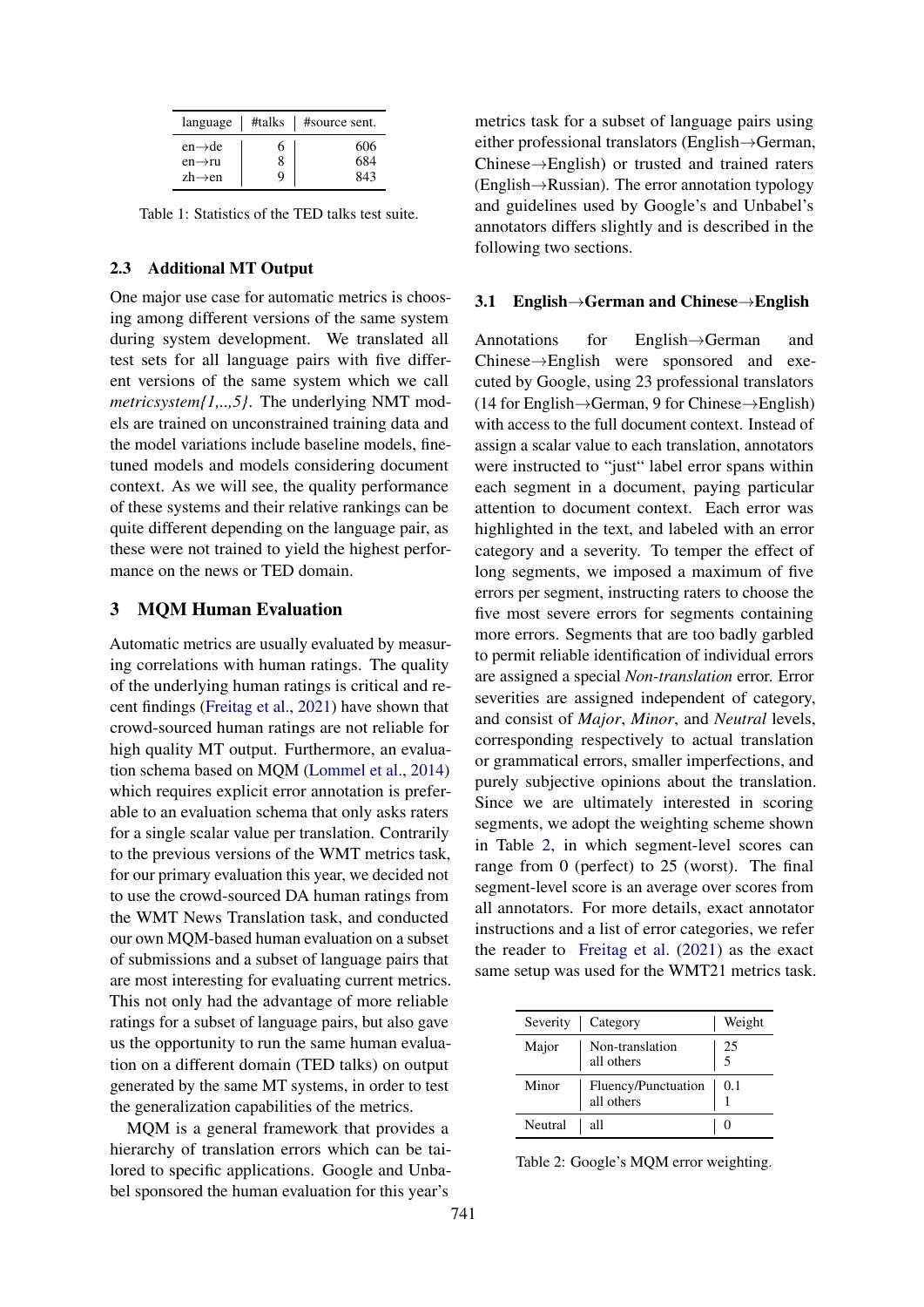| language | #talks | #source sent. |
|---|---|---|
| en→de | 6 | 606 |
| en→ru | 8 | 684 |
| zh→en | 9 | 843 |

Table 1: Statistics of the TED talks test suite.

### 2.3 Additional MT Output

One major use case for automatic metrics is choosing among different versions of the same system during system development. We translated all test sets for all language pairs with five different versions of the same system which we call *metricsystem{1,..,5}*. The underlying NMT models are trained on unconstrained training data and the model variations include baseline models, fine-tuned models and models considering document context. As we will see, the quality performance of these systems and their relative rankings can be quite different depending on the language pair, as these were not trained to yield the highest performance on the news or TED domain.

## 3 MQM Human Evaluation

Automatic metrics are usually evaluated by measuring correlations with human ratings. The quality of the underlying human ratings is critical and recent findings (Freitag et al., 2021) have shown that crowd-sourced human ratings are not reliable for high quality MT output. Furthermore, an evaluation schema based on MQM (Lommel et al., 2014) which requires explicit error annotation is preferable to an evaluation schema that only asks raters for a single scalar value per translation. Contrarily to the previous versions of the WMT metrics task, for our primary evaluation this year, we decided not to use the crowd-sourced DA human ratings from the WMT News Translation task, and conducted our own MQM-based human evaluation on a subset of submissions and a subset of language pairs that are most interesting for evaluating current metrics. This not only had the advantage of more reliable ratings for a subset of language pairs, but also gave us the opportunity to run the same human evaluation on a different domain (TED talks) on output generated by the same MT systems, in order to test the generalization capabilities of the metrics.

MQM is a general framework that provides a hierarchy of translation errors which can be tailored to specific applications. Google and Unbabel sponsored the human evaluation for this year's metrics task for a subset of language pairs using either professional translators (English→German, Chinese→English) or trusted and trained raters (English→Russian). The error annotation typology and guidelines used by Google's and Unbabel's annotators differs slightly and is described in the following two sections.

### 3.1 English→German and Chinese→English

Annotations for English→German and Chinese→English were sponsored and executed by Google, using 23 professional translators (14 for English→German, 9 for Chinese→English) with access to the full document context. Instead of assign a scalar value to each translation, annotators were instructed to "just" label error spans within each segment in a document, paying particular attention to document context. Each error was highlighted in the text, and labeled with an error category and a severity. To temper the effect of long segments, we imposed a maximum of five errors per segment, instructing raters to choose the five most severe errors for segments containing more errors. Segments that are too badly garbled to permit reliable identification of individual errors are assigned a special *Non-translation* error. Error severities are assigned independent of category, and consist of *Major*, *Minor*, and *Neutral* levels, corresponding respectively to actual translation or grammatical errors, smaller imperfections, and purely subjective opinions about the translation. Since we are ultimately interested in scoring segments, we adopt the weighting scheme shown in Table 2, in which segment-level scores can range from 0 (perfect) to 25 (worst). The final segment-level score is an average over scores from all annotators. For more details, exact annotator instructions and a list of error categories, we refer the reader to Freitag et al. (2021) as the exact same setup was used for the WMT21 metrics task.

| Severity | Category | Weight |
|---|---|---|
| Major | Non-translation | 25 |
| | all others | 5 |
| Minor | Fluency/Punctuation | 0.1 |
| | all others | 1 |
| Neutral | all | 0 |

Table 2: Google's MQM error weighting.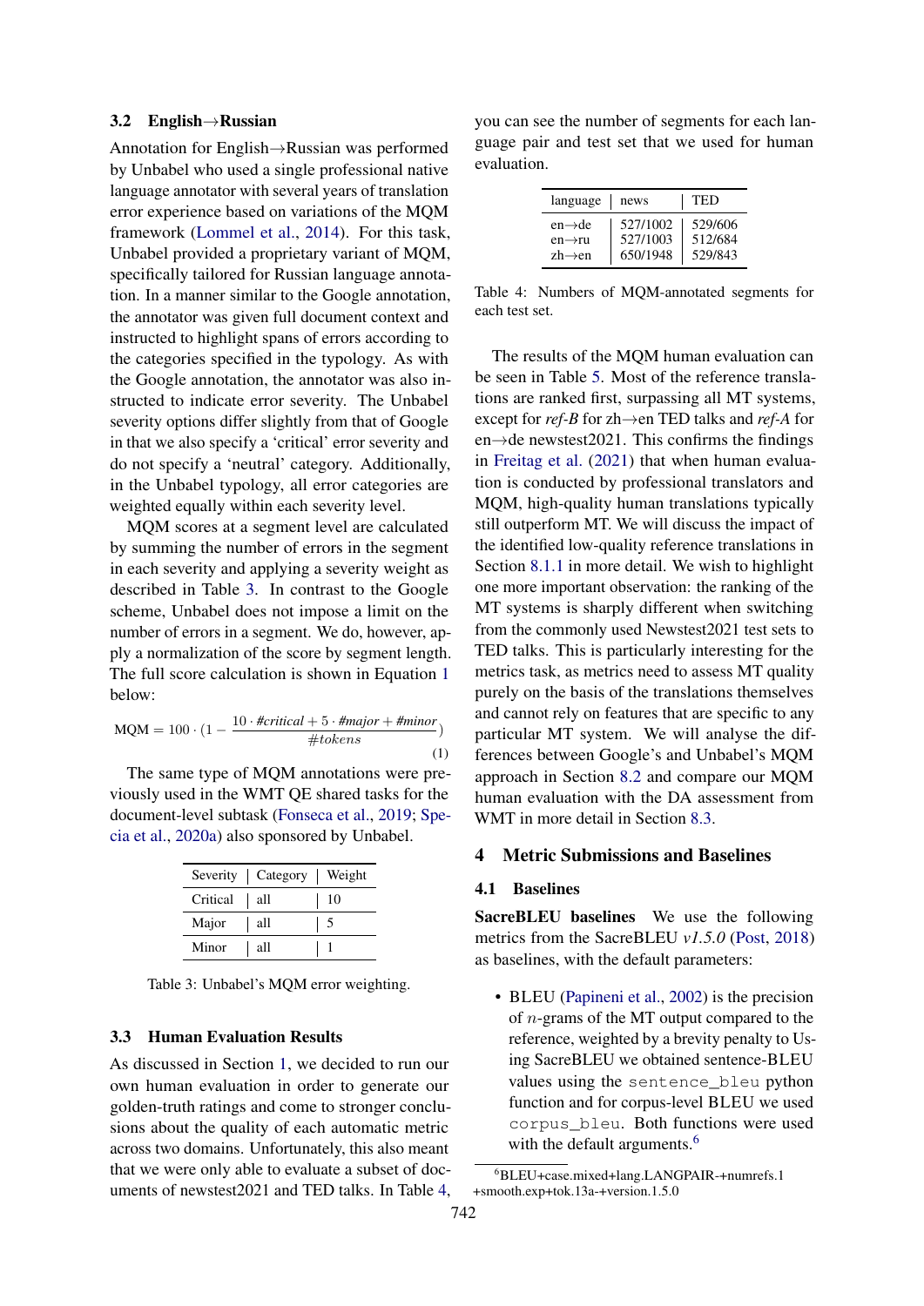### 3.2 English→Russian

Annotation for English→Russian was performed by Unbabel who used a single professional native language annotator with several years of translation error experience based on variations of the MQM framework (Lommel et al., 2014). For this task, Unbabel provided a proprietary variant of MQM, specifically tailored for Russian language annotation. In a manner similar to the Google annotation, the annotator was given full document context and instructed to highlight spans of errors according to the categories specified in the typology. As with the Google annotation, the annotator was also instructed to indicate error severity. The Unbabel severity options differ slightly from that of Google in that we also specify a 'critical' error severity and do not specify a 'neutral' category. Additionally, in the Unbabel typology, all error categories are weighted equally within each severity level.

MQM scores at a segment level are calculated by summing the number of errors in the segment in each severity and applying a severity weight as described in Table 3. In contrast to the Google scheme, Unbabel does not impose a limit on the number of errors in a segment. We do, however, apply a normalization of the score by segment length. The full score calculation is shown in Equation 1 below:

$$\text{MQM} = 100 \cdot \left(1 - \frac{10 \cdot \#\textit{critical} + 5 \cdot \#\textit{major} + \#\textit{minor}}{\#\textit{tokens}}\right) \tag{1}$$

The same type of MQM annotations were previously used in the WMT QE shared tasks for the document-level subtask (Fonseca et al., 2019; Specia et al., 2020a) also sponsored by Unbabel.

| Severity | Category | Weight |
|---|---|---|
| Critical | all | 10 |
| Major | all | 5 |
| Minor | all | 1 |

Table 3: Unbabel's MQM error weighting.

### 3.3 Human Evaluation Results

As discussed in Section 1, we decided to run our own human evaluation in order to generate our golden-truth ratings and come to stronger conclusions about the quality of each automatic metric across two domains. Unfortunately, this also meant that we were only able to evaluate a subset of documents of newstest2021 and TED talks. In Table 4, you can see the number of segments for each language pair and test set that we used for human evaluation.

| language | news | TED |
|---|---|---|
| en→de | 527/1002 | 529/606 |
| en→ru | 527/1003 | 512/684 |
| zh→en | 650/1948 | 529/843 |

Table 4: Numbers of MQM-annotated segments for each test set.

The results of the MQM human evaluation can be seen in Table 5. Most of the reference translations are ranked first, surpassing all MT systems, except for *ref-B* for zh→en TED talks and *ref-A* for en→de newstest2021. This confirms the findings in Freitag et al. (2021) that when human evaluation is conducted by professional translators and MQM, high-quality human translations typically still outperform MT. We will discuss the impact of the identified low-quality reference translations in Section 8.1.1 in more detail. We wish to highlight one more important observation: the ranking of the MT systems is sharply different when switching from the commonly used Newstest2021 test sets to TED talks. This is particularly interesting for the metrics task, as metrics need to assess MT quality purely on the basis of the translations themselves and cannot rely on features that are specific to any particular MT system. We will analyse the differences between Google's and Unbabel's MQM approach in Section 8.2 and compare our MQM human evaluation with the DA assessment from WMT in more detail in Section 8.3.

## 4 Metric Submissions and Baselines

### 4.1 Baselines

**SacreBLEU baselines** We use the following metrics from the SacreBLEU *v1.5.0* (Post, 2018) as baselines, with the default parameters:

- BLEU (Papineni et al., 2002) is the precision of $n$-grams of the MT output compared to the reference, weighted by a brevity penalty to Using SacreBLEU we obtained sentence-BLEU values using the `sentence_bleu` python function and for corpus-level BLEU we used `corpus_bleu`. Both functions were used with the default arguments.[6]

[6] BLEU+case.mixed+lang.LANGPAIR-+numrefs.1 +smooth.exp+tok.13a-+version.1.5.0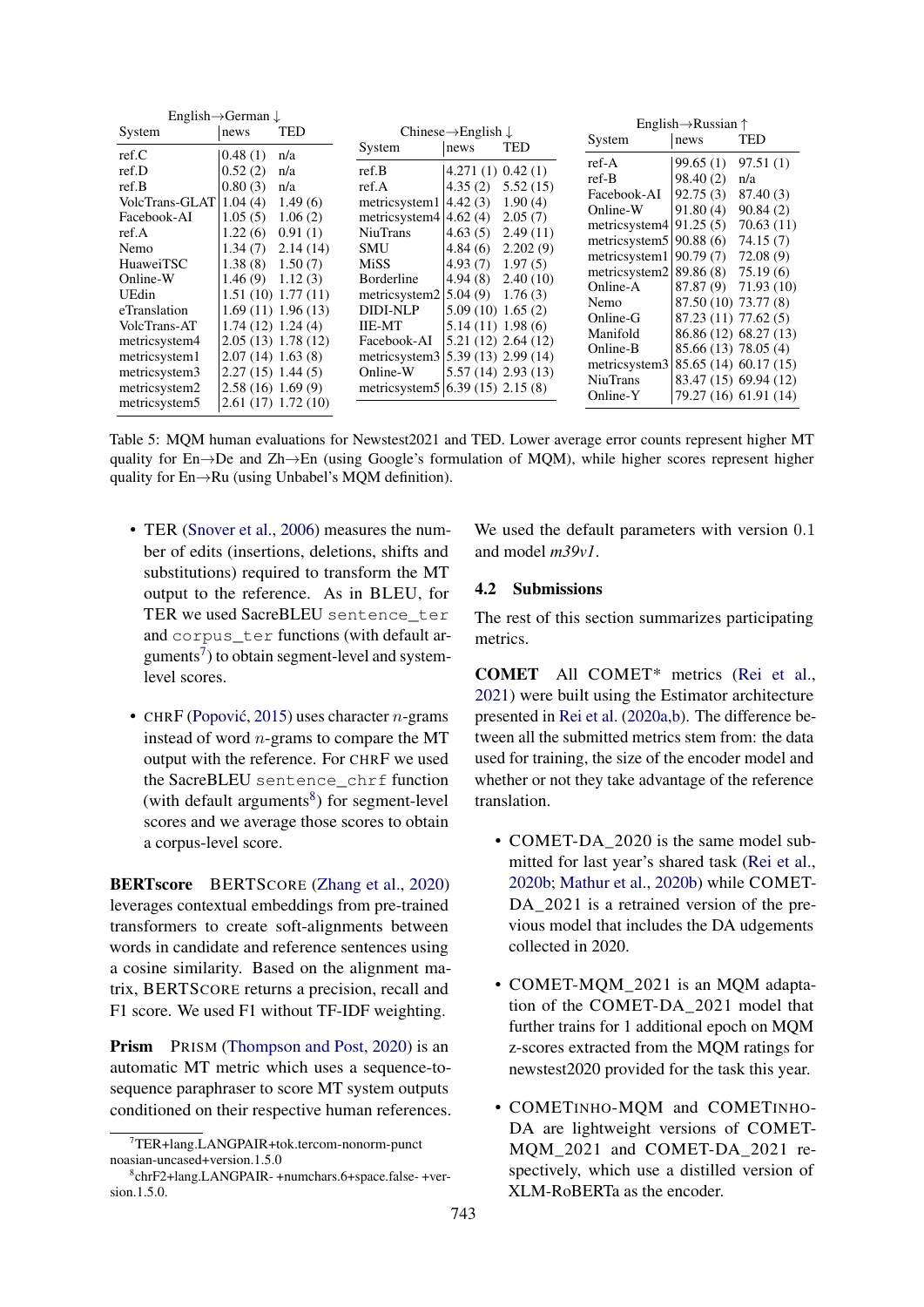| English→German ↓ | | |
|---|---|---|
| System | news | TED |
| ref.C | 0.48 (1) | n/a |
| ref.D | 0.52 (2) | n/a |
| ref.B | 0.80 (3) | n/a |
| VolcTrans-GLAT | 1.04 (4) | 1.49 (6) |
| Facebook-AI | 1.05 (5) | 1.06 (2) |
| ref.A | 1.22 (6) | 0.91 (1) |
| Nemo | 1.34 (7) | 2.14 (14) |
| HuaweiTSC | 1.38 (8) | 1.50 (7) |
| Online-W | 1.46 (9) | 1.12 (3) |
| UEdin | 1.51 (10) | 1.77 (11) |
| eTranslation | 1.69 (11) | 1.96 (13) |
| VolcTrans-AT | 1.74 (12) | 1.24 (4) |
| metricsystem4 | 2.05 (13) | 1.78 (12) |
| metricsystem1 | 2.07 (14) | 1.63 (8) |
| metricsystem3 | 2.27 (15) | 1.44 (5) |
| metricsystem2 | 2.58 (16) | 1.69 (9) |
| metricsystem5 | 2.61 (17) | 1.72 (10) |

| Chinese→English ↓ | | |
|---|---|---|
| System | news | TED |
| ref.B | 4.271 (1) | 0.42 (1) |
| ref.A | 4.35 (2) | 5.52 (15) |
| metricsystem1 | 4.42 (3) | 1.90 (4) |
| metricsystem4 | 4.62 (4) | 2.05 (7) |
| NiuTrans | 4.63 (5) | 2.49 (11) |
| SMU | 4.84 (6) | 2.202 (9) |
| MiSS | 4.93 (7) | 1.97 (5) |
| Borderline | 4.94 (8) | 2.40 (10) |
| metricsystem2 | 5.04 (9) | 1.76 (3) |
| DIDI-NLP | 5.09 (10) | 1.65 (2) |
| IIE-MT | 5.14 (11) | 1.98 (6) |
| Facebook-AI | 5.21 (12) | 2.64 (12) |
| metricsystem3 | 5.39 (13) | 2.99 (14) |
| Online-W | 5.57 (14) | 2.93 (13) |
| metricsystem5 | 6.39 (15) | 2.15 (8) |

| English→Russian ↑ | | |
|---|---|---|
| System | news | TED |
| ref-A | 99.65 (1) | 97.51 (1) |
| ref-B | 98.40 (2) | n/a |
| Facebook-AI | 92.75 (3) | 87.40 (3) |
| Online-W | 91.80 (4) | 90.84 (2) |
| metricsystem4 | 91.25 (5) | 70.63 (11) |
| metricsystem5 | 90.88 (6) | 74.15 (7) |
| metricsystem1 | 90.79 (7) | 72.08 (9) |
| metricsystem2 | 89.86 (8) | 75.19 (6) |
| Online-A | 87.87 (9) | 71.93 (10) |
| Nemo | 87.50 (10) | 73.77 (8) |
| Online-G | 87.23 (11) | 77.62 (5) |
| Manifold | 86.86 (12) | 68.27 (13) |
| Online-B | 85.66 (13) | 78.05 (4) |
| metricsystem3 | 85.65 (14) | 60.17 (15) |
| NiuTrans | 83.47 (15) | 69.94 (12) |
| Online-Y | 79.27 (16) | 61.91 (14) |

Table 5: MQM human evaluations for Newstest2021 and TED. Lower average error counts represent higher MT quality for En→De and Zh→En (using Google's formulation of MQM), while higher scores represent higher quality for En→Ru (using Unbabel's MQM definition).

- TER (Snover et al., 2006) measures the number of edits (insertions, deletions, shifts and substitutions) required to transform the MT output to the reference. As in BLEU, for TER we used SacreBLEU `sentence_ter` and `corpus_ter` functions (with default arguments[7]) to obtain segment-level and system-level scores.

- CHRF (Popović, 2015) uses character $n$-grams instead of word $n$-grams to compare the MT output with the reference. For CHRF we used the SacreBLEU `sentence_chrf` function (with default arguments[8]) for segment-level scores and we average those scores to obtain a corpus-level score.

**BERTscore** BERTSCORE (Zhang et al., 2020) leverages contextual embeddings from pre-trained transformers to create soft-alignments between words in candidate and reference sentences using a cosine similarity. Based on the alignment matrix, BERTSCORE returns a precision, recall and F1 score. We used F1 without TF-IDF weighting.

**Prism** PRISM (Thompson and Post, 2020) is an automatic MT metric which uses a sequence-to-sequence paraphraser to score MT system outputs conditioned on their respective human references. We used the default parameters with version 0.1 and model *m39v1*.

## 4.2 Submissions

The rest of this section summarizes participating metrics.

**COMET** All COMET* metrics (Rei et al., 2021) were built using the Estimator architecture presented in Rei et al. (2020a,b). The difference between all the submitted metrics stem from: the data used for training, the size of the encoder model and whether or not they take advantage of the reference translation.

- COMET-DA_2020 is the same model submitted for last year's shared task (Rei et al., 2020b; Mathur et al., 2020b) while COMET-DA_2021 is a retrained version of the previous model that includes the DA udgements collected in 2020.

- COMET-MQM_2021 is an MQM adaptation of the COMET-DA_2021 model that further trains for 1 additional epoch on MQM z-scores extracted from the MQM ratings for newstest2020 provided for the task this year.

- COMETINHO-MQM and COMETINHO-DA are lightweight versions of COMET-MQM_2021 and COMET-DA_2021 respectively, which use a distilled version of XLM-RoBERTa as the encoder.

[7] TER+lang.LANGPAIR+tok.tercom-nonorm-punct noasian-uncased+version.1.5.0

[8] chrF2+lang.LANGPAIR- +numchars.6+space.false- +version.1.5.0.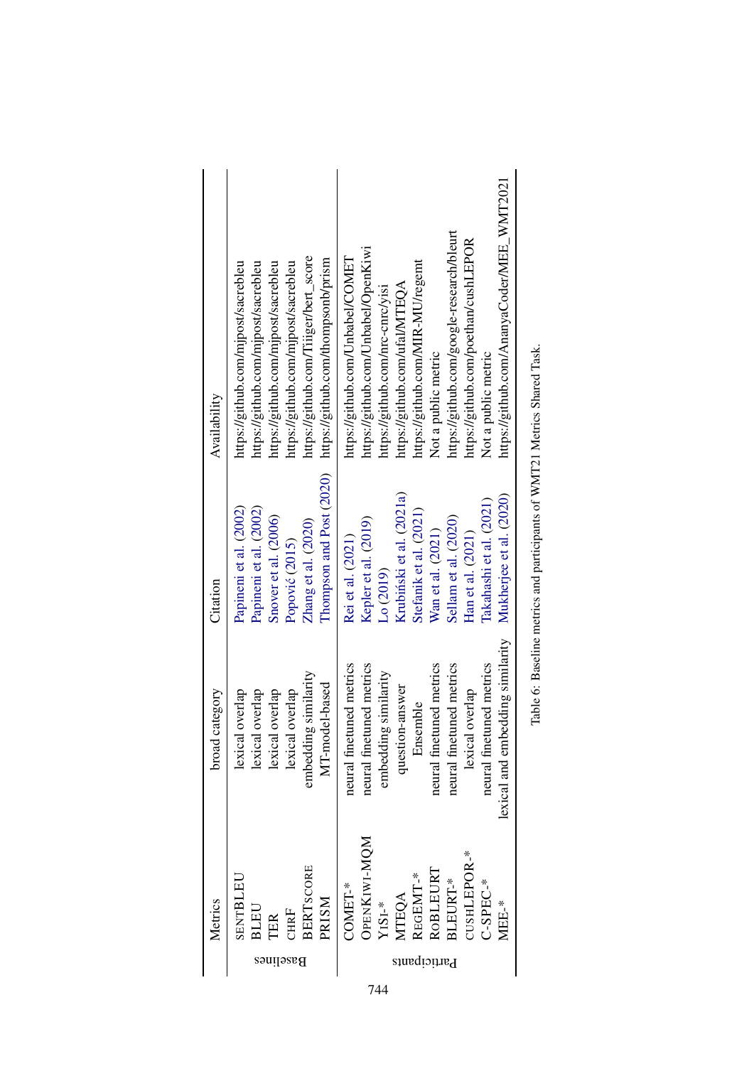| | Metrics | broad category | Citation | Availability |
|---|---|---|---|---|
| Baselines | SENTBLEU | lexical overlap | Papineni et al. (2002) | https://github.com/mjpost/sacrebleu |
| | BLEU | lexical overlap | Papineni et al. (2002) | https://github.com/mjpost/sacrebleu |
| | TER | lexical overlap | Snover et al. (2006) | https://github.com/mjpost/sacrebleu |
| | CHRF | lexical overlap | Popović (2015) | https://github.com/mjpost/sacrebleu |
| | BERTSCORE | embedding similarity | Zhang et al. (2020) | https://github.com/Tiiiger/bert_score |
| | PRISM | MT-model-based | Thompson and Post (2020) | https://github.com/thompsonb/prism |
| Participants | COMET-* | neural finetuned metrics | Rei et al. (2021) | https://github.com/Unbabel/COMET |
| | OPENKIWI-MQM | neural finetuned metrics | Kepler et al. (2019) | https://github.com/Unbabel/OpenKiwi |
| | YISI-* | embedding similarity | Lo (2019) | https://github.com/nrc-cnrc/yisi |
| | MTEQA | question-answer | Krubiński et al. (2021a) | https://github.com/ufal/MTEQA |
| | REGEMT-* | Ensemble | Stefanik et al. (2021) | https://github.com/MIR-MU/regemt |
| | ROBLEURT | neural finetuned metrics | Wan et al. (2021) | Not a public metric |
| | BLEURT-* | neural finetuned metrics | Sellam et al. (2020) | https://github.com/google-research/bleurt |
| | CUSHLEPOR-* | lexical overlap | Han et al. (2021) | https://github.com/poethan/cushLEPOR |
| | C-SPEC-* | neural finetuned metrics | Takahashi et al. (2021) | Not a public metric |
| | MEE-* | lexical and embedding similarity | Mukherjee et al. (2020) | https://github.com/AnanyaCoder/MEE_WMT2021 |

Table 6: Baseline metrics and participants of WMT21 Metrics Shared Task.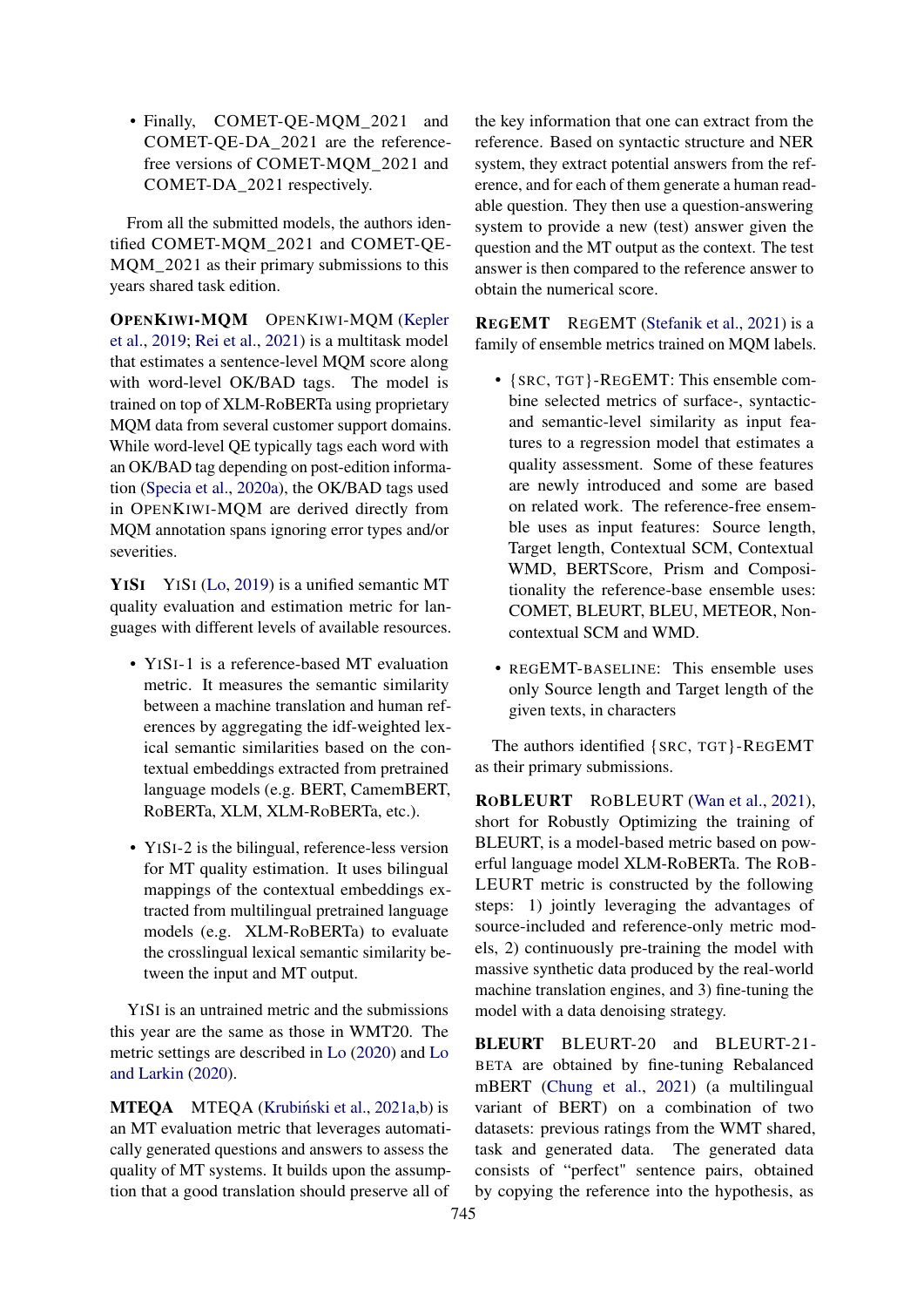- Finally, COMET-QE-MQM_2021 and COMET-QE-DA_2021 are the reference-free versions of COMET-MQM_2021 and COMET-DA_2021 respectively.

From all the submitted models, the authors identified COMET-MQM_2021 and COMET-QE-MQM_2021 as their primary submissions to this years shared task edition.

**OpenKiwi-MQM** OpenKiwi-MQM (Kepler et al., 2019; Rei et al., 2021) is a multitask model that estimates a sentence-level MQM score along with word-level OK/BAD tags. The model is trained on top of XLM-RoBERTa using proprietary MQM data from several customer support domains. While word-level QE typically tags each word with an OK/BAD tag depending on post-edition information (Specia et al., 2020a), the OK/BAD tags used in OpenKiwi-MQM are derived directly from MQM annotation spans ignoring error types and/or severities.

**YiSi** YiSi (Lo, 2019) is a unified semantic MT quality evaluation and estimation metric for languages with different levels of available resources.

- YiSi-1 is a reference-based MT evaluation metric. It measures the semantic similarity between a machine translation and human references by aggregating the idf-weighted lexical semantic similarities based on the contextual embeddings extracted from pretrained language models (e.g. BERT, CamemBERT, RoBERTa, XLM, XLM-RoBERTa, etc.).

- YiSi-2 is the bilingual, reference-less version for MT quality estimation. It uses bilingual mappings of the contextual embeddings extracted from multilingual pretrained language models (e.g. XLM-RoBERTa) to evaluate the crosslingual lexical semantic similarity between the input and MT output.

YiSi is an untrained metric and the submissions this year are the same as those in WMT20. The metric settings are described in Lo (2020) and Lo and Larkin (2020).

**MTEQA** MTEQA (Krubiński et al., 2021a,b) is an MT evaluation metric that leverages automatically generated questions and answers to assess the quality of MT systems. It builds upon the assumption that a good translation should preserve all of the key information that one can extract from the reference. Based on syntactic structure and NER system, they extract potential answers from the reference, and for each of them generate a human readable question. They then use a question-answering system to provide a new (test) answer given the question and the MT output as the context. The test answer is then compared to the reference answer to obtain the numerical score.

**RegEMT** RegEMT (Stefanik et al., 2021) is a family of ensemble metrics trained on MQM labels.

- {src, tgt}-RegEMT: This ensemble combine selected metrics of surface-, syntactic- and semantic-level similarity as input features to a regression model that estimates a quality assessment. Some of these features are newly introduced and some are based on related work. The reference-free ensemble uses as input features: Source length, Target length, Contextual SCM, Contextual WMD, BERTScore, Prism and Compositionality the reference-base ensemble uses: COMET, BLEURT, BLEU, METEOR, Non-contextual SCM and WMD.

- regEMT-baseline: This ensemble uses only Source length and Target length of the given texts, in characters

The authors identified {src, tgt}-RegEMT as their primary submissions.

**RoBLEURT** RoBLEURT (Wan et al., 2021), short for Robustly Optimizing the training of BLEURT, is a model-based metric based on powerful language model XLM-RoBERTa. The RoBLEURT metric is constructed by the following steps: 1) jointly leveraging the advantages of source-included and reference-only metric models, 2) continuously pre-training the model with massive synthetic data produced by the real-world machine translation engines, and 3) fine-tuning the model with a data denoising strategy.

**BLEURT** BLEURT-20 and BLEURT-21-beta are obtained by fine-tuning Rebalanced mBERT (Chung et al., 2021) (a multilingual variant of BERT) on a combination of two datasets: previous ratings from the WMT shared, task and generated data. The generated data consists of "perfect" sentence pairs, obtained by copying the reference into the hypothesis, as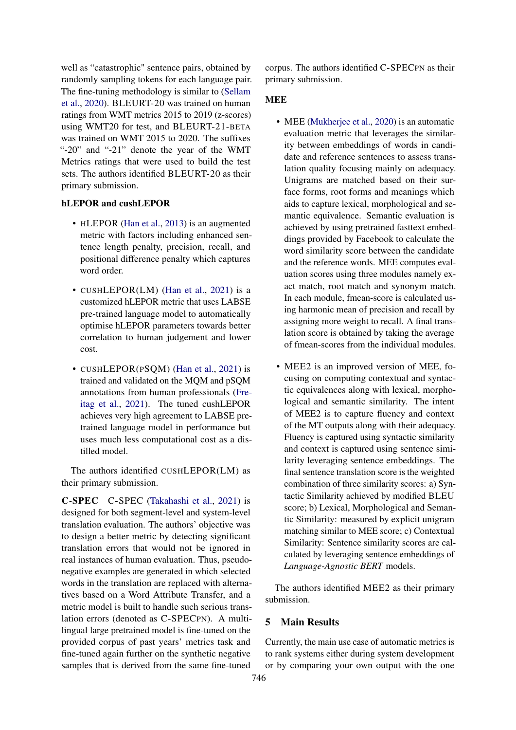well as "catastrophic" sentence pairs, obtained by randomly sampling tokens for each language pair. The fine-tuning methodology is similar to (Sellam et al., 2020). BLEURT-20 was trained on human ratings from WMT metrics 2015 to 2019 (z-scores) using WMT20 for test, and BLEURT-21-BETA was trained on WMT 2015 to 2020. The suffixes "-20" and "-21" denote the year of the WMT Metrics ratings that were used to build the test sets. The authors identified BLEURT-20 as their primary submission.

**hLEPOR and cushLEPOR**

- HLEPOR (Han et al., 2013) is an augmented metric with factors including enhanced sentence length penalty, precision, recall, and positional difference penalty which captures word order.
- CUSHLEPOR(LM) (Han et al., 2021) is a customized hLEPOR metric that uses LABSE pre-trained language model to automatically optimise hLEPOR parameters towards better correlation to human judgement and lower cost.
- CUSHLEPOR(PSQM) (Han et al., 2021) is trained and validated on the MQM and pSQM annotations from human professionals (Freitag et al., 2021). The tuned cushLEPOR achieves very high agreement to LABSE pre-trained language model in performance but uses much less computational cost as a distilled model.

The authors identified CUSHLEPOR(LM) as their primary submission.

**C-SPEC** C-SPEC (Takahashi et al., 2021) is designed for both segment-level and system-level translation evaluation. The authors' objective was to design a better metric by detecting significant translation errors that would not be ignored in real instances of human evaluation. Thus, pseudo-negative examples are generated in which selected words in the translation are replaced with alternatives based on a Word Attribute Transfer, and a metric model is built to handle such serious translation errors (denoted as C-SPECPN). A multilingual large pretrained model is fine-tuned on the provided corpus of past years' metrics task and fine-tuned again further on the synthetic negative samples that is derived from the same fine-tuned corpus. The authors identified C-SPECPN as their primary submission.

**MEE**

- MEE (Mukherjee et al., 2020) is an automatic evaluation metric that leverages the similarity between embeddings of words in candidate and reference sentences to assess translation quality focusing mainly on adequacy. Unigrams are matched based on their surface forms, root forms and meanings which aids to capture lexical, morphological and semantic equivalence. Semantic evaluation is achieved by using pretrained fasttext embeddings provided by Facebook to calculate the word similarity score between the candidate and the reference words. MEE computes evaluation scores using three modules namely exact match, root match and synonym match. In each module, fmean-score is calculated using harmonic mean of precision and recall by assigning more weight to recall. A final translation score is obtained by taking the average of fmean-scores from the individual modules.
- MEE2 is an improved version of MEE, focusing on computing contextual and syntactic equivalences along with lexical, morphological and semantic similarity. The intent of MEE2 is to capture fluency and context of the MT outputs along with their adequacy. Fluency is captured using syntactic similarity and context is captured using sentence similarity leveraging sentence embeddings. The final sentence translation score is the weighted combination of three similarity scores: a) Syntactic Similarity achieved by modified BLEU score; b) Lexical, Morphological and Semantic Similarity: measured by explicit unigram matching similar to MEE score; c) Contextual Similarity: Sentence similarity scores are calculated by leveraging sentence embeddings of *Language-Agnostic BERT* models.

The authors identified MEE2 as their primary submission.

## 5 Main Results

Currently, the main use case of automatic metrics is to rank systems either during system development or by comparing your own output with the one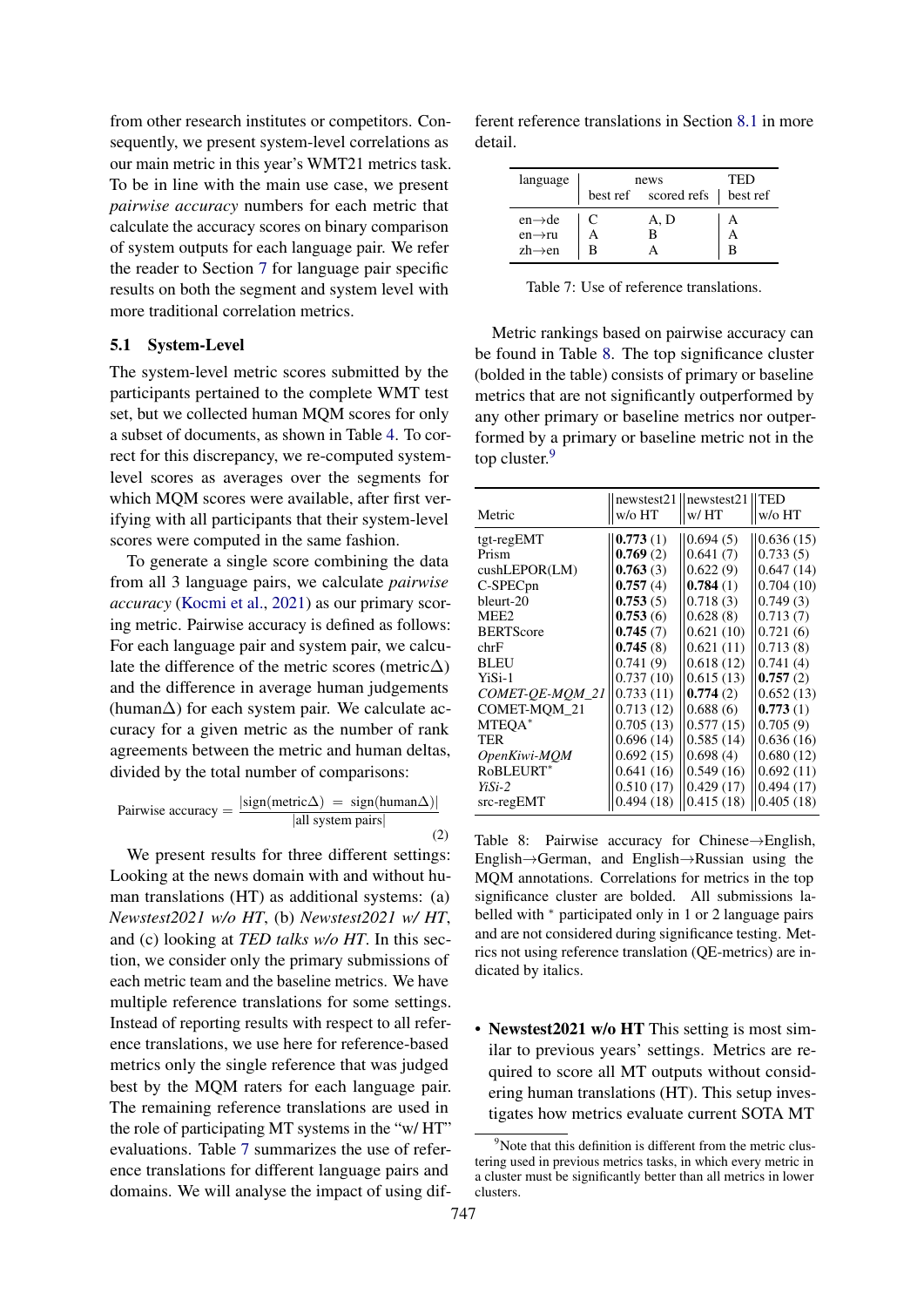from other research institutes or competitors. Consequently, we present system-level correlations as our main metric in this year's WMT21 metrics task. To be in line with the main use case, we present *pairwise accuracy* numbers for each metric that calculate the accuracy scores on binary comparison of system outputs for each language pair. We refer the reader to Section 7 for language pair specific results on both the segment and system level with more traditional correlation metrics.

### 5.1 System-Level

The system-level metric scores submitted by the participants pertained to the complete WMT test set, but we collected human MQM scores for only a subset of documents, as shown in Table 4. To correct for this discrepancy, we re-computed system-level scores as averages over the segments for which MQM scores were available, after first verifying with all participants that their system-level scores were computed in the same fashion.

To generate a single score combining the data from all 3 language pairs, we calculate *pairwise accuracy* (Kocmi et al., 2021) as our primary scoring metric. Pairwise accuracy is defined as follows: For each language pair and system pair, we calculate the difference of the metric scores (metric$\Delta$) and the difference in average human judgements (human$\Delta$) for each system pair. We calculate accuracy for a given metric as the number of rank agreements between the metric and human deltas, divided by the total number of comparisons:

$$\text{Pairwise accuracy} = \frac{|\text{sign}(\text{metric}\Delta) = \text{sign}(\text{human}\Delta)|}{|\text{all system pairs}|} \quad (2)$$

We present results for three different settings: Looking at the news domain with and without human translations (HT) as additional systems: (a) *Newstest2021 w/o HT*, (b) *Newstest2021 w/ HT*, and (c) looking at *TED talks w/o HT*. In this section, we consider only the primary submissions of each metric team and the baseline metrics. We have multiple reference translations for some settings. Instead of reporting results with respect to all reference translations, we use here for reference-based metrics only the single reference that was judged best by the MQM raters for each language pair. The remaining reference translations are used in the role of participating MT systems in the "w/ HT" evaluations. Table 7 summarizes the use of reference translations for different language pairs and domains. We will analyse the impact of using different reference translations in Section 8.1 in more detail.

| language | news | | TED |
|---|---|---|---|
| | best ref | scored refs | best ref |
| en→de | C | A, D | A |
| en→ru | A | B | A |
| zh→en | B | A | B |

Table 7: Use of reference translations.

Metric rankings based on pairwise accuracy can be found in Table 8. The top significance cluster (bolded in the table) consists of primary or baseline metrics that are not significantly outperformed by any other primary or baseline metrics nor outperformed by a primary or baseline metric not in the top cluster.[9]

| Metric | newstest21 w/o HT | newstest21 w/ HT | TED w/o HT |
|---|---|---|---|
| tgt-regEMT | **0.773** (1) | 0.694 (5) | 0.636 (15) |
| Prism | **0.769** (2) | 0.641 (7) | 0.733 (5) |
| cushLEPOR(LM) | **0.763** (3) | 0.622 (9) | 0.647 (14) |
| C-SPECpn | **0.757** (4) | **0.784** (1) | 0.704 (10) |
| bleurt-20 | **0.753** (5) | 0.718 (3) | 0.749 (3) |
| MEE2 | **0.753** (6) | 0.628 (8) | 0.713 (7) |
| BERTScore | **0.745** (7) | 0.621 (10) | 0.721 (6) |
| chrF | **0.745** (8) | 0.621 (11) | 0.713 (8) |
| BLEU | 0.741 (9) | 0.618 (12) | 0.741 (4) |
| YiSi-1 | 0.737 (10) | 0.615 (13) | **0.757** (2) |
| *COMET-QE-MQM_21* | 0.733 (11) | **0.774** (2) | 0.652 (13) |
| COMET-MQM_21 | 0.713 (12) | 0.688 (6) | **0.773** (1) |
| MTEQA* | 0.705 (13) | 0.577 (15) | 0.705 (9) |
| TER | 0.696 (14) | 0.585 (14) | 0.636 (16) |
| *OpenKiwi-MQM* | 0.692 (15) | 0.698 (4) | 0.680 (12) |
| RoBLEURT* | 0.641 (16) | 0.549 (16) | 0.692 (11) |
| *YiSi-2* | 0.510 (17) | 0.429 (17) | 0.494 (17) |
| src-regEMT | 0.494 (18) | 0.415 (18) | 0.405 (18) |

Table 8: Pairwise accuracy for Chinese→English, English→German, and English→Russian using the MQM annotations. Correlations for metrics in the top significance cluster are bolded. All submissions labelled with * participated only in 1 or 2 language pairs and are not considered during significance testing. Metrics not using reference translation (QE-metrics) are indicated by italics.

- **Newstest2021 w/o HT** This setting is most similar to previous years' settings. Metrics are required to score all MT outputs without considering human translations (HT). This setup investigates how metrics evaluate current SOTA MT

[9] Note that this definition is different from the metric clustering used in previous metrics tasks, in which every metric in a cluster must be significantly better than all metrics in lower clusters.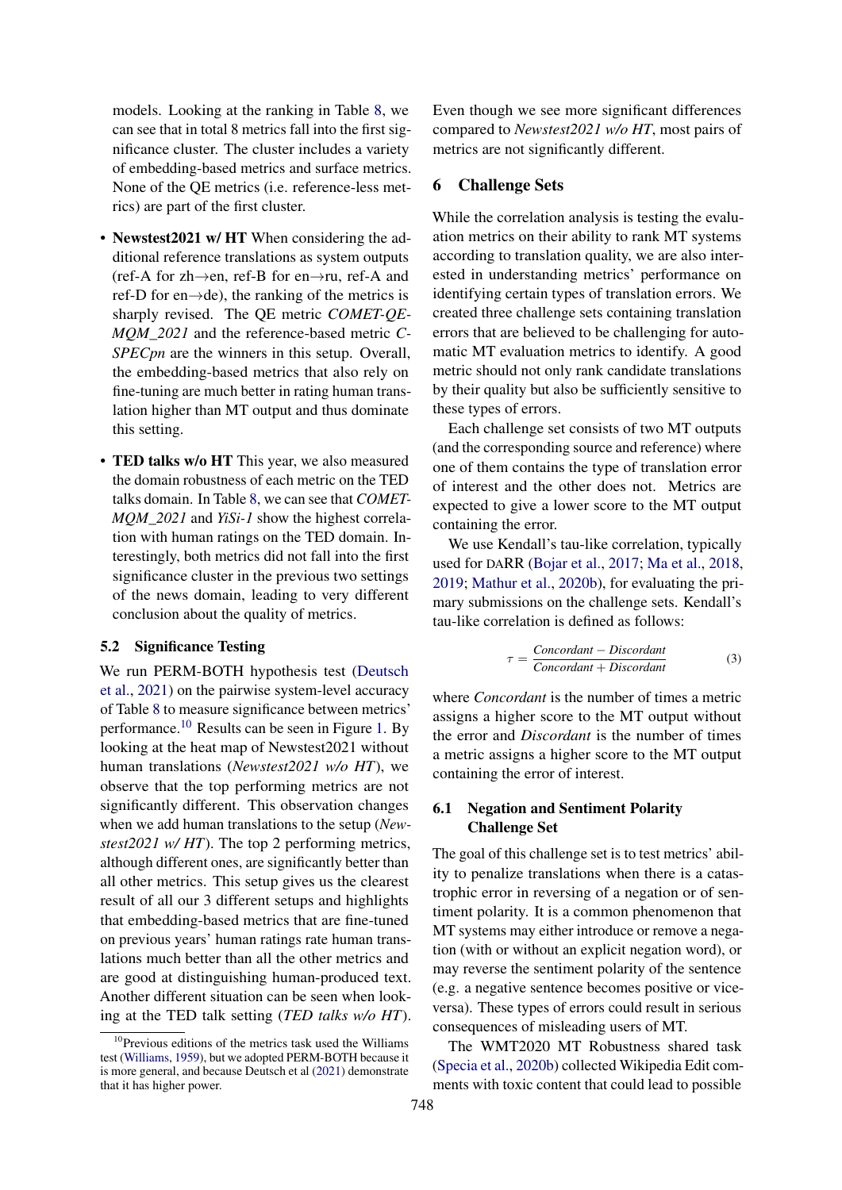models. Looking at the ranking in Table 8, we can see that in total 8 metrics fall into the first significance cluster. The cluster includes a variety of embedding-based metrics and surface metrics. None of the QE metrics (i.e. reference-less metrics) are part of the first cluster.

- **Newstest2021 w/ HT** When considering the additional reference translations as system outputs (ref-A for zh→en, ref-B for en→ru, ref-A and ref-D for en→de), the ranking of the metrics is sharply revised. The QE metric *COMET-QE-MQM_2021* and the reference-based metric *C-SPECpn* are the winners in this setup. Overall, the embedding-based metrics that also rely on fine-tuning are much better in rating human translation higher than MT output and thus dominate this setting.
- **TED talks w/o HT** This year, we also measured the domain robustness of each metric on the TED talks domain. In Table 8, we can see that *COMET-MQM_2021* and *YiSi-1* show the highest correlation with human ratings on the TED domain. Interestingly, both metrics did not fall into the first significance cluster in the previous two settings of the news domain, leading to very different conclusion about the quality of metrics.

### 5.2 Significance Testing

We run PERM-BOTH hypothesis test (Deutsch et al., 2021) on the pairwise system-level accuracy of Table 8 to measure significance between metrics' performance.[10] Results can be seen in Figure 1. By looking at the heat map of Newstest2021 without human translations (*Newstest2021 w/o HT*), we observe that the top performing metrics are not significantly different. This observation changes when we add human translations to the setup (*Newstest2021 w/ HT*). The top 2 performing metrics, although different ones, are significantly better than all other metrics. This setup gives us the clearest result of all our 3 different setups and highlights that embedding-based metrics that are fine-tuned on previous years' human ratings rate human translations much better than all the other metrics and are good at distinguishing human-produced text. Another different situation can be seen when looking at the TED talk setting (*TED talks w/o HT*). Even though we see more significant differences compared to *Newstest2021 w/o HT*, most pairs of metrics are not significantly different.

[10] Previous editions of the metrics task used the Williams test (Williams, 1959), but we adopted PERM-BOTH because it is more general, and because Deutsch et al (2021) demonstrate that it has higher power.

## 6 Challenge Sets

While the correlation analysis is testing the evaluation metrics on their ability to rank MT systems according to translation quality, we are also interested in understanding metrics' performance on identifying certain types of translation errors. We created three challenge sets containing translation errors that are believed to be challenging for automatic MT evaluation metrics to identify. A good metric should not only rank candidate translations by their quality but also be sufficiently sensitive to these types of errors.

Each challenge set consists of two MT outputs (and the corresponding source and reference) where one of them contains the type of translation error of interest and the other does not. Metrics are expected to give a lower score to the MT output containing the error.

We use Kendall's tau-like correlation, typically used for DARR (Bojar et al., 2017; Ma et al., 2018, 2019; Mathur et al., 2020b), for evaluating the primary submissions on the challenge sets. Kendall's tau-like correlation is defined as follows:

$$\tau = \frac{\textit{Concordant} - \textit{Discordant}}{\textit{Concordant} + \textit{Discordant}} \quad (3)$$

where *Concordant* is the number of times a metric assigns a higher score to the MT output without the error and *Discordant* is the number of times a metric assigns a higher score to the MT output containing the error of interest.

### 6.1 Negation and Sentiment Polarity Challenge Set

The goal of this challenge set is to test metrics' ability to penalize translations when there is a catastrophic error in reversing of a negation or of sentiment polarity. It is a common phenomenon that MT systems may either introduce or remove a negation (with or without an explicit negation word), or may reverse the sentiment polarity of the sentence (e.g. a negative sentence becomes positive or vice-versa). These types of errors could result in serious consequences of misleading users of MT.

The WMT2020 MT Robustness shared task (Specia et al., 2020b) collected Wikipedia Edit comments with toxic content that could lead to possible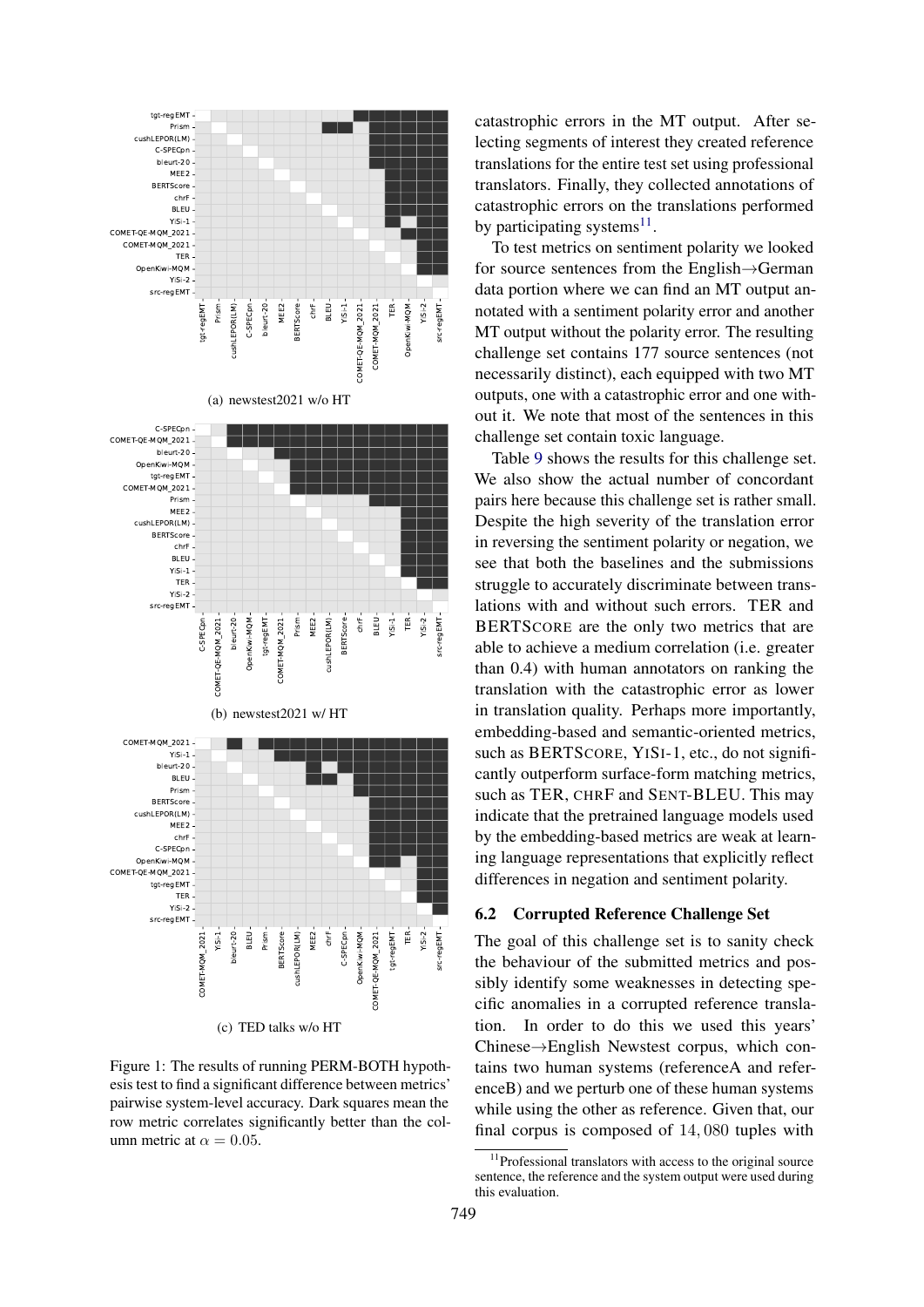(a) newstest2021 w/o HT

(b) newstest2021 w/ HT

(c) TED talks w/o HT

Figure 1: The results of running PERM-BOTH hypothesis test to find a significant difference between metrics' pairwise system-level accuracy. Dark squares mean the row metric correlates significantly better than the column metric at $\alpha = 0.05$.

catastrophic errors in the MT output. After selecting segments of interest they created reference translations for the entire test set using professional translators. Finally, they collected annotations of catastrophic errors on the translations performed by participating systems[11].

To test metrics on sentiment polarity we looked for source sentences from the English→German data portion where we can find an MT output annotated with a sentiment polarity error and another MT output without the polarity error. The resulting challenge set contains 177 source sentences (not necessarily distinct), each equipped with two MT outputs, one with a catastrophic error and one without it. We note that most of the sentences in this challenge set contain toxic language.

Table 9 shows the results for this challenge set. We also show the actual number of concordant pairs here because this challenge set is rather small. Despite the high severity of the translation error in reversing the sentiment polarity or negation, we see that both the baselines and the submissions struggle to accurately discriminate between translations with and without such errors. TER and BERTSCORE are the only two metrics that are able to achieve a medium correlation (i.e. greater than 0.4) with human annotators on ranking the translation with the catastrophic error as lower in translation quality. Perhaps more importantly, embedding-based and semantic-oriented metrics, such as BERTSCORE, YISI-1, etc., do not significantly outperform surface-form matching metrics, such as TER, CHRF and SENT-BLEU. This may indicate that the pretrained language models used by the embedding-based metrics are weak at learning language representations that explicitly reflect differences in negation and sentiment polarity.

## 6.2 Corrupted Reference Challenge Set

The goal of this challenge set is to sanity check the behaviour of the submitted metrics and possibly identify some weaknesses in detecting specific anomalies in a corrupted reference translation. In order to do this we used this years' Chinese→English Newstest corpus, which contains two human systems (referenceA and referenceB) and we perturb one of these human systems while using the other as reference. Given that, our final corpus is composed of $14,080$ tuples with

[11] Professional translators with access to the original source sentence, the reference and the system output were used during this evaluation.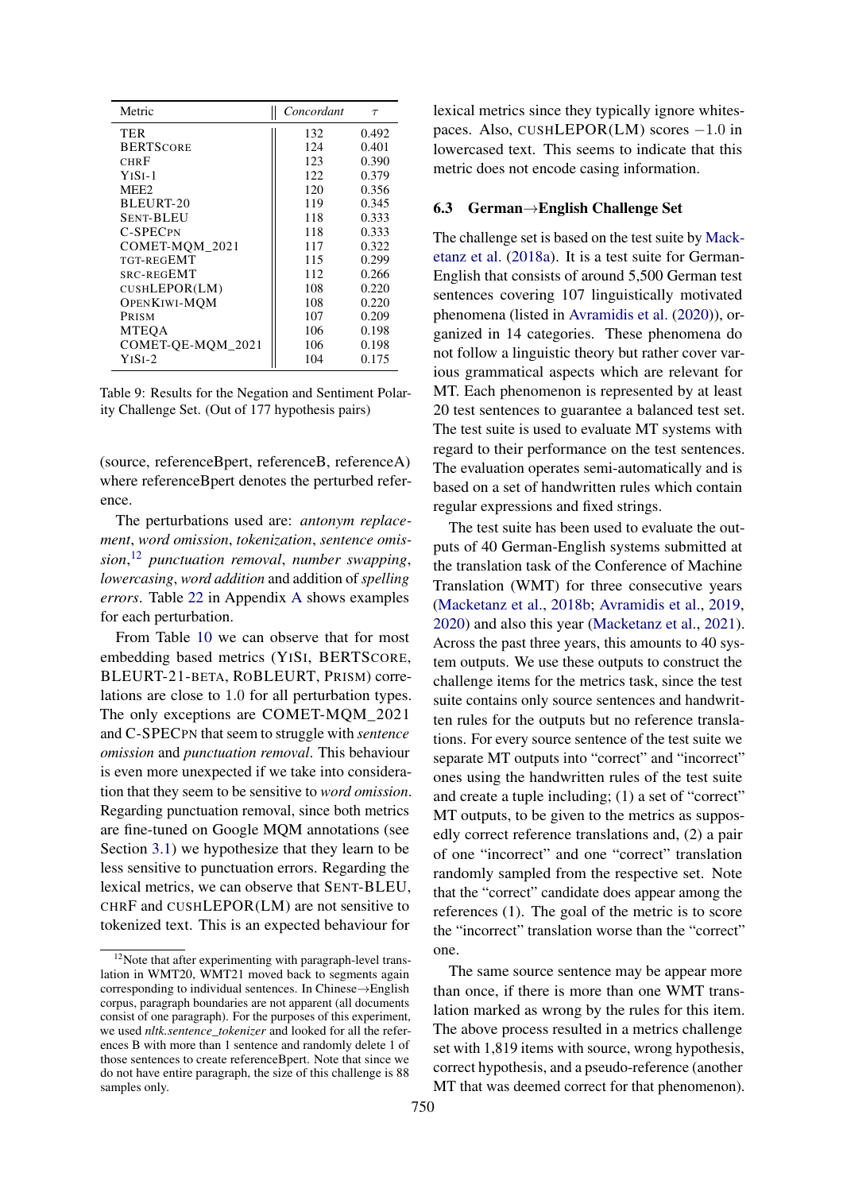| Metric | *Concordant* | $\tau$ |
|---|---|---|
| TER | 132 | 0.492 |
| BERTSCORE | 124 | 0.401 |
| CHRF | 123 | 0.390 |
| YISI-1 | 122 | 0.379 |
| MEE2 | 120 | 0.356 |
| BLEURT-20 | 119 | 0.345 |
| SENT-BLEU | 118 | 0.333 |
| C-SPECPN | 118 | 0.333 |
| COMET-MQM_2021 | 117 | 0.322 |
| TGT-REGEMT | 115 | 0.299 |
| SRC-REGEMT | 112 | 0.266 |
| CUSHLEPOR(LM) | 108 | 0.220 |
| OPENKIWI-MQM | 108 | 0.220 |
| PRISM | 107 | 0.209 |
| MTEQA | 106 | 0.198 |
| COMET-QE-MQM_2021 | 106 | 0.198 |
| YISI-2 | 104 | 0.175 |

Table 9: Results for the Negation and Sentiment Polarity Challenge Set. (Out of 177 hypothesis pairs)

(source, referenceBpert, referenceB, referenceA) where referenceBpert denotes the perturbed reference.

The perturbations used are: *antonym replacement*, *word omission*, *tokenization*, *sentence omission*,[12] *punctuation removal*, *number swapping*, *lowercasing*, *word addition* and addition of *spelling errors*. Table 22 in Appendix A shows examples for each perturbation.

From Table 10 we can observe that for most embedding based metrics (YISI, BERTSCORE, BLEURT-21-BETA, ROBLEURT, PRISM) correlations are close to 1.0 for all perturbation types. The only exceptions are COMET-MQM_2021 and C-SPECPN that seem to struggle with *sentence omission* and *punctuation removal*. This behaviour is even more unexpected if we take into consideration that they seem to be sensitive to *word omission*. Regarding punctuation removal, since both metrics are fine-tuned on Google MQM annotations (see Section 3.1) we hypothesize that they learn to be less sensitive to punctuation errors. Regarding the lexical metrics, we can observe that SENT-BLEU, CHRF and CUSHLEPOR(LM) are not sensitive to tokenized text. This is an expected behaviour for lexical metrics since they typically ignore whitespaces. Also, CUSHLEPOR(LM) scores $-1.0$ in lowercased text. This seems to indicate that this metric does not encode casing information.

[12]Note that after experimenting with paragraph-level translation in WMT20, WMT21 moved back to segments again corresponding to individual sentences. In Chinese→English corpus, paragraph boundaries are not apparent (all documents consist of one paragraph). For the purposes of this experiment, we used *nltk.sentence_tokenizer* and looked for all the references B with more than 1 sentence and randomly delete 1 of those sentences to create referenceBpert. Note that since we do not have entire paragraph, the size of this challenge is 88 samples only.

### 6.3 German→English Challenge Set

The challenge set is based on the test suite by Macketanz et al. (2018a). It is a test suite for German-English that consists of around 5,500 German test sentences covering 107 linguistically motivated phenomena (listed in Avramidis et al. (2020)), organized in 14 categories. These phenomena do not follow a linguistic theory but rather cover various grammatical aspects which are relevant for MT. Each phenomenon is represented by at least 20 test sentences to guarantee a balanced test set. The test suite is used to evaluate MT systems with regard to their performance on the test sentences. The evaluation operates semi-automatically and is based on a set of handwritten rules which contain regular expressions and fixed strings.

The test suite has been used to evaluate the outputs of 40 German-English systems submitted at the translation task of the Conference of Machine Translation (WMT) for three consecutive years (Macketanz et al., 2018b; Avramidis et al., 2019, 2020) and also this year (Macketanz et al., 2021). Across the past three years, this amounts to 40 system outputs. We use these outputs to construct the challenge items for the metrics task, since the test suite contains only source sentences and handwritten rules for the outputs but no reference translations. For every source sentence of the test suite we separate MT outputs into "correct" and "incorrect" ones using the handwritten rules of the test suite and create a tuple including; (1) a set of "correct" MT outputs, to be given to the metrics as supposedly correct reference translations and, (2) a pair of one "incorrect" and one "correct" translation randomly sampled from the respective set. Note that the "correct" candidate does appear among the references (1). The goal of the metric is to score the "incorrect" translation worse than the "correct" one.

The same source sentence may be appear more than once, if there is more than one WMT translation marked as wrong by the rules for this item. The above process resulted in a metrics challenge set with 1,819 items with source, wrong hypothesis, correct hypothesis, and a pseudo-reference (another MT that was deemed correct for that phenomenon).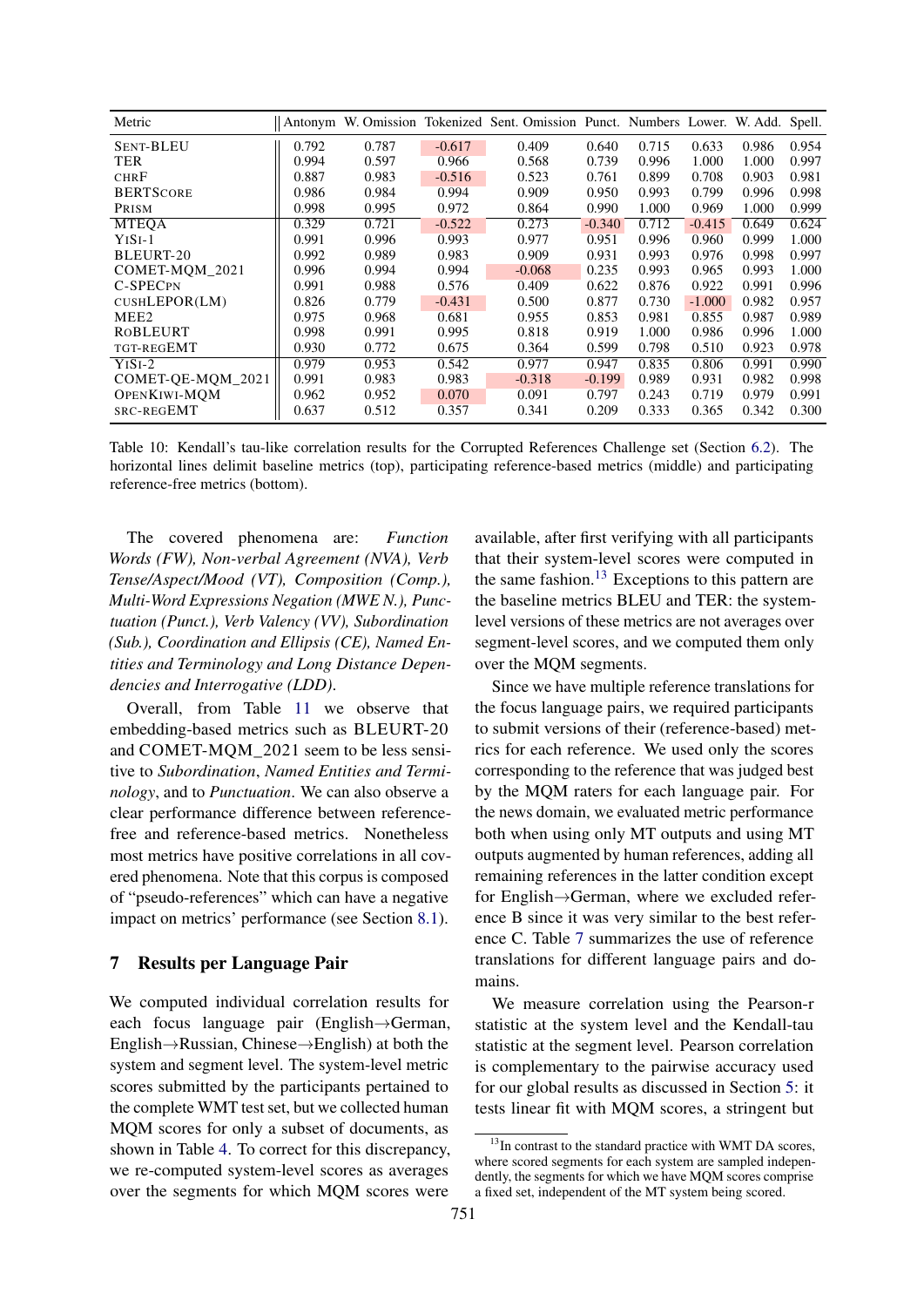| Metric | Antonym | W. Omission | Tokenized | Sent. Omission | Punct. | Numbers | Lower. | W. Add. | Spell. |
|---|---|---|---|---|---|---|---|---|---|
| SENT-BLEU | 0.792 | 0.787 | -0.617 | 0.409 | 0.640 | 0.715 | 0.633 | 0.986 | 0.954 |
| TER | 0.994 | 0.597 | 0.966 | 0.568 | 0.739 | 0.996 | 1.000 | 1.000 | 0.997 |
| CHRF | 0.887 | 0.983 | -0.516 | 0.523 | 0.761 | 0.899 | 0.708 | 0.903 | 0.981 |
| BERTSCORE | 0.986 | 0.984 | 0.994 | 0.909 | 0.950 | 0.993 | 0.799 | 0.996 | 0.998 |
| PRISM | 0.998 | 0.995 | 0.972 | 0.864 | 0.990 | 1.000 | 0.969 | 1.000 | 0.999 |
| MTEQA | 0.329 | 0.721 | -0.522 | 0.273 | -0.340 | 0.712 | -0.415 | 0.649 | 0.624 |
| YISI-1 | 0.991 | 0.996 | 0.993 | 0.977 | 0.951 | 0.996 | 0.960 | 0.999 | 1.000 |
| BLEURT-20 | 0.992 | 0.989 | 0.983 | 0.909 | 0.931 | 0.993 | 0.976 | 0.998 | 0.997 |
| COMET-MQM_2021 | 0.996 | 0.994 | 0.994 | -0.068 | 0.235 | 0.993 | 0.965 | 0.993 | 1.000 |
| C-SPECPN | 0.991 | 0.988 | 0.576 | 0.409 | 0.622 | 0.876 | 0.922 | 0.991 | 0.996 |
| CUSHLEPOR(LM) | 0.826 | 0.779 | -0.431 | 0.500 | 0.877 | 0.730 | -1.000 | 0.982 | 0.957 |
| MEE2 | 0.975 | 0.968 | 0.681 | 0.955 | 0.853 | 0.981 | 0.855 | 0.987 | 0.989 |
| ROBLEURT | 0.998 | 0.991 | 0.995 | 0.818 | 0.919 | 1.000 | 0.986 | 0.996 | 1.000 |
| TGT-REGEMT | 0.930 | 0.772 | 0.675 | 0.364 | 0.599 | 0.798 | 0.510 | 0.923 | 0.978 |
| YISI-2 | 0.979 | 0.953 | 0.542 | 0.977 | 0.947 | 0.835 | 0.806 | 0.991 | 0.990 |
| COMET-QE-MQM_2021 | 0.991 | 0.983 | 0.983 | -0.318 | -0.199 | 0.989 | 0.931 | 0.982 | 0.998 |
| OPENKIWI-MQM | 0.962 | 0.952 | 0.070 | 0.091 | 0.797 | 0.243 | 0.719 | 0.979 | 0.991 |
| SRC-REGEMT | 0.637 | 0.512 | 0.357 | 0.341 | 0.209 | 0.333 | 0.365 | 0.342 | 0.300 |

Table 10: Kendall's tau-like correlation results for the Corrupted References Challenge set (Section 6.2). The horizontal lines delimit baseline metrics (top), participating reference-based metrics (middle) and participating reference-free metrics (bottom).

The covered phenomena are: *Function Words (FW), Non-verbal Agreement (NVA), Verb Tense/Aspect/Mood (VT), Composition (Comp.), Multi-Word Expressions Negation (MWE N.), Punctuation (Punct.), Verb Valency (VV), Subordination (Sub.), Coordination and Ellipsis (CE), Named Entities and Terminology and Long Distance Dependencies and Interrogative (LDD).*

Overall, from Table 11 we observe that embedding-based metrics such as BLEURT-20 and COMET-MQM_2021 seem to be less sensitive to *Subordination*, *Named Entities and Terminology*, and to *Punctuation*. We can also observe a clear performance difference between reference-free and reference-based metrics. Nonetheless most metrics have positive correlations in all covered phenomena. Note that this corpus is composed of "pseudo-references" which can have a negative impact on metrics' performance (see Section 8.1).

## 7 Results per Language Pair

We computed individual correlation results for each focus language pair (English→German, English→Russian, Chinese→English) at both the system and segment level. The system-level metric scores submitted by the participants pertained to the complete WMT test set, but we collected human MQM scores for only a subset of documents, as shown in Table 4. To correct for this discrepancy, we re-computed system-level scores as averages over the segments for which MQM scores were available, after first verifying with all participants that their system-level scores were computed in the same fashion.[13] Exceptions to this pattern are the baseline metrics BLEU and TER: the system-level versions of these metrics are not averages over segment-level scores, and we computed them only over the MQM segments.

Since we have multiple reference translations for the focus language pairs, we required participants to submit versions of their (reference-based) metrics for each reference. We used only the scores corresponding to the reference that was judged best by the MQM raters for each language pair. For the news domain, we evaluated metric performance both when using only MT outputs and using MT outputs augmented by human references, adding all remaining references in the latter condition except for English→German, where we excluded reference B since it was very similar to the best reference C. Table 7 summarizes the use of reference translations for different language pairs and domains.

We measure correlation using the Pearson-r statistic at the system level and the Kendall-tau statistic at the segment level. Pearson correlation is complementary to the pairwise accuracy used for our global results as discussed in Section 5: it tests linear fit with MQM scores, a stringent but

[13] In contrast to the standard practice with WMT DA scores, where scored segments for each system are sampled independently, the segments for which we have MQM scores comprise a fixed set, independent of the MT system being scored.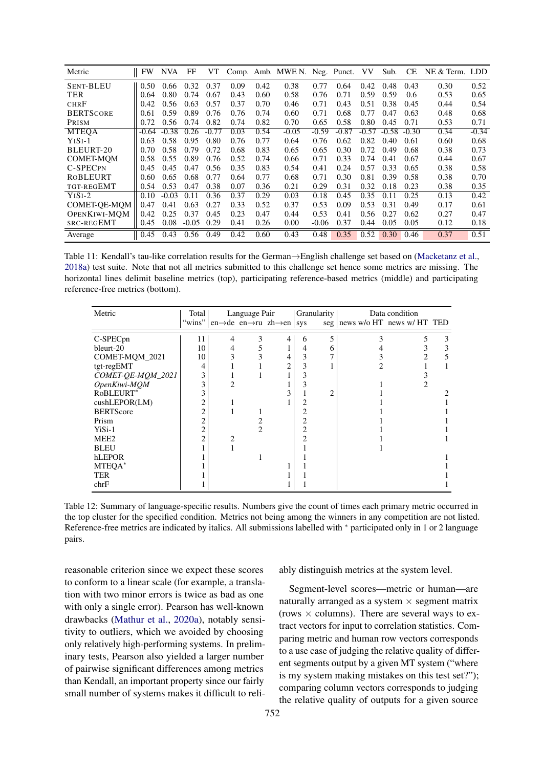| Metric | FW | NVA | FF | VT | Comp. | Amb. | MWE N. | Neg. | Punct. | VV | Sub. | CE | NE & Term. | LDD |
|---|---|---|---|---|---|---|---|---|---|---|---|---|---|---|
| SENT-BLEU | 0.50 | 0.66 | 0.32 | 0.37 | 0.09 | 0.42 | 0.38 | 0.77 | 0.64 | 0.42 | 0.48 | 0.43 | 0.30 | 0.52 |
| TER | 0.64 | 0.80 | 0.74 | 0.67 | 0.43 | 0.60 | 0.58 | 0.76 | 0.71 | 0.59 | 0.59 | 0.6 | 0.53 | 0.65 |
| CHRF | 0.42 | 0.56 | 0.63 | 0.57 | 0.37 | 0.70 | 0.46 | 0.71 | 0.43 | 0.51 | 0.38 | 0.45 | 0.44 | 0.54 |
| BERTSCORE | 0.61 | 0.59 | 0.89 | 0.76 | 0.76 | 0.74 | 0.60 | 0.71 | 0.68 | 0.77 | 0.47 | 0.63 | 0.48 | 0.68 |
| PRISM | 0.72 | 0.56 | 0.74 | 0.82 | 0.74 | 0.82 | 0.70 | 0.65 | 0.58 | 0.80 | 0.45 | 0.71 | 0.53 | 0.71 |
| MTEQA | -0.64 | -0.38 | 0.26 | -0.77 | 0.03 | 0.54 | -0.05 | -0.59 | -0.87 | -0.57 | -0.58 | -0.30 | 0.34 | -0.34 |
| YISI-1 | 0.63 | 0.58 | 0.95 | 0.80 | 0.76 | 0.77 | 0.64 | 0.76 | 0.62 | 0.82 | 0.40 | 0.61 | 0.60 | 0.68 |
| BLEURT-20 | 0.70 | 0.58 | 0.79 | 0.72 | 0.68 | 0.83 | 0.65 | 0.65 | 0.30 | 0.72 | 0.49 | 0.68 | 0.38 | 0.73 |
| COMET-MQM | 0.58 | 0.55 | 0.89 | 0.76 | 0.52 | 0.74 | 0.66 | 0.71 | 0.33 | 0.74 | 0.41 | 0.67 | 0.44 | 0.67 |
| C-SPECPN | 0.45 | 0.45 | 0.47 | 0.56 | 0.35 | 0.83 | 0.54 | 0.41 | 0.24 | 0.57 | 0.33 | 0.65 | 0.38 | 0.58 |
| ROBLEURT | 0.60 | 0.65 | 0.68 | 0.77 | 0.64 | 0.77 | 0.68 | 0.71 | 0.30 | 0.81 | 0.39 | 0.58 | 0.38 | 0.70 |
| TGT-REGEMT | 0.54 | 0.53 | 0.47 | 0.38 | 0.07 | 0.36 | 0.21 | 0.29 | 0.31 | 0.32 | 0.18 | 0.23 | 0.38 | 0.35 |
| YISI-2 | 0.10 | -0.03 | 0.11 | 0.36 | 0.37 | 0.29 | 0.03 | 0.18 | 0.45 | 0.35 | 0.11 | 0.25 | 0.13 | 0.42 |
| COMET-QE-MQM | 0.47 | 0.41 | 0.63 | 0.27 | 0.33 | 0.52 | 0.37 | 0.53 | 0.09 | 0.53 | 0.31 | 0.49 | 0.17 | 0.61 |
| OPENKIWI-MQM | 0.42 | 0.25 | 0.37 | 0.45 | 0.23 | 0.47 | 0.44 | 0.53 | 0.41 | 0.56 | 0.27 | 0.62 | 0.27 | 0.47 |
| SRC-REGEMT | 0.45 | 0.08 | -0.05 | 0.29 | 0.41 | 0.26 | 0.00 | -0.06 | 0.37 | 0.44 | 0.05 | 0.05 | 0.12 | 0.18 |
| Average | 0.45 | 0.43 | 0.56 | 0.49 | 0.42 | 0.60 | 0.43 | 0.48 | 0.35 | 0.52 | 0.30 | 0.46 | 0.37 | 0.51 |

Table 11: Kendall's tau-like correlation results for the German→English challenge set based on (Macketanz et al., 2018a) test suite. Note that not all metrics submitted to this challenge set hence some metrics are missing. The horizontal lines delimit baseline metrics (top), participating reference-based metrics (middle) and participating reference-free metrics (bottom).

| Metric | Total "wins" | Language Pair | | | Granularity | | Data condition | | |
|---|---|---|---|---|---|---|---|---|---|
| | | en→de | en→ru | zh→en | sys | seg | news w/o HT | news w/ HT | TED |
| C-SPECpn | 11 | 4 | 3 | 4 | 6 | 5 | 3 | 5 | 3 |
| bleurt-20 | 10 | 4 | 5 | 1 | 4 | 6 | 4 | 3 | 3 |
| COMET-MQM_2021 | 10 | 3 | 3 | 4 | 3 | 7 | 3 | 2 | 5 |
| tgt-regEMT | 4 | 1 | 1 | 2 | 3 | 1 | 2 | 1 | 1 |
| *COMET-QE-MQM_2021* | 3 | 1 | 1 | 1 | 3 | | | 3 | |
| *OpenKiwi-MQM* | 3 | 2 | | 1 | 3 | | 1 | 2 | |
| RoBLEURT* | 3 | | | 3 | 1 | 2 | 1 | | 2 |
| cushLEPOR(LM) | 2 | 1 | | 1 | 2 | | 1 | | 1 |
| BERTScore | 2 | 1 | 1 | | 2 | | 1 | | 1 |
| Prism | 2 | | 2 | | 2 | | 1 | | 1 |
| YiSi-1 | 2 | | 2 | | 2 | | 1 | | 1 |
| MEE2 | 2 | 2 | | | 2 | | 1 | | 1 |
| BLEU | 1 | 1 | | | 1 | | 1 | | |
| hLEPOR | 1 | | 1 | | 1 | | | | 1 |
| MTEQA* | 1 | | | 1 | 1 | | | | 1 |
| TER | 1 | | | 1 | 1 | | | | 1 |
| chrF | 1 | | | 1 | 1 | | | | 1 |

Table 12: Summary of language-specific results. Numbers give the count of times each primary metric occurred in the top cluster for the specified condition. Metrics not being among the winners in any competition are not listed. Reference-free metrics are indicated by italics. All submissions labelled with * participated only in 1 or 2 language pairs.

reasonable criterion since we expect these scores to conform to a linear scale (for example, a translation with two minor errors is twice as bad as one with only a single error). Pearson has well-known drawbacks (Mathur et al., 2020a), notably sensitivity to outliers, which we avoided by choosing only relatively high-performing systems. In preliminary tests, Pearson also yielded a larger number of pairwise significant differences among metrics than Kendall, an important property since our fairly small number of systems makes it difficult to reliably distinguish metrics at the system level.

Segment-level scores—metric or human—are naturally arranged as a system × segment matrix (rows × columns). There are several ways to extract vectors for input to correlation statistics. Comparing metric and human row vectors corresponds to a use case of judging the relative quality of different segments output by a given MT system ("where is my system making mistakes on this test set?"); comparing column vectors corresponds to judging the relative quality of outputs for a given source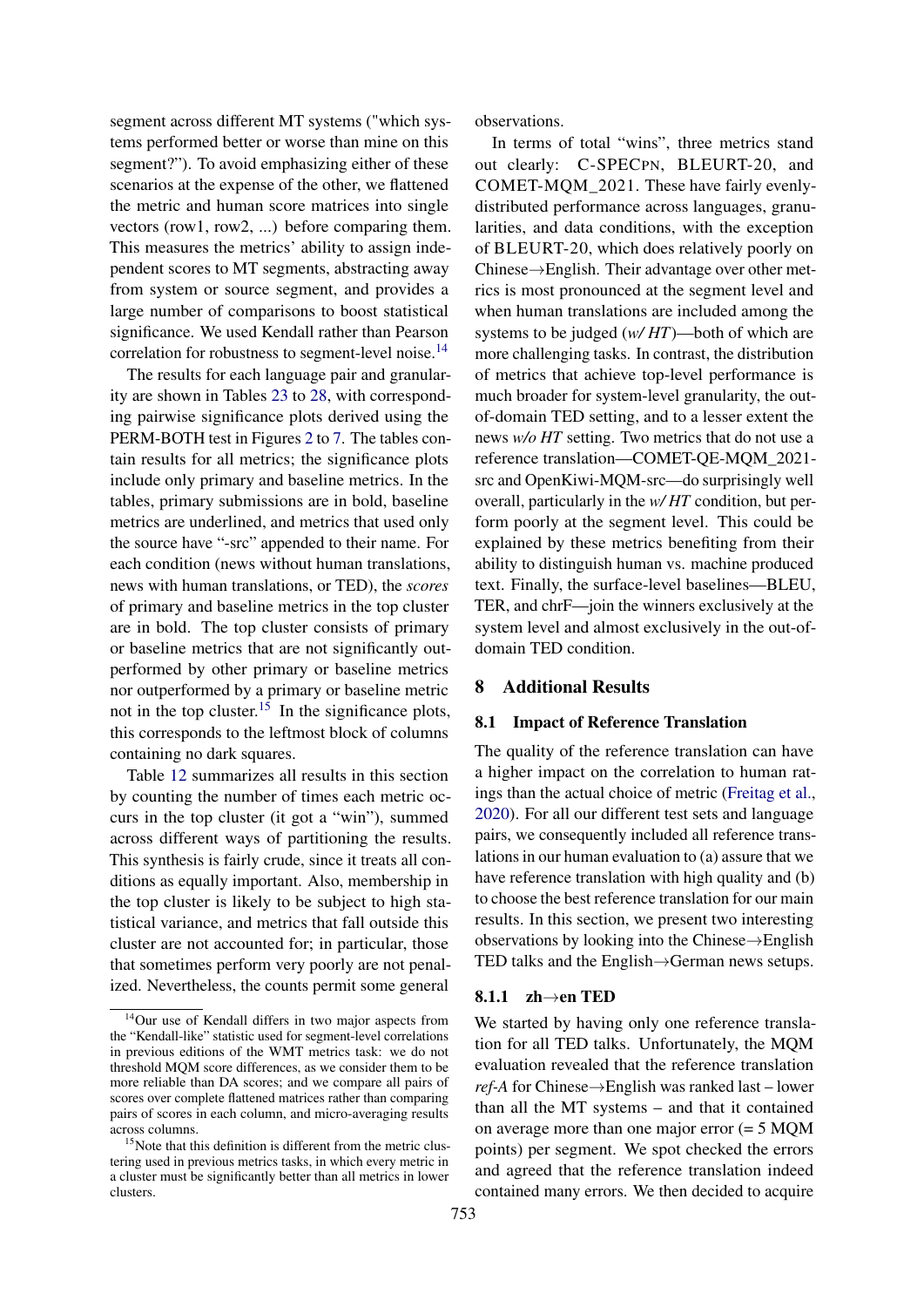segment across different MT systems ("which systems performed better or worse than mine on this segment?"). To avoid emphasizing either of these scenarios at the expense of the other, we flattened the metric and human score matrices into single vectors (row1, row2, ...) before comparing them. This measures the metrics' ability to assign independent scores to MT segments, abstracting away from system or source segment, and provides a large number of comparisons to boost statistical significance. We used Kendall rather than Pearson correlation for robustness to segment-level noise.[14]

The results for each language pair and granularity are shown in Tables 23 to 28, with corresponding pairwise significance plots derived using the PERM-BOTH test in Figures 2 to 7. The tables contain results for all metrics; the significance plots include only primary and baseline metrics. In the tables, primary submissions are in bold, baseline metrics are underlined, and metrics that used only the source have "-src" appended to their name. For each condition (news without human translations, news with human translations, or TED), the *scores* of primary and baseline metrics in the top cluster are in bold. The top cluster consists of primary or baseline metrics that are not significantly outperformed by other primary or baseline metrics nor outperformed by a primary or baseline metric not in the top cluster.[15] In the significance plots, this corresponds to the leftmost block of columns containing no dark squares.

Table 12 summarizes all results in this section by counting the number of times each metric occurs in the top cluster (it got a "win"), summed across different ways of partitioning the results. This synthesis is fairly crude, since it treats all conditions as equally important. Also, membership in the top cluster is likely to be subject to high statistical variance, and metrics that fall outside this cluster are not accounted for; in particular, those that sometimes perform very poorly are not penalized. Nevertheless, the counts permit some general observations.

In terms of total "wins", three metrics stand out clearly: C-SPECPN, BLEURT-20, and COMET-MQM_2021. These have fairly evenly-distributed performance across languages, granularities, and data conditions, with the exception of BLEURT-20, which does relatively poorly on Chinese→English. Their advantage over other metrics is most pronounced at the segment level and when human translations are included among the systems to be judged (*w/ HT*)—both of which are more challenging tasks. In contrast, the distribution of metrics that achieve top-level performance is much broader for system-level granularity, the out-of-domain TED setting, and to a lesser extent the news *w/o HT* setting. Two metrics that do not use a reference translation—COMET-QE-MQM_2021-src and OpenKiwi-MQM-src—do surprisingly well overall, particularly in the *w/ HT* condition, but perform poorly at the segment level. This could be explained by these metrics benefiting from their ability to distinguish human vs. machine produced text. Finally, the surface-level baselines—BLEU, TER, and chrF—join the winners exclusively at the system level and almost exclusively in the out-of-domain TED condition.

## 8 Additional Results

### 8.1 Impact of Reference Translation

The quality of the reference translation can have a higher impact on the correlation to human ratings than the actual choice of metric (Freitag et al., 2020). For all our different test sets and language pairs, we consequently included all reference translations in our human evaluation to (a) assure that we have reference translation with high quality and (b) to choose the best reference translation for our main results. In this section, we present two interesting observations by looking into the Chinese→English TED talks and the English→German news setups.

#### 8.1.1 zh→en TED

We started by having only one reference translation for all TED talks. Unfortunately, the MQM evaluation revealed that the reference translation *ref-A* for Chinese→English was ranked last – lower than all the MT systems – and that it contained on average more than one major error (= 5 MQM points) per segment. We spot checked the errors and agreed that the reference translation indeed contained many errors. We then decided to acquire

[14] Our use of Kendall differs in two major aspects from the "Kendall-like" statistic used for segment-level correlations in previous editions of the WMT metrics task: we do not threshold MQM score differences, as we consider them to be more reliable than DA scores; and we compare all pairs of scores over complete flattened matrices rather than comparing pairs of scores in each column, and micro-averaging results across columns.

[15] Note that this definition is different from the metric clustering used in previous metrics tasks, in which every metric in a cluster must be significantly better than all metrics in lower clusters.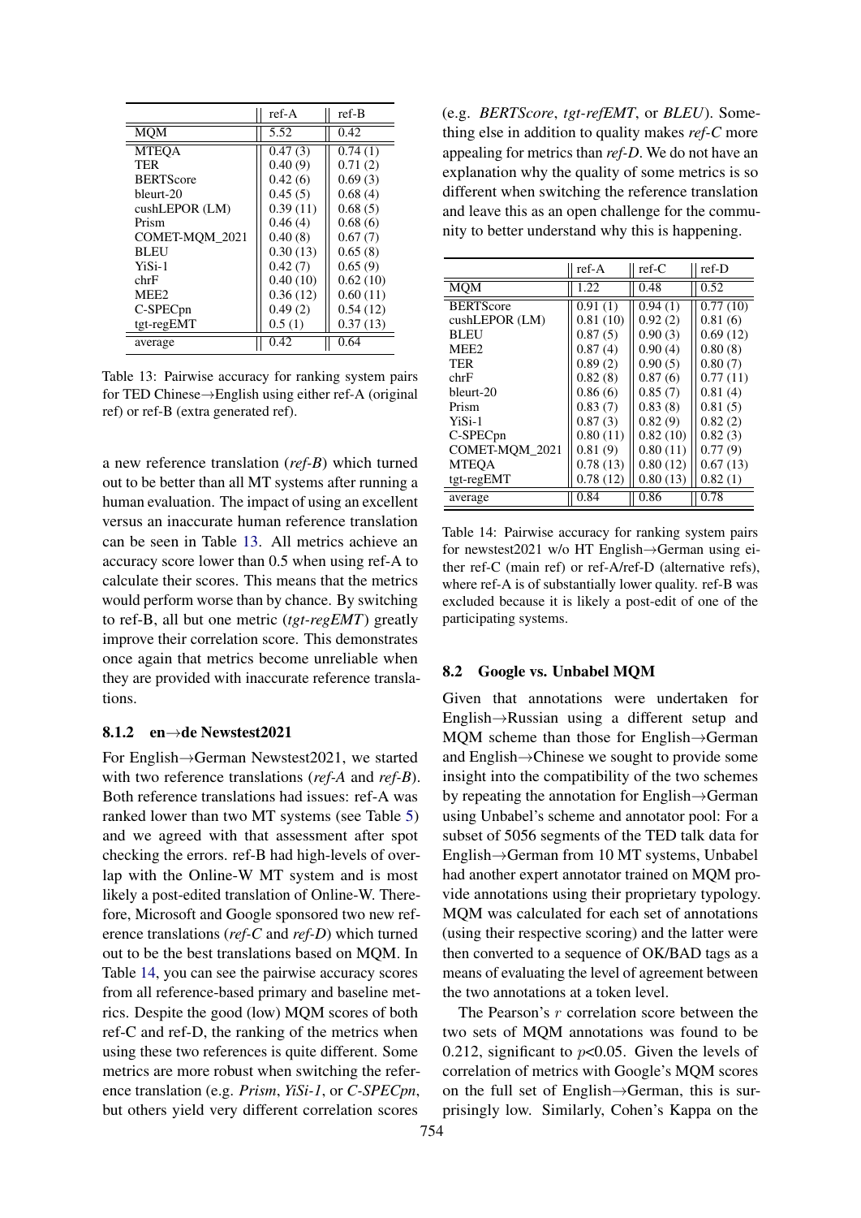| | ref-A | ref-B |
|---|---|---|
| MQM | 5.52 | 0.42 |
| MTEQA | 0.47 (3) | 0.74 (1) |
| TER | 0.40 (9) | 0.71 (2) |
| BERTScore | 0.42 (6) | 0.69 (3) |
| bleurt-20 | 0.45 (5) | 0.68 (4) |
| cushLEPOR (LM) | 0.39 (11) | 0.68 (5) |
| Prism | 0.46 (4) | 0.68 (6) |
| COMET-MQM_2021 | 0.40 (8) | 0.67 (7) |
| BLEU | 0.30 (13) | 0.65 (8) |
| YiSi-1 | 0.42 (7) | 0.65 (9) |
| chrF | 0.40 (10) | 0.62 (10) |
| MEE2 | 0.36 (12) | 0.60 (11) |
| C-SPECpn | 0.49 (2) | 0.54 (12) |
| tgt-regEMT | 0.5 (1) | 0.37 (13) |
| average | 0.42 | 0.64 |

Table 13: Pairwise accuracy for ranking system pairs for TED Chinese→English using either ref-A (original ref) or ref-B (extra generated ref).

a new reference translation (*ref-B*) which turned out to be better than all MT systems after running a human evaluation. The impact of using an excellent versus an inaccurate human reference translation can be seen in Table 13. All metrics achieve an accuracy score lower than 0.5 when using ref-A to calculate their scores. This means that the metrics would perform worse than by chance. By switching to ref-B, all but one metric (*tgt-regEMT*) greatly improve their correlation score. This demonstrates once again that metrics become unreliable when they are provided with inaccurate reference translations.

#### 8.1.2 en→de Newstest2021

For English→German Newstest2021, we started with two reference translations (*ref-A* and *ref-B*). Both reference translations had issues: ref-A was ranked lower than two MT systems (see Table 5) and we agreed with that assessment after spot checking the errors. ref-B had high-levels of overlap with the Online-W MT system and is most likely a post-edited translation of Online-W. Therefore, Microsoft and Google sponsored two new reference translations (*ref-C* and *ref-D*) which turned out to be the best translations based on MQM. In Table 14, you can see the pairwise accuracy scores from all reference-based primary and baseline metrics. Despite the good (low) MQM scores of both ref-C and ref-D, the ranking of the metrics when using these two references is quite different. Some metrics are more robust when switching the reference translation (e.g. *Prism*, *YiSi-1*, or *C-SPECpn*, but others yield very different correlation scores (e.g. *BERTScore*, *tgt-refEMT*, or *BLEU*). Something else in addition to quality makes *ref-C* more appealing for metrics than *ref-D*. We do not have an explanation why the quality of some metrics is so different when switching the reference translation and leave this as an open challenge for the community to better understand why this is happening.

| | ref-A | ref-C | ref-D |
|---|---|---|---|
| MQM | 1.22 | 0.48 | 0.52 |
| BERTScore | 0.91 (1) | 0.94 (1) | 0.77 (10) |
| cushLEPOR (LM) | 0.81 (10) | 0.92 (2) | 0.81 (6) |
| BLEU | 0.87 (5) | 0.90 (3) | 0.69 (12) |
| MEE2 | 0.87 (4) | 0.90 (4) | 0.80 (8) |
| TER | 0.89 (2) | 0.90 (5) | 0.80 (7) |
| chrF | 0.82 (8) | 0.87 (6) | 0.77 (11) |
| bleurt-20 | 0.86 (6) | 0.85 (7) | 0.81 (4) |
| Prism | 0.83 (7) | 0.83 (8) | 0.81 (5) |
| YiSi-1 | 0.87 (3) | 0.82 (9) | 0.82 (2) |
| C-SPECpn | 0.80 (11) | 0.82 (10) | 0.82 (3) |
| COMET-MQM_2021 | 0.81 (9) | 0.80 (11) | 0.77 (9) |
| MTEQA | 0.78 (13) | 0.80 (12) | 0.67 (13) |
| tgt-regEMT | 0.78 (12) | 0.80 (13) | 0.82 (1) |
| average | 0.84 | 0.86 | 0.78 |

Table 14: Pairwise accuracy for ranking system pairs for newstest2021 w/o HT English→German using either ref-C (main ref) or ref-A/ref-D (alternative refs), where ref-A is of substantially lower quality. ref-B was excluded because it is likely a post-edit of one of the participating systems.

### 8.2 Google vs. Unbabel MQM

Given that annotations were undertaken for English→Russian using a different setup and MQM scheme than those for English→German and English→Chinese we sought to provide some insight into the compatibility of the two schemes by repeating the annotation for English→German using Unbabel's scheme and annotator pool: For a subset of 5056 segments of the TED talk data for English→German from 10 MT systems, Unbabel had another expert annotator trained on MQM provide annotations using their proprietary typology. MQM was calculated for each set of annotations (using their respective scoring) and the latter were then converted to a sequence of OK/BAD tags as a means of evaluating the level of agreement between the two annotations at a token level.

The Pearson's $r$ correlation score between the two sets of MQM annotations was found to be 0.212, significant to $p<0.05$. Given the levels of correlation of metrics with Google's MQM scores on the full set of English→German, this is surprisingly low. Similarly, Cohen's Kappa on the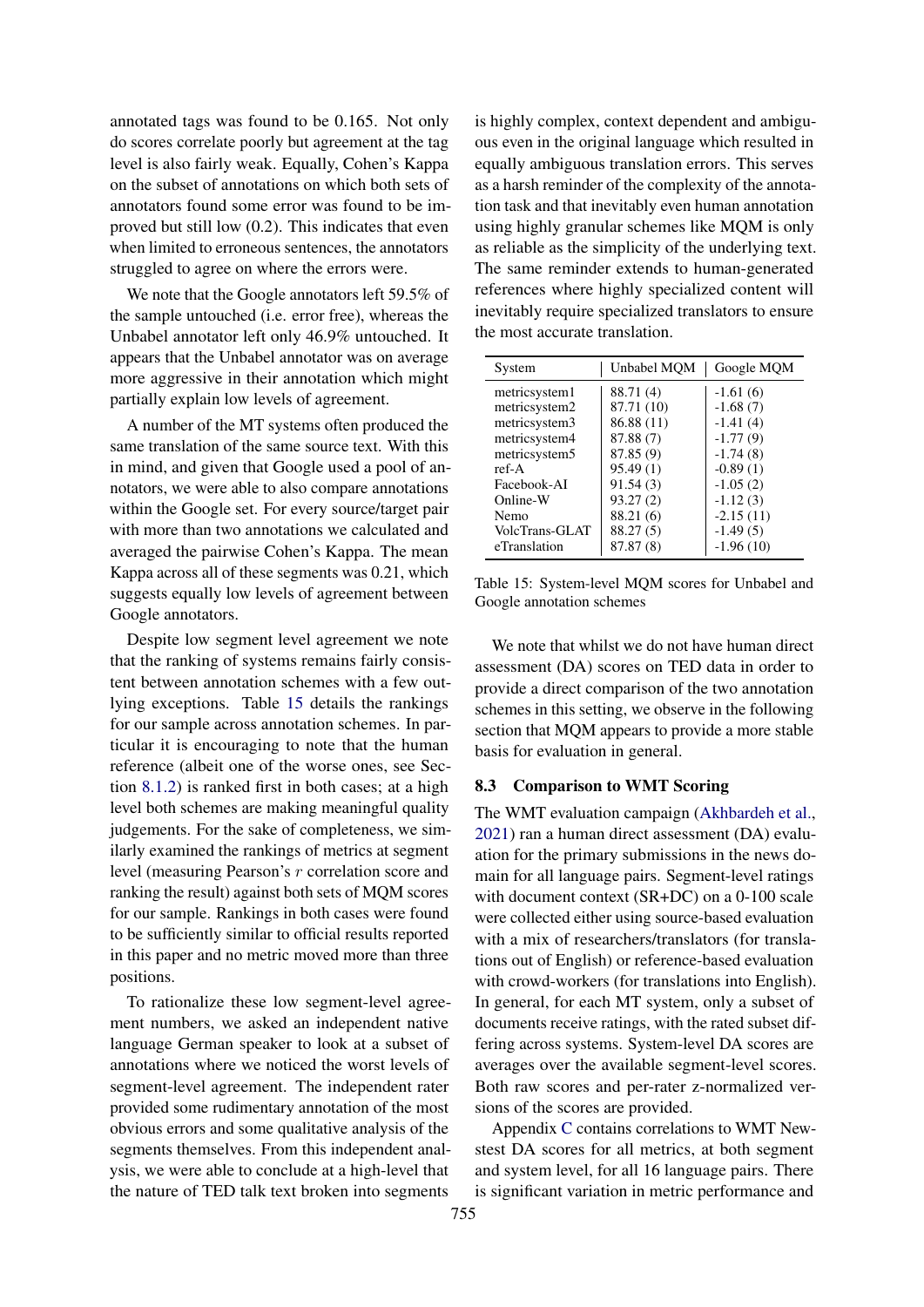annotated tags was found to be 0.165. Not only do scores correlate poorly but agreement at the tag level is also fairly weak. Equally, Cohen's Kappa on the subset of annotations on which both sets of annotators found some error was found to be improved but still low (0.2). This indicates that even when limited to erroneous sentences, the annotators struggled to agree on where the errors were.

We note that the Google annotators left 59.5% of the sample untouched (i.e. error free), whereas the Unbabel annotator left only 46.9% untouched. It appears that the Unbabel annotator was on average more aggressive in their annotation which might partially explain low levels of agreement.

A number of the MT systems often produced the same translation of the same source text. With this in mind, and given that Google used a pool of annotators, we were able to also compare annotations within the Google set. For every source/target pair with more than two annotations we calculated and averaged the pairwise Cohen's Kappa. The mean Kappa across all of these segments was 0.21, which suggests equally low levels of agreement between Google annotators.

Despite low segment level agreement we note that the ranking of systems remains fairly consistent between annotation schemes with a few outlying exceptions. Table 15 details the rankings for our sample across annotation schemes. In particular it is encouraging to note that the human reference (albeit one of the worse ones, see Section 8.1.2) is ranked first in both cases; at a high level both schemes are making meaningful quality judgements. For the sake of completeness, we similarly examined the rankings of metrics at segment level (measuring Pearson's $r$ correlation score and ranking the result) against both sets of MQM scores for our sample. Rankings in both cases were found to be sufficiently similar to official results reported in this paper and no metric moved more than three positions.

To rationalize these low segment-level agreement numbers, we asked an independent native language German speaker to look at a subset of annotations where we noticed the worst levels of segment-level agreement. The independent rater provided some rudimentary annotation of the most obvious errors and some qualitative analysis of the segments themselves. From this independent analysis, we were able to conclude at a high-level that the nature of TED talk text broken into segments is highly complex, context dependent and ambiguous even in the original language which resulted in equally ambiguous translation errors. This serves as a harsh reminder of the complexity of the annotation task and that inevitably even human annotation using highly granular schemes like MQM is only as reliable as the simplicity of the underlying text. The same reminder extends to human-generated references where highly specialized content will inevitably require specialized translators to ensure the most accurate translation.

| System | Unbabel MQM | Google MQM |
|---|---|---|
| metricsystem1 | 88.71 (4) | -1.61 (6) |
| metricsystem2 | 87.71 (10) | -1.68 (7) |
| metricsystem3 | 86.88 (11) | -1.41 (4) |
| metricsystem4 | 87.88 (7) | -1.77 (9) |
| metricsystem5 | 87.85 (9) | -1.74 (8) |
| ref-A | 95.49 (1) | -0.89 (1) |
| Facebook-AI | 91.54 (3) | -1.05 (2) |
| Online-W | 93.27 (2) | -1.12 (3) |
| Nemo | 88.21 (6) | -2.15 (11) |
| VolcTrans-GLAT | 88.27 (5) | -1.49 (5) |
| eTranslation | 87.87 (8) | -1.96 (10) |

Table 15: System-level MQM scores for Unbabel and Google annotation schemes

We note that whilst we do not have human direct assessment (DA) scores on TED data in order to provide a direct comparison of the two annotation schemes in this setting, we observe in the following section that MQM appears to provide a more stable basis for evaluation in general.

### 8.3 Comparison to WMT Scoring

The WMT evaluation campaign (Akhbardeh et al., 2021) ran a human direct assessment (DA) evaluation for the primary submissions in the news domain for all language pairs. Segment-level ratings with document context (SR+DC) on a 0-100 scale were collected either using source-based evaluation with a mix of researchers/translators (for translations out of English) or reference-based evaluation with crowd-workers (for translations into English). In general, for each MT system, only a subset of documents receive ratings, with the rated subset differing across systems. System-level DA scores are averages over the available segment-level scores. Both raw scores and per-rater z-normalized versions of the scores are provided.

Appendix C contains correlations to WMT Newstest DA scores for all metrics, at both segment and system level, for all 16 language pairs. There is significant variation in metric performance and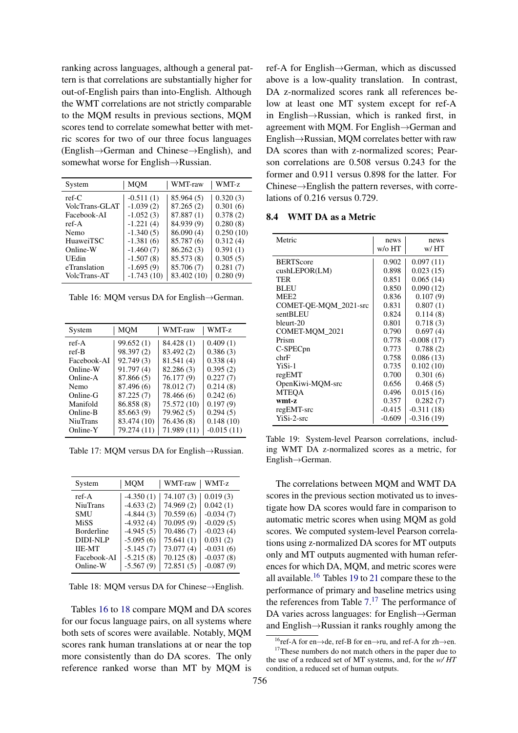ranking across languages, although a general pattern is that correlations are substantially higher for out-of-English pairs than into-English. Although the WMT correlations are not strictly comparable to the MQM results in previous sections, MQM scores tend to correlate somewhat better with metric scores for two of our three focus languages (English→German and Chinese→English), and somewhat worse for English→Russian.

| System | MQM | WMT-raw | WMT-z |
|---|---|---|---|
| ref-C | -0.511 (1) | 85.964 (5) | 0.320 (3) |
| VolcTrans-GLAT | -1.039 (2) | 87.265 (2) | 0.301 (6) |
| Facebook-AI | -1.052 (3) | 87.887 (1) | 0.378 (2) |
| ref-A | -1.221 (4) | 84.939 (9) | 0.280 (8) |
| Nemo | -1.340 (5) | 86.090 (4) | 0.250 (10) |
| HuaweiTSC | -1.381 (6) | 85.787 (6) | 0.312 (4) |
| Online-W | -1.460 (7) | 86.262 (3) | 0.391 (1) |
| UEdin | -1.507 (8) | 85.573 (8) | 0.305 (5) |
| eTranslation | -1.695 (9) | 85.706 (7) | 0.281 (7) |
| VolcTrans-AT | -1.743 (10) | 83.402 (10) | 0.280 (9) |

Table 16: MQM versus DA for English→German.

| System | MQM | WMT-raw | WMT-z |
|---|---|---|---|
| ref-A | 99.652 (1) | 84.428 (1) | 0.409 (1) |
| ref-B | 98.397 (2) | 83.492 (2) | 0.386 (3) |
| Facebook-AI | 92.749 (3) | 81.541 (4) | 0.338 (4) |
| Online-W | 91.797 (4) | 82.286 (3) | 0.395 (2) |
| Online-A | 87.866 (5) | 76.177 (9) | 0.227 (7) |
| Nemo | 87.496 (6) | 78.012 (7) | 0.214 (8) |
| Online-G | 87.225 (7) | 78.466 (6) | 0.242 (6) |
| Manifold | 86.858 (8) | 75.572 (10) | 0.197 (9) |
| Online-B | 85.663 (9) | 79.962 (5) | 0.294 (5) |
| NiuTrans | 83.474 (10) | 76.436 (8) | 0.148 (10) |
| Online-Y | 79.274 (11) | 71.989 (11) | -0.015 (11) |

Table 17: MQM versus DA for English→Russian.

| System | MQM | WMT-raw | WMT-z |
|---|---|---|---|
| ref-A | -4.350 (1) | 74.107 (3) | 0.019 (3) |
| NiuTrans | -4.633 (2) | 74.969 (2) | 0.042 (1) |
| SMU | -4.844 (3) | 70.559 (6) | -0.034 (7) |
| MiSS | -4.932 (4) | 70.095 (9) | -0.029 (5) |
| Borderline | -4.945 (5) | 70.486 (7) | -0.023 (4) |
| DIDI-NLP | -5.095 (6) | 75.641 (1) | 0.031 (2) |
| IIE-MT | -5.145 (7) | 73.077 (4) | -0.031 (6) |
| Facebook-AI | -5.215 (8) | 70.125 (8) | -0.037 (8) |
| Online-W | -5.567 (9) | 72.851 (5) | -0.087 (9) |

Table 18: MQM versus DA for Chinese→English.

Tables 16 to 18 compare MQM and DA scores for our focus language pairs, on all systems where both sets of scores were available. Notably, MQM scores rank human translations at or near the top more consistently than do DA scores. The only reference ranked worse than MT by MQM is ref-A for English→German, which as discussed above is a low-quality translation. In contrast, DA z-normalized scores rank all references below at least one MT system except for ref-A in English→Russian, which is ranked first, in agreement with MQM. For English→German and English→Russian, MQM correlates better with raw DA scores than with z-normalized scores; Pearson correlations are 0.508 versus 0.243 for the former and 0.911 versus 0.898 for the latter. For Chinese→English the pattern reverses, with correlations of 0.216 versus 0.729.

### 8.4 WMT DA as a Metric

| Metric | news w/o HT | news w/ HT |
|---|---|---|
| BERTScore | 0.902 | 0.097 (11) |
| cushLEPOR(LM) | 0.898 | 0.023 (15) |
| TER | 0.851 | 0.065 (14) |
| BLEU | 0.850 | 0.090 (12) |
| MEE2 | 0.836 | 0.107 (9) |
| COMET-QE-MQM_2021-src | 0.831 | 0.807 (1) |
| sentBLEU | 0.824 | 0.114 (8) |
| bleurt-20 | 0.801 | 0.718 (3) |
| COMET-MQM_2021 | 0.790 | 0.697 (4) |
| Prism | 0.778 | -0.008 (17) |
| C-SPECpn | 0.773 | 0.788 (2) |
| chrF | 0.758 | 0.086 (13) |
| YiSi-1 | 0.735 | 0.102 (10) |
| regEMT | 0.700 | 0.301 (6) |
| OpenKiwi-MQM-src | 0.656 | 0.468 (5) |
| MTEQA | 0.496 | 0.015 (16) |
| **wmt-z** | 0.357 | 0.282 (7) |
| regEMT-src | -0.415 | -0.311 (18) |
| YiSi-2-src | -0.609 | -0.316 (19) |

Table 19: System-level Pearson correlations, including WMT DA z-normalized scores as a metric, for English→German.

The correlations between MQM and WMT DA scores in the previous section motivated us to investigate how DA scores would fare in comparison to automatic metric scores when using MQM as gold scores. We computed system-level Pearson correlations using z-normalized DA scores for MT outputs only and MT outputs augmented with human references for which DA, MQM, and metric scores were all available.[16] Tables 19 to 21 compare these to the performance of primary and baseline metrics using the references from Table 7.[17] The performance of DA varies across languages: for English→German and English→Russian it ranks roughly among the

[16] ref-A for en→de, ref-B for en→ru, and ref-A for zh→en.

[17] These numbers do not match others in the paper due to the use of a reduced set of MT systems, and, for the *w/ HT* condition, a reduced set of human outputs.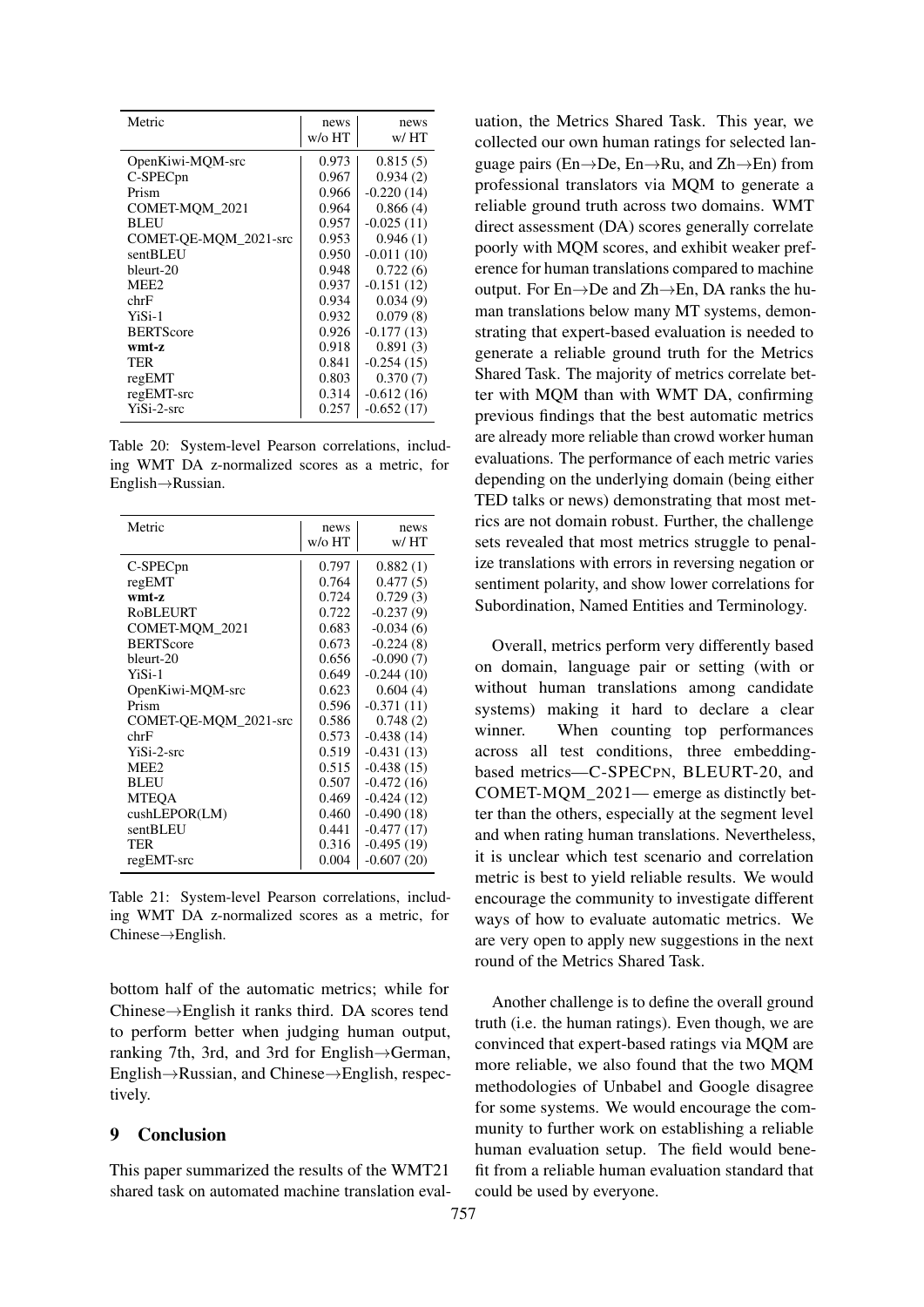| Metric | news w/o HT | news w/ HT |
|---|---|---|
| OpenKiwi-MQM-src | 0.973 | 0.815 (5) |
| C-SPECpn | 0.967 | 0.934 (2) |
| Prism | 0.966 | -0.220 (14) |
| COMET-MQM_2021 | 0.964 | 0.866 (4) |
| BLEU | 0.957 | -0.025 (11) |
| COMET-QE-MQM_2021-src | 0.953 | 0.946 (1) |
| sentBLEU | 0.950 | -0.011 (10) |
| bleurt-20 | 0.948 | 0.722 (6) |
| MEE2 | 0.937 | -0.151 (12) |
| chrF | 0.934 | 0.034 (9) |
| YiSi-1 | 0.932 | 0.079 (8) |
| BERTScore | 0.926 | -0.177 (13) |
| **wmt-z** | 0.918 | 0.891 (3) |
| TER | 0.841 | -0.254 (15) |
| regEMT | 0.803 | 0.370 (7) |
| regEMT-src | 0.314 | -0.612 (16) |
| YiSi-2-src | 0.257 | -0.652 (17) |

Table 20: System-level Pearson correlations, including WMT DA z-normalized scores as a metric, for English→Russian.

| Metric | news w/o HT | news w/ HT |
|---|---|---|
| C-SPECpn | 0.797 | 0.882 (1) |
| regEMT | 0.764 | 0.477 (5) |
| **wmt-z** | 0.724 | 0.729 (3) |
| RoBLEURT | 0.722 | -0.237 (9) |
| COMET-MQM_2021 | 0.683 | -0.034 (6) |
| BERTScore | 0.673 | -0.224 (8) |
| bleurt-20 | 0.656 | -0.090 (7) |
| YiSi-1 | 0.649 | -0.244 (10) |
| OpenKiwi-MQM-src | 0.623 | 0.604 (4) |
| Prism | 0.596 | -0.371 (11) |
| COMET-QE-MQM_2021-src | 0.586 | 0.748 (2) |
| chrF | 0.573 | -0.438 (14) |
| YiSi-2-src | 0.519 | -0.431 (13) |
| MEE2 | 0.515 | -0.438 (15) |
| BLEU | 0.507 | -0.472 (16) |
| MTEQA | 0.469 | -0.424 (12) |
| cushLEPOR(LM) | 0.460 | -0.490 (18) |
| sentBLEU | 0.441 | -0.477 (17) |
| TER | 0.316 | -0.495 (19) |
| regEMT-src | 0.004 | -0.607 (20) |

Table 21: System-level Pearson correlations, including WMT DA z-normalized scores as a metric, for Chinese→English.

bottom half of the automatic metrics; while for Chinese→English it ranks third. DA scores tend to perform better when judging human output, ranking 7th, 3rd, and 3rd for English→German, English→Russian, and Chinese→English, respectively.

## 9 Conclusion

This paper summarized the results of the WMT21 shared task on automated machine translation evaluation, the Metrics Shared Task. This year, we collected our own human ratings for selected language pairs (En→De, En→Ru, and Zh→En) from professional translators via MQM to generate a reliable ground truth across two domains. WMT direct assessment (DA) scores generally correlate poorly with MQM scores, and exhibit weaker preference for human translations compared to machine output. For En→De and Zh→En, DA ranks the human translations below many MT systems, demonstrating that expert-based evaluation is needed to generate a reliable ground truth for the Metrics Shared Task. The majority of metrics correlate better with MQM than with WMT DA, confirming previous findings that the best automatic metrics are already more reliable than crowd worker human evaluations. The performance of each metric varies depending on the underlying domain (being either TED talks or news) demonstrating that most metrics are not domain robust. Further, the challenge sets revealed that most metrics struggle to penalize translations with errors in reversing negation or sentiment polarity, and show lower correlations for Subordination, Named Entities and Terminology.

Overall, metrics perform very differently based on domain, language pair or setting (with or without human translations among candidate systems) making it hard to declare a clear winner. When counting top performances across all test conditions, three embedding-based metrics—C-SPECPN, BLEURT-20, and COMET-MQM_2021— emerge as distinctly better than the others, especially at the segment level and when rating human translations. Nevertheless, it is unclear which test scenario and correlation metric is best to yield reliable results. We would encourage the community to investigate different ways of how to evaluate automatic metrics. We are very open to apply new suggestions in the next round of the Metrics Shared Task.

Another challenge is to define the overall ground truth (i.e. the human ratings). Even though, we are convinced that expert-based ratings via MQM are more reliable, we also found that the two MQM methodologies of Unbabel and Google disagree for some systems. We would encourage the community to further work on establishing a reliable human evaluation setup. The field would benefit from a reliable human evaluation standard that could be used by everyone.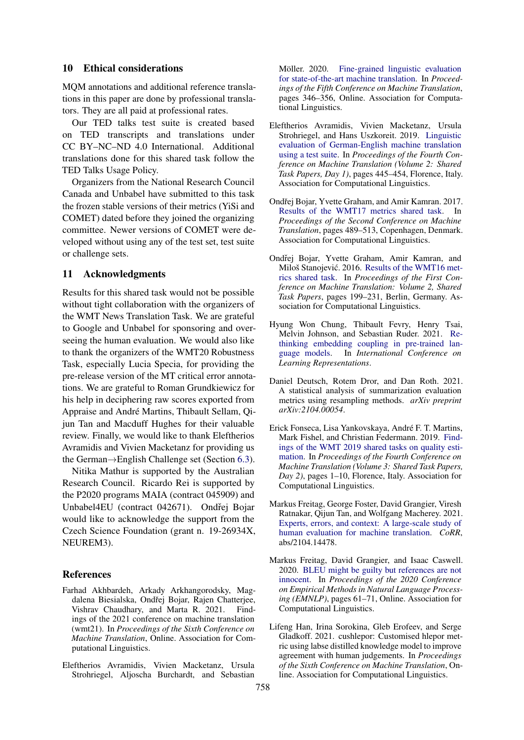## 10 Ethical considerations

MQM annotations and additional reference translations in this paper are done by professional translators. They are all paid at professional rates.

Our TED talks test suite is created based on TED transcripts and translations under CC BY–NC–ND 4.0 International. Additional translations done for this shared task follow the TED Talks Usage Policy.

Organizers from the National Research Council Canada and Unbabel have submitted to this task the frozen stable versions of their metrics (YiSi and COMET) dated before they joined the organizing committee. Newer versions of COMET were developed without using any of the test set, test suite or challenge sets.

## 11 Acknowledgments

Results for this shared task would not be possible without tight collaboration with the organizers of the WMT News Translation Task. We are grateful to Google and Unbabel for sponsoring and overseeing the human evaluation. We would also like to thank the organizers of the WMT20 Robustness Task, especially Lucia Specia, for providing the pre-release version of the MT critical error annotations. We are grateful to Roman Grundkiewicz for his help in deciphering raw scores exported from Appraise and André Martins, Thibault Sellam, Qijun Tan and Macduff Hughes for their valuable review. Finally, we would like to thank Eleftherios Avramidis and Vivien Macketanz for providing us the German→English Challenge set (Section 6.3).

Nitika Mathur is supported by the Australian Research Council. Ricardo Rei is supported by the P2020 programs MAIA (contract 045909) and Unbabel4EU (contract 042671). Ondřej Bojar would like to acknowledge the support from the Czech Science Foundation (grant n. 19-26934X, NEUREM3).

## References

Farhad Akhbardeh, Arkady Arkhangorodsky, Magdalena Biesialska, Ondřej Bojar, Rajen Chatterjee, Vishrav Chaudhary, and Marta R. 2021. Findings of the 2021 conference on machine translation (wmt21). In *Proceedings of the Sixth Conference on Machine Translation*, Online. Association for Computational Linguistics.

Eleftherios Avramidis, Vivien Macketanz, Ursula Strohriegel, Aljoscha Burchardt, and Sebastian Möller. 2020. Fine-grained linguistic evaluation for state-of-the-art machine translation. In *Proceedings of the Fifth Conference on Machine Translation*, pages 346–356, Online. Association for Computational Linguistics.

Eleftherios Avramidis, Vivien Macketanz, Ursula Strohriegel, and Hans Uszkoreit. 2019. Linguistic evaluation of German-English machine translation using a test suite. In *Proceedings of the Fourth Conference on Machine Translation (Volume 2: Shared Task Papers, Day 1)*, pages 445–454, Florence, Italy. Association for Computational Linguistics.

Ondřej Bojar, Yvette Graham, and Amir Kamran. 2017. Results of the WMT17 metrics shared task. In *Proceedings of the Second Conference on Machine Translation*, pages 489–513, Copenhagen, Denmark. Association for Computational Linguistics.

Ondřej Bojar, Yvette Graham, Amir Kamran, and Miloš Stanojević. 2016. Results of the WMT16 metrics shared task. In *Proceedings of the First Conference on Machine Translation: Volume 2, Shared Task Papers*, pages 199–231, Berlin, Germany. Association for Computational Linguistics.

Hyung Won Chung, Thibault Fevry, Henry Tsai, Melvin Johnson, and Sebastian Ruder. 2021. Rethinking embedding coupling in pre-trained language models. In *International Conference on Learning Representations*.

Daniel Deutsch, Rotem Dror, and Dan Roth. 2021. A statistical analysis of summarization evaluation metrics using resampling methods. *arXiv preprint arXiv:2104.00054*.

Erick Fonseca, Lisa Yankovskaya, André F. T. Martins, Mark Fishel, and Christian Federmann. 2019. Findings of the WMT 2019 shared tasks on quality estimation. In *Proceedings of the Fourth Conference on Machine Translation (Volume 3: Shared Task Papers, Day 2)*, pages 1–10, Florence, Italy. Association for Computational Linguistics.

Markus Freitag, George Foster, David Grangier, Viresh Ratnakar, Qijun Tan, and Wolfgang Macherey. 2021. Experts, errors, and context: A large-scale study of human evaluation for machine translation. *CoRR*, abs/2104.14478.

Markus Freitag, David Grangier, and Isaac Caswell. 2020. BLEU might be guilty but references are not innocent. In *Proceedings of the 2020 Conference on Empirical Methods in Natural Language Processing (EMNLP)*, pages 61–71, Online. Association for Computational Linguistics.

Lifeng Han, Irina Sorokina, Gleb Erofeev, and Serge Gladkoff. 2021. cushlepor: Customised hlepor metric using labse distilled knowledge model to improve agreement with human judgements. In *Proceedings of the Sixth Conference on Machine Translation*, Online. Association for Computational Linguistics.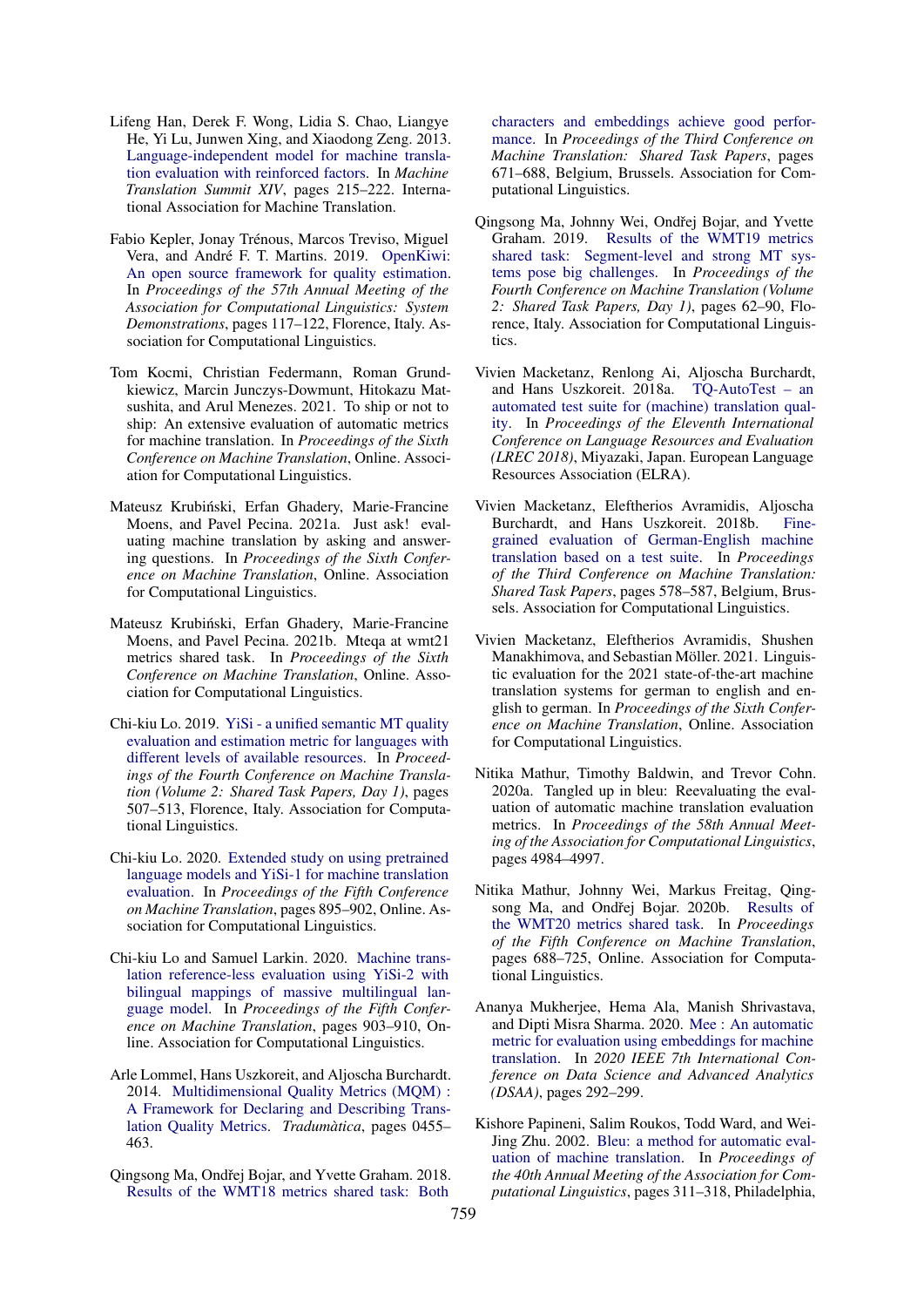Lifeng Han, Derek F. Wong, Lidia S. Chao, Liangye He, Yi Lu, Junwen Xing, and Xiaodong Zeng. 2013. Language-independent model for machine translation evaluation with reinforced factors. In *Machine Translation Summit XIV*, pages 215–222. International Association for Machine Translation.

Fabio Kepler, Jonay Trénous, Marcos Treviso, Miguel Vera, and André F. T. Martins. 2019. OpenKiwi: An open source framework for quality estimation. In *Proceedings of the 57th Annual Meeting of the Association for Computational Linguistics: System Demonstrations*, pages 117–122, Florence, Italy. Association for Computational Linguistics.

Tom Kocmi, Christian Federmann, Roman Grundkiewicz, Marcin Junczys-Dowmunt, Hitokazu Matsushita, and Arul Menezes. 2021. To ship or not to ship: An extensive evaluation of automatic metrics for machine translation. In *Proceedings of the Sixth Conference on Machine Translation*, Online. Association for Computational Linguistics.

Mateusz Krubiński, Erfan Ghadery, Marie-Francine Moens, and Pavel Pecina. 2021a. Just ask! evaluating machine translation by asking and answering questions. In *Proceedings of the Sixth Conference on Machine Translation*, Online. Association for Computational Linguistics.

Mateusz Krubiński, Erfan Ghadery, Marie-Francine Moens, and Pavel Pecina. 2021b. Mteqa at wmt21 metrics shared task. In *Proceedings of the Sixth Conference on Machine Translation*, Online. Association for Computational Linguistics.

Chi-kiu Lo. 2019. YiSi - a unified semantic MT quality evaluation and estimation metric for languages with different levels of available resources. In *Proceedings of the Fourth Conference on Machine Translation (Volume 2: Shared Task Papers, Day 1)*, pages 507–513, Florence, Italy. Association for Computational Linguistics.

Chi-kiu Lo. 2020. Extended study on using pretrained language models and YiSi-1 for machine translation evaluation. In *Proceedings of the Fifth Conference on Machine Translation*, pages 895–902, Online. Association for Computational Linguistics.

Chi-kiu Lo and Samuel Larkin. 2020. Machine translation reference-less evaluation using YiSi-2 with bilingual mappings of massive multilingual language model. In *Proceedings of the Fifth Conference on Machine Translation*, pages 903–910, Online. Association for Computational Linguistics.

Arle Lommel, Hans Uszkoreit, and Aljoscha Burchardt. 2014. Multidimensional Quality Metrics (MQM) : A Framework for Declaring and Describing Translation Quality Metrics. *Tradumàtica*, pages 0455–463.

Qingsong Ma, Ondřej Bojar, and Yvette Graham. 2018. Results of the WMT18 metrics shared task: Both characters and embeddings achieve good performance. In *Proceedings of the Third Conference on Machine Translation: Shared Task Papers*, pages 671–688, Belgium, Brussels. Association for Computational Linguistics.

Qingsong Ma, Johnny Wei, Ondřej Bojar, and Yvette Graham. 2019. Results of the WMT19 metrics shared task: Segment-level and strong MT systems pose big challenges. In *Proceedings of the Fourth Conference on Machine Translation (Volume 2: Shared Task Papers, Day 1)*, pages 62–90, Florence, Italy. Association for Computational Linguistics.

Vivien Macketanz, Renlong Ai, Aljoscha Burchardt, and Hans Uszkoreit. 2018a. TQ-AutoTest – an automated test suite for (machine) translation quality. In *Proceedings of the Eleventh International Conference on Language Resources and Evaluation (LREC 2018)*, Miyazaki, Japan. European Language Resources Association (ELRA).

Vivien Macketanz, Eleftherios Avramidis, Aljoscha Burchardt, and Hans Uszkoreit. 2018b. Fine-grained evaluation of German-English machine translation based on a test suite. In *Proceedings of the Third Conference on Machine Translation: Shared Task Papers*, pages 578–587, Belgium, Brussels. Association for Computational Linguistics.

Vivien Macketanz, Eleftherios Avramidis, Shushen Manakhimova, and Sebastian Möller. 2021. Linguistic evaluation for the 2021 state-of-the-art machine translation systems for german to english and english to german. In *Proceedings of the Sixth Conference on Machine Translation*, Online. Association for Computational Linguistics.

Nitika Mathur, Timothy Baldwin, and Trevor Cohn. 2020a. Tangled up in bleu: Reevaluating the evaluation of automatic machine translation evaluation metrics. In *Proceedings of the 58th Annual Meeting of the Association for Computational Linguistics*, pages 4984–4997.

Nitika Mathur, Johnny Wei, Markus Freitag, Qingsong Ma, and Ondřej Bojar. 2020b. Results of the WMT20 metrics shared task. In *Proceedings of the Fifth Conference on Machine Translation*, pages 688–725, Online. Association for Computational Linguistics.

Ananya Mukherjee, Hema Ala, Manish Shrivastava, and Dipti Misra Sharma. 2020. Mee : An automatic metric for evaluation using embeddings for machine translation. In *2020 IEEE 7th International Conference on Data Science and Advanced Analytics (DSAA)*, pages 292–299.

Kishore Papineni, Salim Roukos, Todd Ward, and Wei-Jing Zhu. 2002. Bleu: a method for automatic evaluation of machine translation. In *Proceedings of the 40th Annual Meeting of the Association for Computational Linguistics*, pages 311–318, Philadelphia,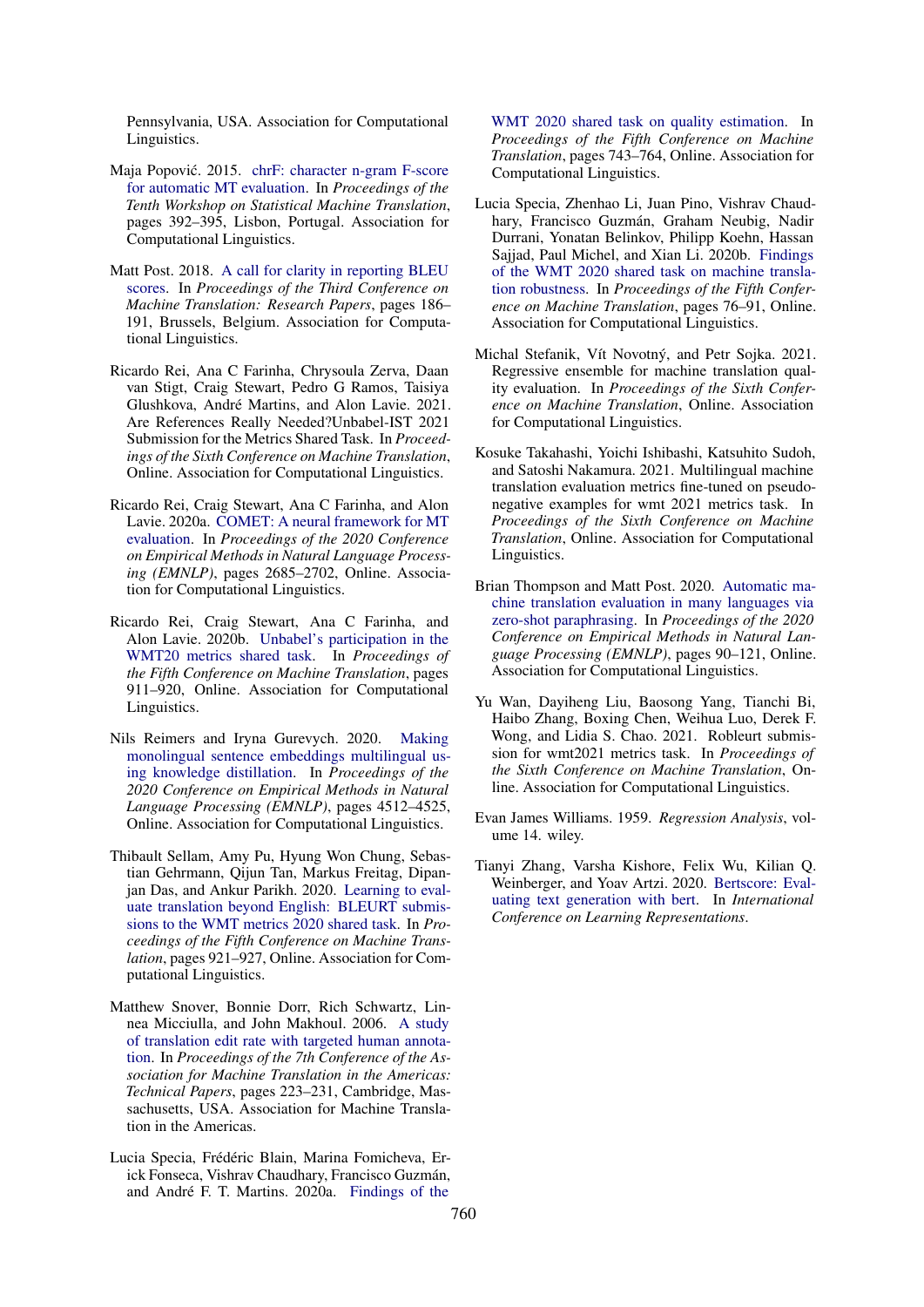Pennsylvania, USA. Association for Computational Linguistics.

Maja Popović. 2015. chrF: character n-gram F-score for automatic MT evaluation. In *Proceedings of the Tenth Workshop on Statistical Machine Translation*, pages 392–395, Lisbon, Portugal. Association for Computational Linguistics.

Matt Post. 2018. A call for clarity in reporting BLEU scores. In *Proceedings of the Third Conference on Machine Translation: Research Papers*, pages 186–191, Brussels, Belgium. Association for Computational Linguistics.

Ricardo Rei, Ana C Farinha, Chrysoula Zerva, Daan van Stigt, Craig Stewart, Pedro G Ramos, Taisiya Glushkova, André Martins, and Alon Lavie. 2021. Are References Really Needed?Unbabel-IST 2021 Submission for the Metrics Shared Task. In *Proceedings of the Sixth Conference on Machine Translation*, Online. Association for Computational Linguistics.

Ricardo Rei, Craig Stewart, Ana C Farinha, and Alon Lavie. 2020a. COMET: A neural framework for MT evaluation. In *Proceedings of the 2020 Conference on Empirical Methods in Natural Language Processing (EMNLP)*, pages 2685–2702, Online. Association for Computational Linguistics.

Ricardo Rei, Craig Stewart, Ana C Farinha, and Alon Lavie. 2020b. Unbabel's participation in the WMT20 metrics shared task. In *Proceedings of the Fifth Conference on Machine Translation*, pages 911–920, Online. Association for Computational Linguistics.

Nils Reimers and Iryna Gurevych. 2020. Making monolingual sentence embeddings multilingual using knowledge distillation. In *Proceedings of the 2020 Conference on Empirical Methods in Natural Language Processing (EMNLP)*, pages 4512–4525, Online. Association for Computational Linguistics.

Thibault Sellam, Amy Pu, Hyung Won Chung, Sebastian Gehrmann, Qijun Tan, Markus Freitag, Dipanjan Das, and Ankur Parikh. 2020. Learning to evaluate translation beyond English: BLEURT submissions to the WMT metrics 2020 shared task. In *Proceedings of the Fifth Conference on Machine Translation*, pages 921–927, Online. Association for Computational Linguistics.

Matthew Snover, Bonnie Dorr, Rich Schwartz, Linnea Micciulla, and John Makhoul. 2006. A study of translation edit rate with targeted human annotation. In *Proceedings of the 7th Conference of the Association for Machine Translation in the Americas: Technical Papers*, pages 223–231, Cambridge, Massachusetts, USA. Association for Machine Translation in the Americas.

Lucia Specia, Frédéric Blain, Marina Fomicheva, Erick Fonseca, Vishrav Chaudhary, Francisco Guzmán, and André F. T. Martins. 2020a. Findings of the WMT 2020 shared task on quality estimation. In *Proceedings of the Fifth Conference on Machine Translation*, pages 743–764, Online. Association for Computational Linguistics.

Lucia Specia, Zhenhao Li, Juan Pino, Vishrav Chaudhary, Francisco Guzmán, Graham Neubig, Nadir Durrani, Yonatan Belinkov, Philipp Koehn, Hassan Sajjad, Paul Michel, and Xian Li. 2020b. Findings of the WMT 2020 shared task on machine translation robustness. In *Proceedings of the Fifth Conference on Machine Translation*, pages 76–91, Online. Association for Computational Linguistics.

Michal Stefanik, Vít Novotný, and Petr Sojka. 2021. Regressive ensemble for machine translation quality evaluation. In *Proceedings of the Sixth Conference on Machine Translation*, Online. Association for Computational Linguistics.

Kosuke Takahashi, Yoichi Ishibashi, Katsuhito Sudoh, and Satoshi Nakamura. 2021. Multilingual machine translation evaluation metrics fine-tuned on pseudo-negative examples for wmt 2021 metrics task. In *Proceedings of the Sixth Conference on Machine Translation*, Online. Association for Computational Linguistics.

Brian Thompson and Matt Post. 2020. Automatic machine translation evaluation in many languages via zero-shot paraphrasing. In *Proceedings of the 2020 Conference on Empirical Methods in Natural Language Processing (EMNLP)*, pages 90–121, Online. Association for Computational Linguistics.

Yu Wan, Dayiheng Liu, Baosong Yang, Tianchi Bi, Haibo Zhang, Boxing Chen, Weihua Luo, Derek F. Wong, and Lidia S. Chao. 2021. Robleurt submission for wmt2021 metrics task. In *Proceedings of the Sixth Conference on Machine Translation*, Online. Association for Computational Linguistics.

Evan James Williams. 1959. *Regression Analysis*, volume 14. wiley.

Tianyi Zhang, Varsha Kishore, Felix Wu, Kilian Q. Weinberger, and Yoav Artzi. 2020. Bertscore: Evaluating text generation with bert. In *International Conference on Learning Representations*.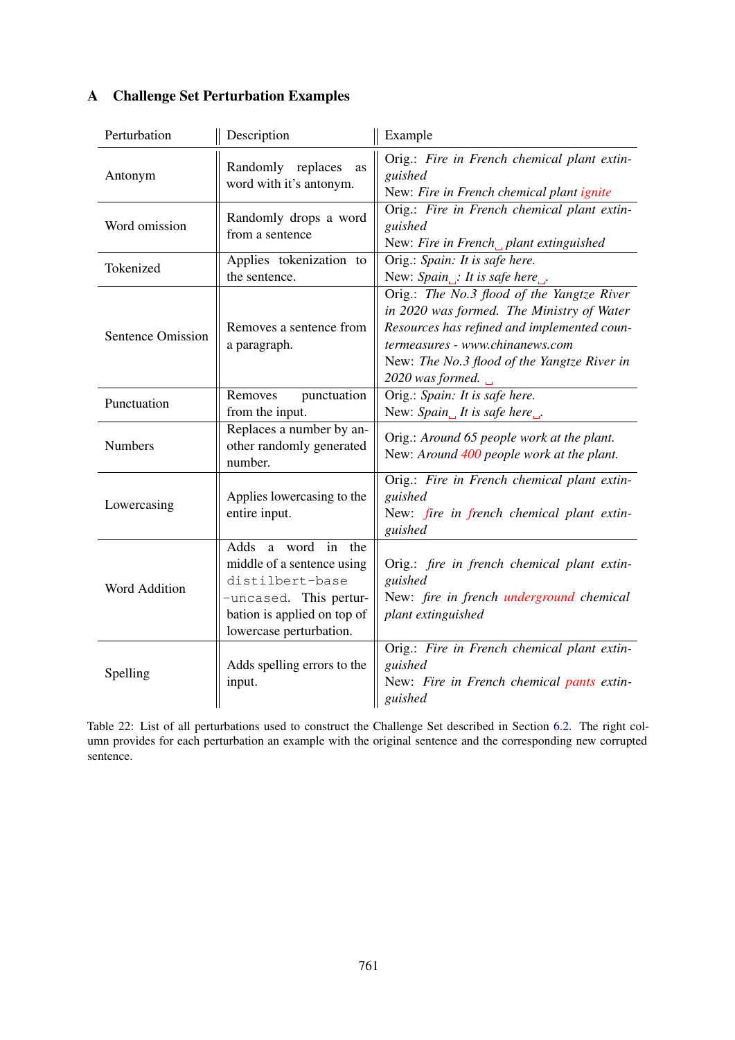## A Challenge Set Perturbation Examples

| Perturbation | Description | Example |
|---|---|---|
| Antonym | Randomly replaces as word with it's antonym. | Orig.: *Fire in French chemical plant extinguished*<br>New: *Fire in French chemical plant ignite* |
| Word omission | Randomly drops a word from a sentence | Orig.: *Fire in French chemical plant extinguished*<br>New: *Fire in French ␣ plant extinguished* |
| Tokenized | Applies tokenization to the sentence. | Orig.: *Spain: It is safe here.*<br>New: *Spain ␣ : It is safe here ␣ .* |
| Sentence Omission | Removes a sentence from a paragraph. | Orig.: *The No.3 flood of the Yangtze River in 2020 was formed. The Ministry of Water Resources has refined and implemented countermeasures - www.chinanews.com*<br>New: *The No.3 flood of the Yangtze River in 2020 was formed.* ␣ |
| Punctuation | Removes punctuation from the input. | Orig.: *Spain: It is safe here.*<br>New: *Spain ␣ It is safe here ␣.* |
| Numbers | Replaces a number by another randomly generated number. | Orig.: *Around 65 people work at the plant.*<br>New: *Around 400 people work at the plant.* |
| Lowercasing | Applies lowercasing to the entire input. | Orig.: *Fire in French chemical plant extinguished*<br>New: *fire in french chemical plant extinguished* |
| Word Addition | Adds a word in the middle of a sentence using `distilbert-base -uncased`. This perturbation is applied on top of lowercase perturbation. | Orig.: *fire in french chemical plant extinguished*<br>New: *fire in french underground chemical plant extinguished* |
| Spelling | Adds spelling errors to the input. | Orig.: *Fire in French chemical plant extinguished*<br>New: *Fire in French chemical pants extinguished* |

Table 22: List of all perturbations used to construct the Challenge Set described in Section 6.2. The right column provides for each perturbation an example with the original sentence and the corresponding new corrupted sentence.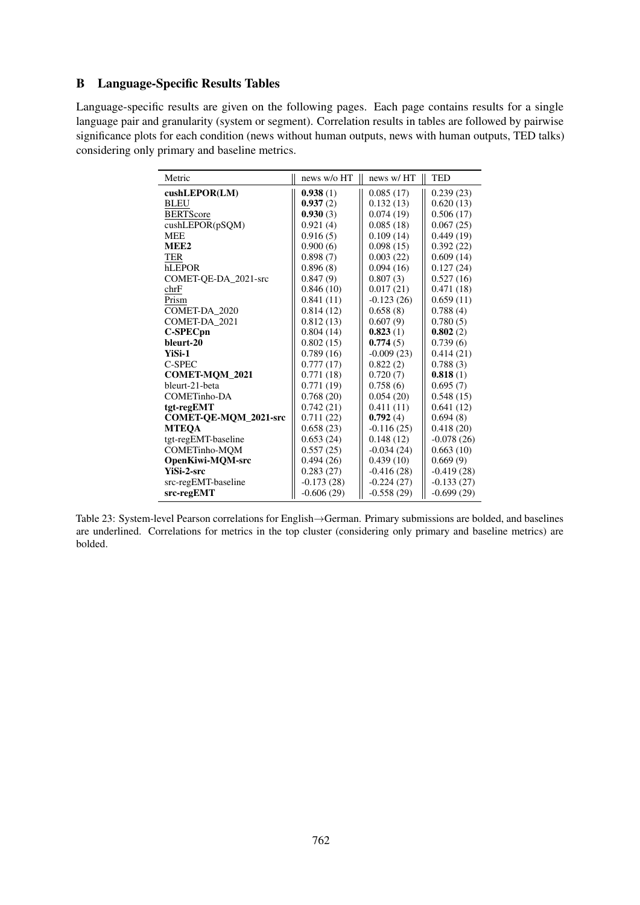## B Language-Specific Results Tables

Language-specific results are given on the following pages. Each page contains results for a single language pair and granularity (system or segment). Correlation results in tables are followed by pairwise significance plots for each condition (news without human outputs, news with human outputs, TED talks) considering only primary and baseline metrics.

| Metric | news w/o HT | news w/ HT | TED |
|---|---|---|---|
| **cushLEPOR(LM)** | **0.938** (1) | 0.085 (17) | 0.239 (23) |
| BLEU | **0.937** (2) | 0.132 (13) | 0.620 (13) |
| BERTScore | **0.930** (3) | 0.074 (19) | 0.506 (17) |
| cushLEPOR(pSQM) | 0.921 (4) | 0.085 (18) | 0.067 (25) |
| MEE | 0.916 (5) | 0.109 (14) | 0.449 (19) |
| **MEE2** | 0.900 (6) | 0.098 (15) | 0.392 (22) |
| TER | 0.898 (7) | 0.003 (22) | 0.609 (14) |
| hLEPOR | 0.896 (8) | 0.094 (16) | 0.127 (24) |
| COMET-QE-DA_2021-src | 0.847 (9) | 0.807 (3) | 0.527 (16) |
| chrF | 0.846 (10) | 0.017 (21) | 0.471 (18) |
| Prism | 0.841 (11) | -0.123 (26) | 0.659 (11) |
| COMET-DA_2020 | 0.814 (12) | 0.658 (8) | 0.788 (4) |
| COMET-DA_2021 | 0.812 (13) | 0.607 (9) | 0.780 (5) |
| **C-SPECpn** | 0.804 (14) | **0.823** (1) | **0.802** (2) |
| **bleurt-20** | 0.802 (15) | **0.774** (5) | 0.739 (6) |
| **YiSi-1** | 0.789 (16) | -0.009 (23) | 0.414 (21) |
| C-SPEC | 0.777 (17) | 0.822 (2) | 0.788 (3) |
| **COMET-MQM_2021** | 0.771 (18) | 0.720 (7) | **0.818** (1) |
| bleurt-21-beta | 0.771 (19) | 0.758 (6) | 0.695 (7) |
| COMETinho-DA | 0.768 (20) | 0.054 (20) | 0.548 (15) |
| **tgt-regEMT** | 0.742 (21) | 0.411 (11) | 0.641 (12) |
| **COMET-QE-MQM_2021-src** | 0.711 (22) | **0.792** (4) | 0.694 (8) |
| **MTEQA** | 0.658 (23) | -0.116 (25) | 0.418 (20) |
| tgt-regEMT-baseline | 0.653 (24) | 0.148 (12) | -0.078 (26) |
| COMETinho-MQM | 0.557 (25) | -0.034 (24) | 0.663 (10) |
| **OpenKiwi-MQM-src** | 0.494 (26) | 0.439 (10) | 0.669 (9) |
| **YiSi-2-src** | 0.283 (27) | -0.416 (28) | -0.419 (28) |
| src-regEMT-baseline | -0.173 (28) | -0.224 (27) | -0.133 (27) |
| **src-regEMT** | -0.606 (29) | -0.558 (29) | -0.699 (29) |

Table 23: System-level Pearson correlations for English→German. Primary submissions are bolded, and baselines are underlined. Correlations for metrics in the top cluster (considering only primary and baseline metrics) are bolded.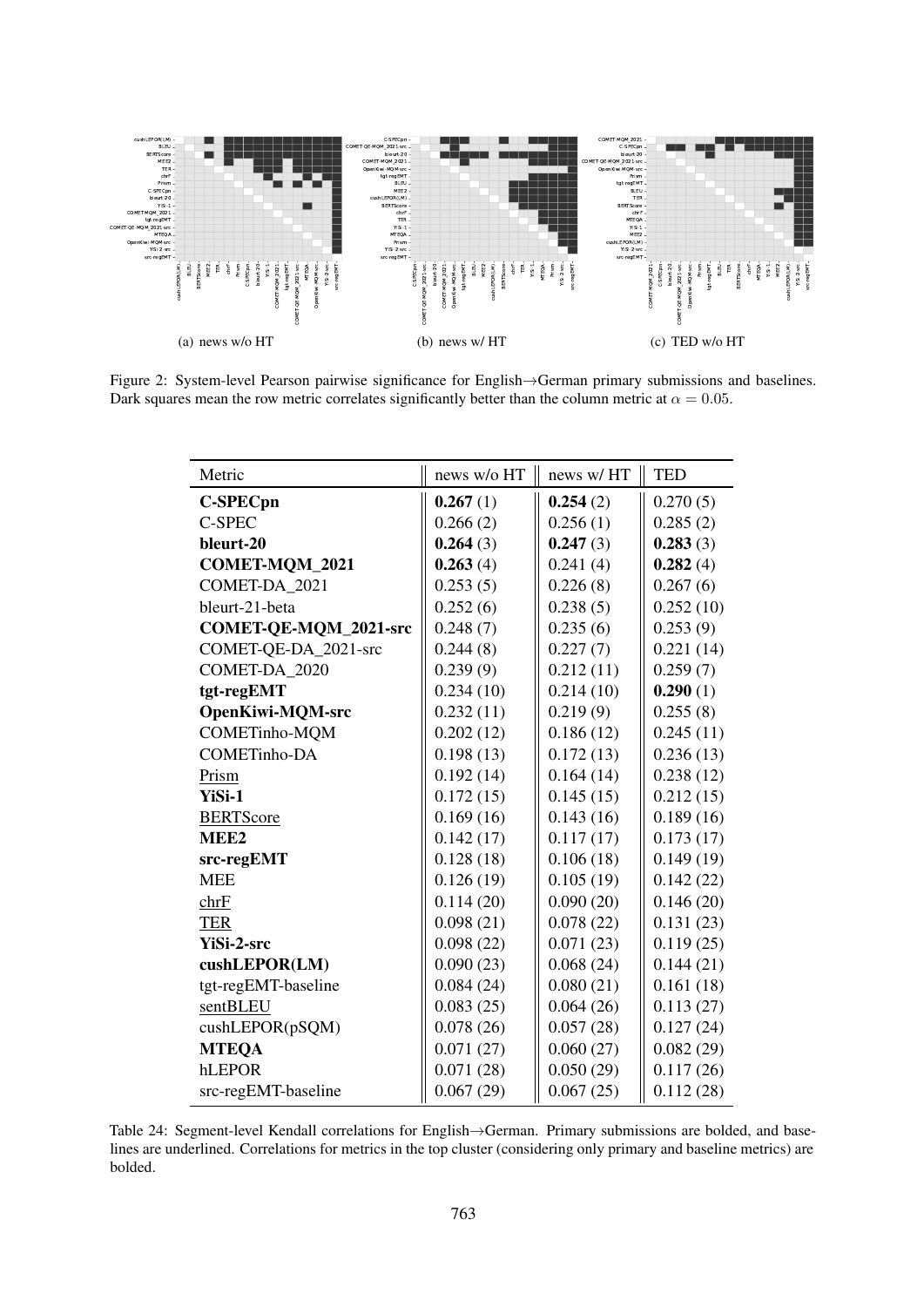(a) news w/o HT

(b) news w/ HT

(c) TED w/o HT

Figure 2: System-level Pearson pairwise significance for English→German primary submissions and baselines. Dark squares mean the row metric correlates significantly better than the column metric at $\alpha = 0.05$.

| Metric | news w/o HT | news w/ HT | TED |
|---|---|---|---|
| **C-SPECpn** | **0.267** (1) | **0.254** (2) | 0.270 (5) |
| C-SPEC | 0.266 (2) | 0.256 (1) | 0.285 (2) |
| **bleurt-20** | **0.264** (3) | **0.247** (3) | **0.283** (3) |
| **COMET-MQM_2021** | **0.263** (4) | 0.241 (4) | **0.282** (4) |
| COMET-DA_2021 | 0.253 (5) | 0.226 (8) | 0.267 (6) |
| bleurt-21-beta | 0.252 (6) | 0.238 (5) | 0.252 (10) |
| **COMET-QE-MQM_2021-src** | 0.248 (7) | 0.235 (6) | 0.253 (9) |
| COMET-QE-DA_2021-src | 0.244 (8) | 0.227 (7) | 0.221 (14) |
| COMET-DA_2020 | 0.239 (9) | 0.212 (11) | 0.259 (7) |
| **tgt-regEMT** | 0.234 (10) | 0.214 (10) | **0.290** (1) |
| **OpenKiwi-MQM-src** | 0.232 (11) | 0.219 (9) | 0.255 (8) |
| COMETinho-MQM | 0.202 (12) | 0.186 (12) | 0.245 (11) |
| COMETinho-DA | 0.198 (13) | 0.172 (13) | 0.236 (13) |
| <u>Prism</u> | 0.192 (14) | 0.164 (14) | 0.238 (12) |
| **YiSi-1** | 0.172 (15) | 0.145 (15) | 0.212 (15) |
| <u>BERTScore</u> | 0.169 (16) | 0.143 (16) | 0.189 (16) |
| **MEE2** | 0.142 (17) | 0.117 (17) | 0.173 (17) |
| **src-regEMT** | 0.128 (18) | 0.106 (18) | 0.149 (19) |
| MEE | 0.126 (19) | 0.105 (19) | 0.142 (22) |
| <u>chrF</u> | 0.114 (20) | 0.090 (20) | 0.146 (20) |
| <u>TER</u> | 0.098 (21) | 0.078 (22) | 0.131 (23) |
| **YiSi-2-src** | 0.098 (22) | 0.071 (23) | 0.119 (25) |
| **cushLEPOR(LM)** | 0.090 (23) | 0.068 (24) | 0.144 (21) |
| tgt-regEMT-baseline | 0.084 (24) | 0.080 (21) | 0.161 (18) |
| <u>sentBLEU</u> | 0.083 (25) | 0.064 (26) | 0.113 (27) |
| cushLEPOR(pSQM) | 0.078 (26) | 0.057 (28) | 0.127 (24) |
| **MTEQA** | 0.071 (27) | 0.060 (27) | 0.082 (29) |
| hLEPOR | 0.071 (28) | 0.050 (29) | 0.117 (26) |
| src-regEMT-baseline | 0.067 (29) | 0.067 (25) | 0.112 (28) |

Table 24: Segment-level Kendall correlations for English→German. Primary submissions are bolded, and baselines are underlined. Correlations for metrics in the top cluster (considering only primary and baseline metrics) are bolded.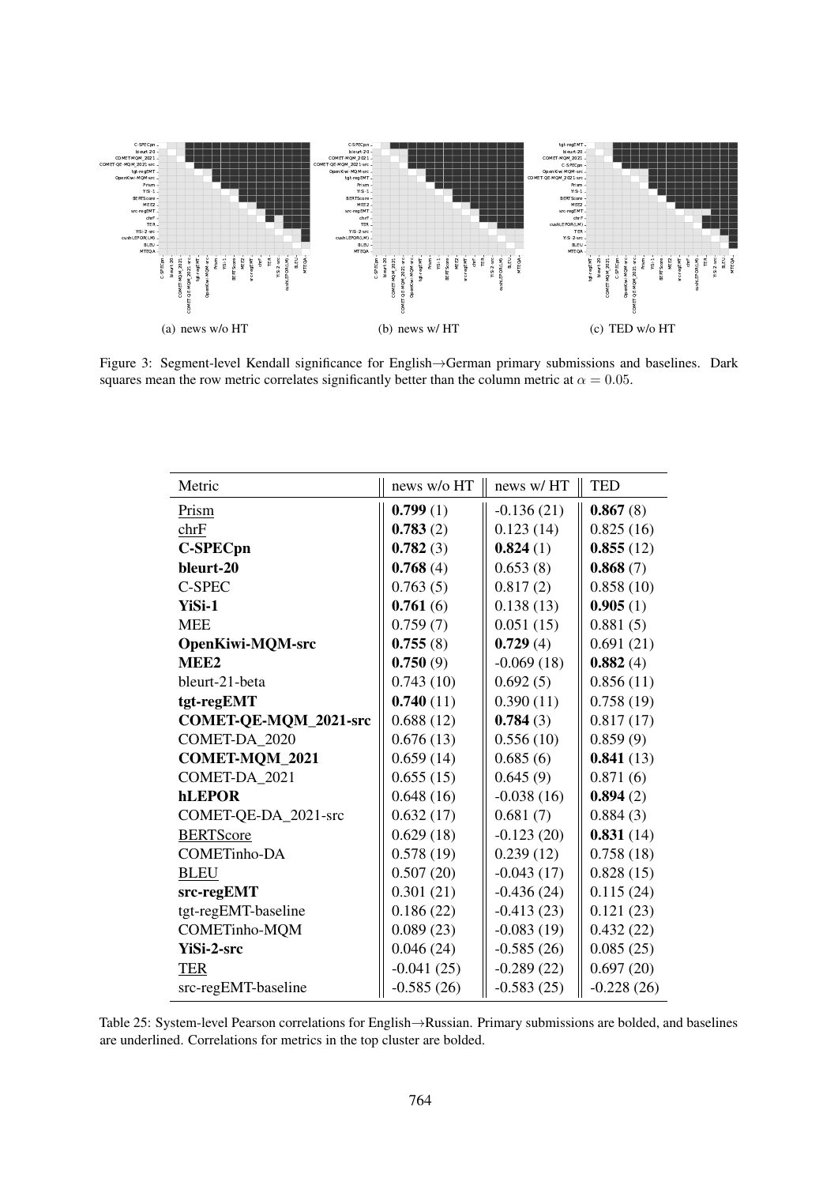(a) news w/o HT

(b) news w/ HT

(c) TED w/o HT

Figure 3: Segment-level Kendall significance for English→German primary submissions and baselines. Dark squares mean the row metric correlates significantly better than the column metric at $\alpha = 0.05$.

| Metric | news w/o HT | news w/ HT | TED |
|---|---|---|---|
| Prism | **0.799** (1) | -0.136 (21) | **0.867** (8) |
| chrF | **0.783** (2) | 0.123 (14) | 0.825 (16) |
| **C-SPECpn** | **0.782** (3) | **0.824** (1) | **0.855** (12) |
| **bleurt-20** | **0.768** (4) | 0.653 (8) | **0.868** (7) |
| C-SPEC | 0.763 (5) | 0.817 (2) | 0.858 (10) |
| **YiSi-1** | **0.761** (6) | 0.138 (13) | **0.905** (1) |
| MEE | 0.759 (7) | 0.051 (15) | 0.881 (5) |
| **OpenKiwi-MQM-src** | **0.755** (8) | **0.729** (4) | 0.691 (21) |
| **MEE2** | **0.750** (9) | -0.069 (18) | **0.882** (4) |
| bleurt-21-beta | 0.743 (10) | 0.692 (5) | 0.856 (11) |
| **tgt-regEMT** | **0.740** (11) | 0.390 (11) | 0.758 (19) |
| **COMET-QE-MQM_2021-src** | 0.688 (12) | **0.784** (3) | 0.817 (17) |
| COMET-DA_2020 | 0.676 (13) | 0.556 (10) | 0.859 (9) |
| **COMET-MQM_2021** | 0.659 (14) | 0.685 (6) | **0.841** (13) |
| COMET-DA_2021 | 0.655 (15) | 0.645 (9) | 0.871 (6) |
| **hLEPOR** | 0.648 (16) | -0.038 (16) | **0.894** (2) |
| COMET-QE-DA_2021-src | 0.632 (17) | 0.681 (7) | 0.884 (3) |
| BERTScore | 0.629 (18) | -0.123 (20) | **0.831** (14) |
| COMETinho-DA | 0.578 (19) | 0.239 (12) | 0.758 (18) |
| BLEU | 0.507 (20) | -0.043 (17) | 0.828 (15) |
| **src-regEMT** | 0.301 (21) | -0.436 (24) | 0.115 (24) |
| tgt-regEMT-baseline | 0.186 (22) | -0.413 (23) | 0.121 (23) |
| COMETinho-MQM | 0.089 (23) | -0.083 (19) | 0.432 (22) |
| **YiSi-2-src** | 0.046 (24) | -0.585 (26) | 0.085 (25) |
| TER | -0.041 (25) | -0.289 (22) | 0.697 (20) |
| src-regEMT-baseline | -0.585 (26) | -0.583 (25) | -0.228 (26) |

Table 25: System-level Pearson correlations for English→Russian. Primary submissions are bolded, and baselines are underlined. Correlations for metrics in the top cluster are bolded.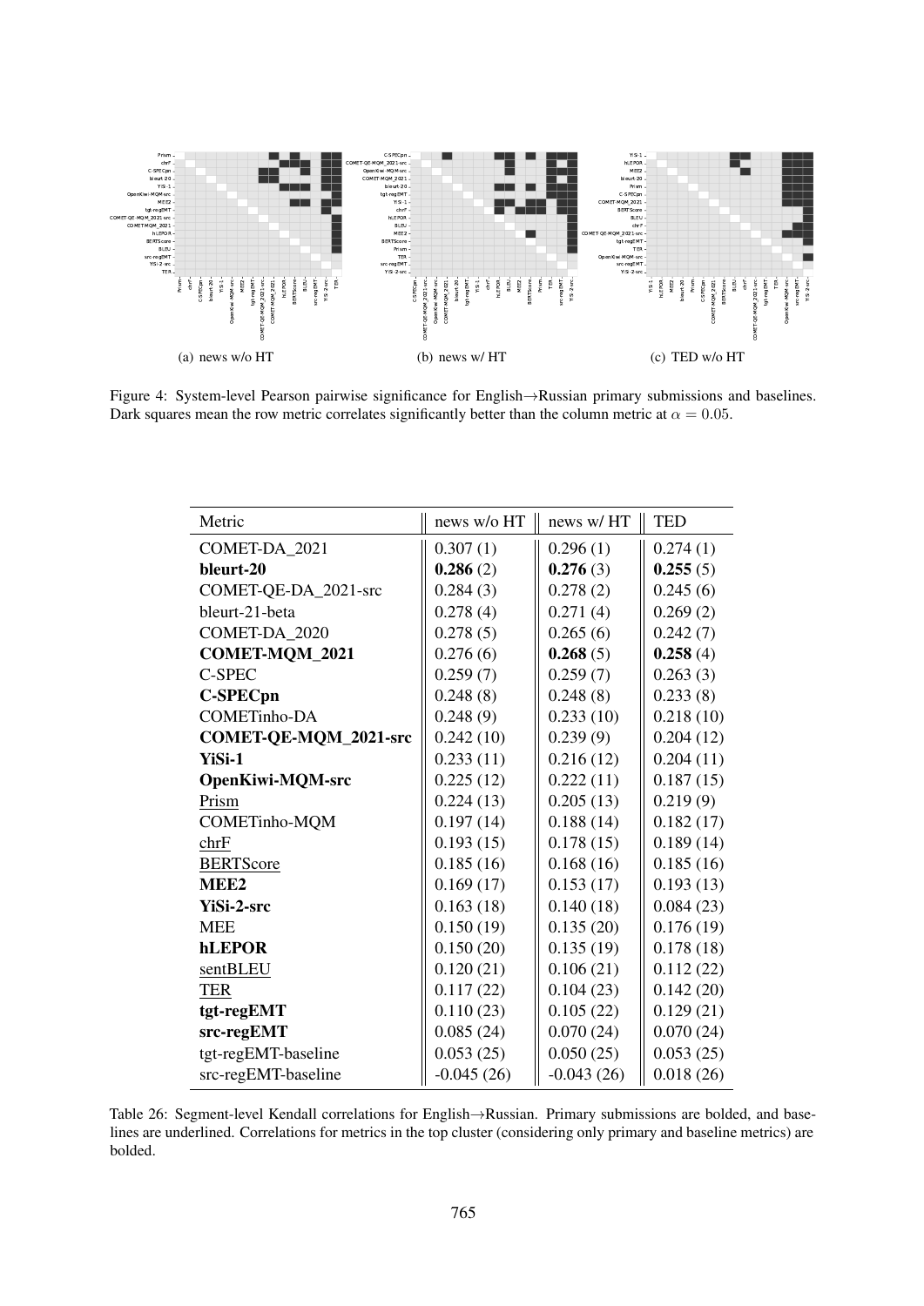(a) news w/o HT

(b) news w/ HT

(c) TED w/o HT

Figure 4: System-level Pearson pairwise significance for English→Russian primary submissions and baselines. Dark squares mean the row metric correlates significantly better than the column metric at $\alpha = 0.05$.

| Metric | news w/o HT | news w/ HT | TED |
|---|---|---|---|
| COMET-DA_2021 | 0.307 (1) | 0.296 (1) | 0.274 (1) |
| **bleurt-20** | **0.286** (2) | **0.276** (3) | **0.255** (5) |
| COMET-QE-DA_2021-src | 0.284 (3) | 0.278 (2) | 0.245 (6) |
| bleurt-21-beta | 0.278 (4) | 0.271 (4) | 0.269 (2) |
| COMET-DA_2020 | 0.278 (5) | 0.265 (6) | 0.242 (7) |
| **COMET-MQM_2021** | 0.276 (6) | **0.268** (5) | **0.258** (4) |
| C-SPEC | 0.259 (7) | 0.259 (7) | 0.263 (3) |
| **C-SPECpn** | 0.248 (8) | 0.248 (8) | 0.233 (8) |
| COMETinho-DA | 0.248 (9) | 0.233 (10) | 0.218 (10) |
| **COMET-QE-MQM_2021-src** | 0.242 (10) | 0.239 (9) | 0.204 (12) |
| **YiSi-1** | 0.233 (11) | 0.216 (12) | 0.204 (11) |
| **OpenKiwi-MQM-src** | 0.225 (12) | 0.222 (11) | 0.187 (15) |
| Prism | 0.224 (13) | 0.205 (13) | 0.219 (9) |
| COMETinho-MQM | 0.197 (14) | 0.188 (14) | 0.182 (17) |
| chrF | 0.193 (15) | 0.178 (15) | 0.189 (14) |
| BERTScore | 0.185 (16) | 0.168 (16) | 0.185 (16) |
| **MEE2** | 0.169 (17) | 0.153 (17) | 0.193 (13) |
| **YiSi-2-src** | 0.163 (18) | 0.140 (18) | 0.084 (23) |
| MEE | 0.150 (19) | 0.135 (20) | 0.176 (19) |
| **hLEPOR** | 0.150 (20) | 0.135 (19) | 0.178 (18) |
| sentBLEU | 0.120 (21) | 0.106 (21) | 0.112 (22) |
| TER | 0.117 (22) | 0.104 (23) | 0.142 (20) |
| **tgt-regEMT** | 0.110 (23) | 0.105 (22) | 0.129 (21) |
| **src-regEMT** | 0.085 (24) | 0.070 (24) | 0.070 (24) |
| tgt-regEMT-baseline | 0.053 (25) | 0.050 (25) | 0.053 (25) |
| src-regEMT-baseline | -0.045 (26) | -0.043 (26) | 0.018 (26) |

Table 26: Segment-level Kendall correlations for English→Russian. Primary submissions are bolded, and baselines are underlined. Correlations for metrics in the top cluster (considering only primary and baseline metrics) are bolded.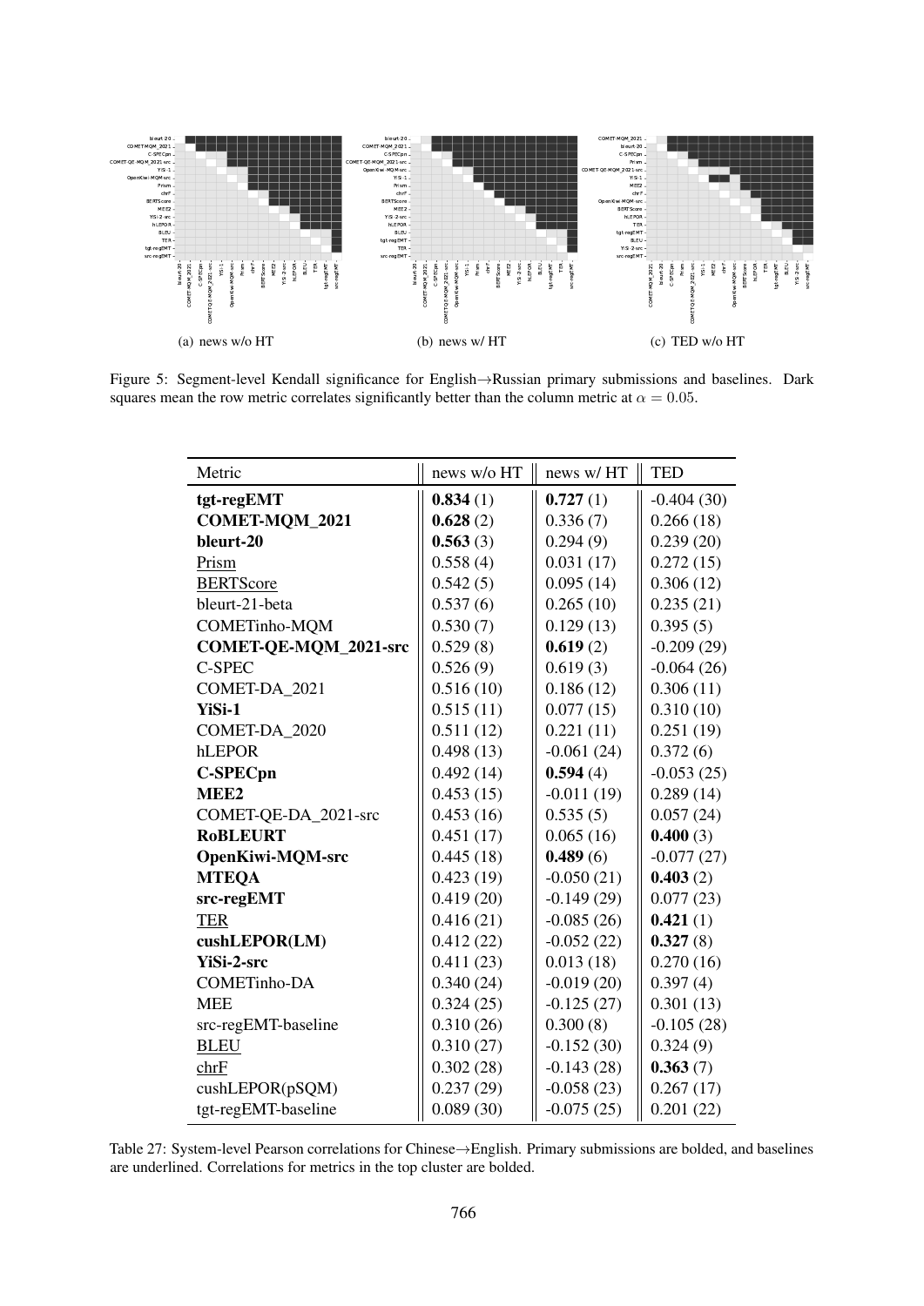(a) news w/o HT

(b) news w/ HT

(c) TED w/o HT

Figure 5: Segment-level Kendall significance for English→Russian primary submissions and baselines. Dark squares mean the row metric correlates significantly better than the column metric at $\alpha = 0.05$.

| Metric | news w/o HT | news w/ HT | TED |
|---|---|---|---|
| **tgt-regEMT** | **0.834** (1) | **0.727** (1) | -0.404 (30) |
| **COMET-MQM_2021** | **0.628** (2) | 0.336 (7) | 0.266 (18) |
| **bleurt-20** | **0.563** (3) | 0.294 (9) | 0.239 (20) |
| Prism | 0.558 (4) | 0.031 (17) | 0.272 (15) |
| BERTScore | 0.542 (5) | 0.095 (14) | 0.306 (12) |
| bleurt-21-beta | 0.537 (6) | 0.265 (10) | 0.235 (21) |
| COMETinho-MQM | 0.530 (7) | 0.129 (13) | 0.395 (5) |
| **COMET-QE-MQM_2021-src** | 0.529 (8) | **0.619** (2) | -0.209 (29) |
| C-SPEC | 0.526 (9) | 0.619 (3) | -0.064 (26) |
| COMET-DA_2021 | 0.516 (10) | 0.186 (12) | 0.306 (11) |
| **YiSi-1** | 0.515 (11) | 0.077 (15) | 0.310 (10) |
| COMET-DA_2020 | 0.511 (12) | 0.221 (11) | 0.251 (19) |
| hLEPOR | 0.498 (13) | -0.061 (24) | 0.372 (6) |
| **C-SPECpn** | 0.492 (14) | **0.594** (4) | -0.053 (25) |
| **MEE2** | 0.453 (15) | -0.011 (19) | 0.289 (14) |
| COMET-QE-DA_2021-src | 0.453 (16) | 0.535 (5) | 0.057 (24) |
| **RoBLEURT** | 0.451 (17) | 0.065 (16) | **0.400** (3) |
| **OpenKiwi-MQM-src** | 0.445 (18) | **0.489** (6) | -0.077 (27) |
| **MTEQA** | 0.423 (19) | -0.050 (21) | **0.403** (2) |
| **src-regEMT** | 0.419 (20) | -0.149 (29) | 0.077 (23) |
| TER | 0.416 (21) | -0.085 (26) | **0.421** (1) |
| **cushLEPOR(LM)** | 0.412 (22) | -0.052 (22) | **0.327** (8) |
| **YiSi-2-src** | 0.411 (23) | 0.013 (18) | 0.270 (16) |
| COMETinho-DA | 0.340 (24) | -0.019 (20) | 0.397 (4) |
| MEE | 0.324 (25) | -0.125 (27) | 0.301 (13) |
| src-regEMT-baseline | 0.310 (26) | 0.300 (8) | -0.105 (28) |
| BLEU | 0.310 (27) | -0.152 (30) | 0.324 (9) |
| chrF | 0.302 (28) | -0.143 (28) | **0.363** (7) |
| cushLEPOR(pSQM) | 0.237 (29) | -0.058 (23) | 0.267 (17) |
| tgt-regEMT-baseline | 0.089 (30) | -0.075 (25) | 0.201 (22) |

Table 27: System-level Pearson correlations for Chinese→English. Primary submissions are bolded, and baselines are underlined. Correlations for metrics in the top cluster are bolded.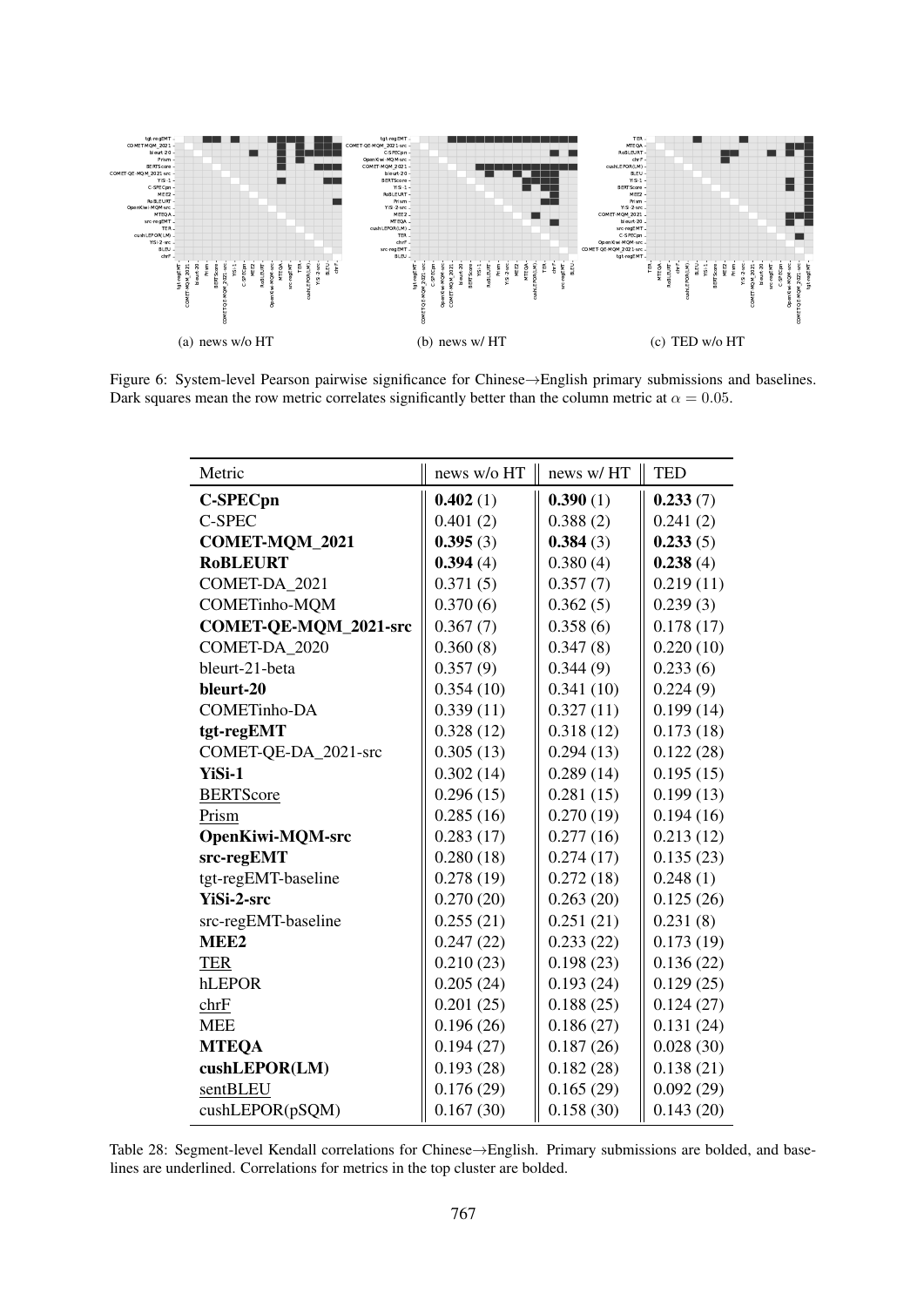(a) news w/o HT

(b) news w/ HT

(c) TED w/o HT

Figure 6: System-level Pearson pairwise significance for Chinese→English primary submissions and baselines. Dark squares mean the row metric correlates significantly better than the column metric at $\alpha = 0.05$.

| Metric | news w/o HT | news w/ HT | TED |
|---|---|---|---|
| **C-SPECpn** | **0.402** (1) | **0.390** (1) | **0.233** (7) |
| C-SPEC | 0.401 (2) | 0.388 (2) | 0.241 (2) |
| **COMET-MQM_2021** | **0.395** (3) | **0.384** (3) | **0.233** (5) |
| **RoBLEURT** | **0.394** (4) | 0.380 (4) | **0.238** (4) |
| COMET-DA_2021 | 0.371 (5) | 0.357 (7) | 0.219 (11) |
| COMETinho-MQM | 0.370 (6) | 0.362 (5) | 0.239 (3) |
| **COMET-QE-MQM_2021-src** | 0.367 (7) | 0.358 (6) | 0.178 (17) |
| COMET-DA_2020 | 0.360 (8) | 0.347 (8) | 0.220 (10) |
| bleurt-21-beta | 0.357 (9) | 0.344 (9) | 0.233 (6) |
| **bleurt-20** | 0.354 (10) | 0.341 (10) | 0.224 (9) |
| COMETinho-DA | 0.339 (11) | 0.327 (11) | 0.199 (14) |
| **tgt-regEMT** | 0.328 (12) | 0.318 (12) | 0.173 (18) |
| COMET-QE-DA_2021-src | 0.305 (13) | 0.294 (13) | 0.122 (28) |
| **YiSi-1** | 0.302 (14) | 0.289 (14) | 0.195 (15) |
| BERTScore | 0.296 (15) | 0.281 (15) | 0.199 (13) |
| Prism | 0.285 (16) | 0.270 (19) | 0.194 (16) |
| **OpenKiwi-MQM-src** | 0.283 (17) | 0.277 (16) | 0.213 (12) |
| **src-regEMT** | 0.280 (18) | 0.274 (17) | 0.135 (23) |
| tgt-regEMT-baseline | 0.278 (19) | 0.272 (18) | 0.248 (1) |
| **YiSi-2-src** | 0.270 (20) | 0.263 (20) | 0.125 (26) |
| src-regEMT-baseline | 0.255 (21) | 0.251 (21) | 0.231 (8) |
| **MEE2** | 0.247 (22) | 0.233 (22) | 0.173 (19) |
| TER | 0.210 (23) | 0.198 (23) | 0.136 (22) |
| hLEPOR | 0.205 (24) | 0.193 (24) | 0.129 (25) |
| chrF | 0.201 (25) | 0.188 (25) | 0.124 (27) |
| MEE | 0.196 (26) | 0.186 (27) | 0.131 (24) |
| **MTEQA** | 0.194 (27) | 0.187 (26) | 0.028 (30) |
| **cushLEPOR(LM)** | 0.193 (28) | 0.182 (28) | 0.138 (21) |
| sentBLEU | 0.176 (29) | 0.165 (29) | 0.092 (29) |
| cushLEPOR(pSQM) | 0.167 (30) | 0.158 (30) | 0.143 (20) |

Table 28: Segment-level Kendall correlations for Chinese→English. Primary submissions are bolded, and baselines are underlined. Correlations for metrics in the top cluster are bolded.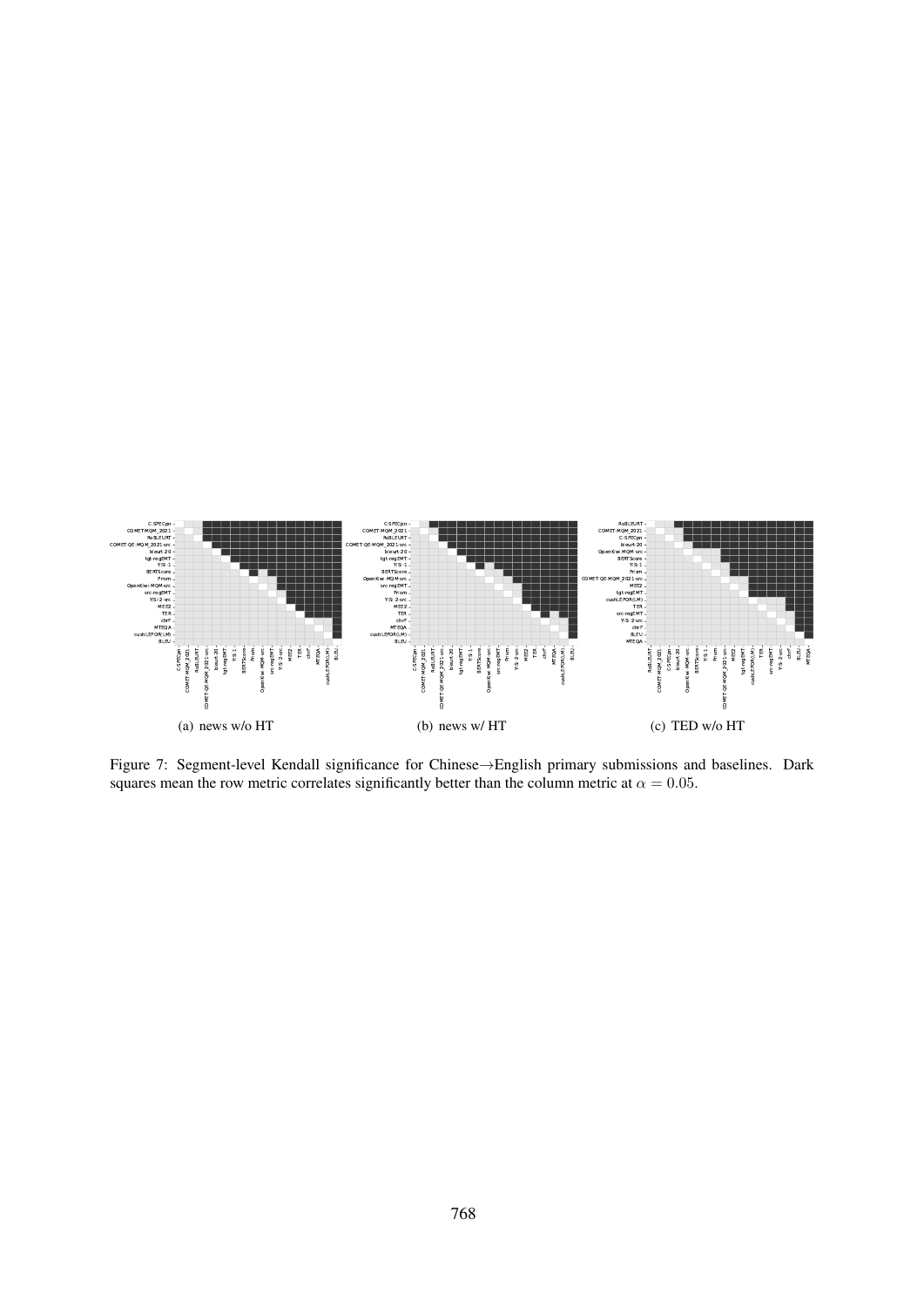(a) news w/o HT

(b) news w/ HT

(c) TED w/o HT

Figure 7: Segment-level Kendall significance for Chinese→English primary submissions and baselines. Dark squares mean the row metric correlates significantly better than the column metric at $\alpha = 0.05$.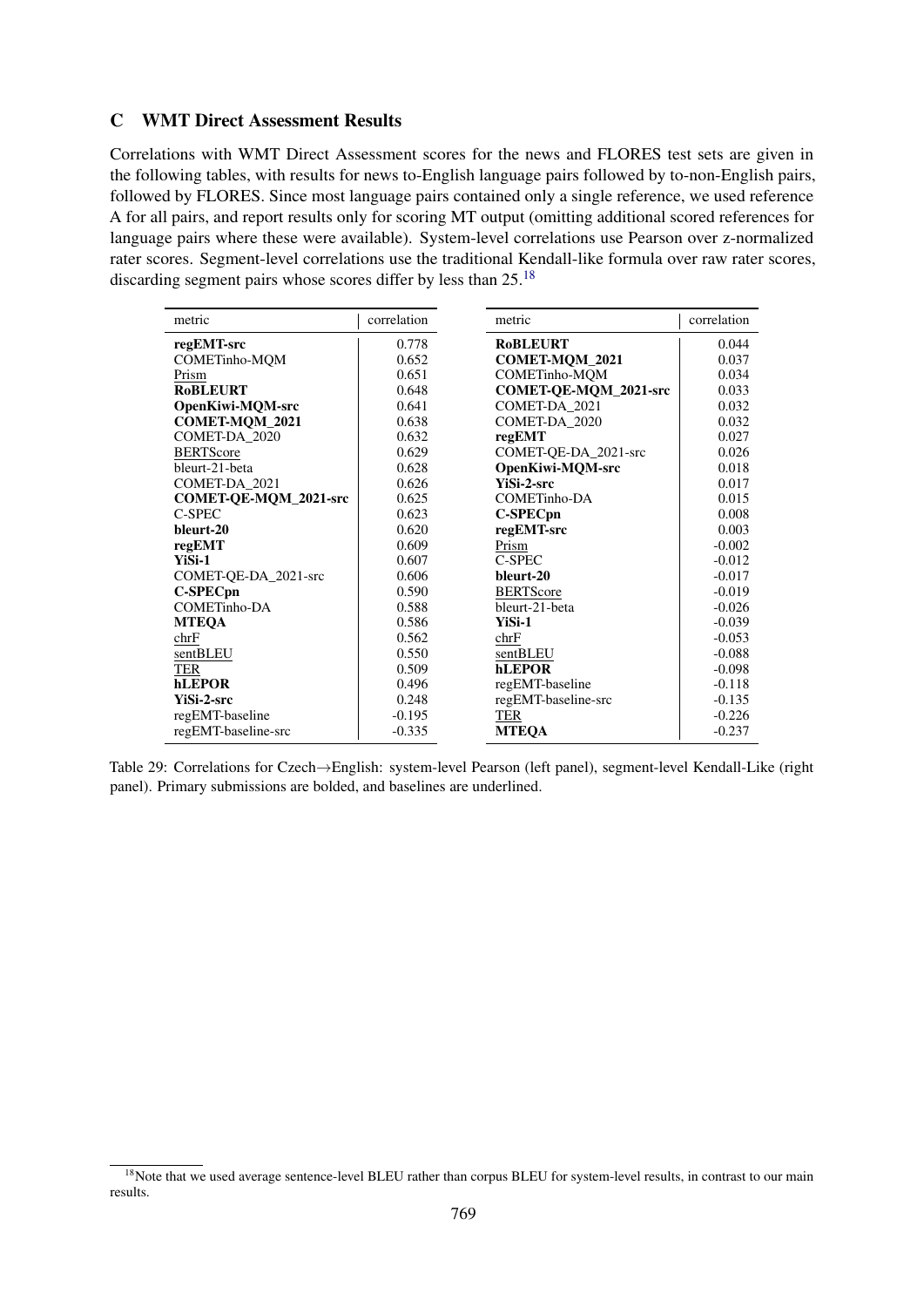## C WMT Direct Assessment Results

Correlations with WMT Direct Assessment scores for the news and FLORES test sets are given in the following tables, with results for news to-English language pairs followed by to-non-English pairs, followed by FLORES. Since most language pairs contained only a single reference, we used reference A for all pairs, and report results only for scoring MT output (omitting additional scored references for language pairs where these were available). System-level correlations use Pearson over z-normalized rater scores. Segment-level correlations use the traditional Kendall-like formula over raw rater scores, discarding segment pairs whose scores differ by less than 25.[18]

| metric | correlation |
|---|---|
| **regEMT-src** | 0.778 |
| COMETinho-MQM | 0.652 |
| Prism | 0.651 |
| **RoBLEURT** | 0.648 |
| **OpenKiwi-MQM-src** | 0.641 |
| **COMET-MQM_2021** | 0.638 |
| COMET-DA_2020 | 0.632 |
| BERTScore | 0.629 |
| bleurt-21-beta | 0.628 |
| COMET-DA_2021 | 0.626 |
| **COMET-QE-MQM_2021-src** | 0.625 |
| C-SPEC | 0.623 |
| **bleurt-20** | 0.620 |
| **regEMT** | 0.609 |
| **YiSi-1** | 0.607 |
| COMET-QE-DA_2021-src | 0.606 |
| **C-SPECpn** | 0.590 |
| COMETinho-DA | 0.588 |
| **MTEQA** | 0.586 |
| chrF | 0.562 |
| sentBLEU | 0.550 |
| TER | 0.509 |
| **hLEPOR** | 0.496 |
| **YiSi-2-src** | 0.248 |
| regEMT-baseline | -0.195 |
| regEMT-baseline-src | -0.335 |

| metric | correlation |
|---|---|
| **RoBLEURT** | 0.044 |
| **COMET-MQM_2021** | 0.037 |
| COMETinho-MQM | 0.034 |
| **COMET-QE-MQM_2021-src** | 0.033 |
| COMET-DA_2021 | 0.032 |
| COMET-DA_2020 | 0.032 |
| **regEMT** | 0.027 |
| COMET-QE-DA_2021-src | 0.026 |
| **OpenKiwi-MQM-src** | 0.018 |
| **YiSi-2-src** | 0.017 |
| COMETinho-DA | 0.015 |
| **C-SPECpn** | 0.008 |
| **regEMT-src** | 0.003 |
| Prism | -0.002 |
| C-SPEC | -0.012 |
| **bleurt-20** | -0.017 |
| BERTScore | -0.019 |
| bleurt-21-beta | -0.026 |
| **YiSi-1** | -0.039 |
| chrF | -0.053 |
| sentBLEU | -0.088 |
| **hLEPOR** | -0.098 |
| regEMT-baseline | -0.118 |
| regEMT-baseline-src | -0.135 |
| TER | -0.226 |
| **MTEQA** | -0.237 |

Table 29: Correlations for Czech→English: system-level Pearson (left panel), segment-level Kendall-Like (right panel). Primary submissions are bolded, and baselines are underlined.

[18] Note that we used average sentence-level BLEU rather than corpus BLEU for system-level results, in contrast to our main results.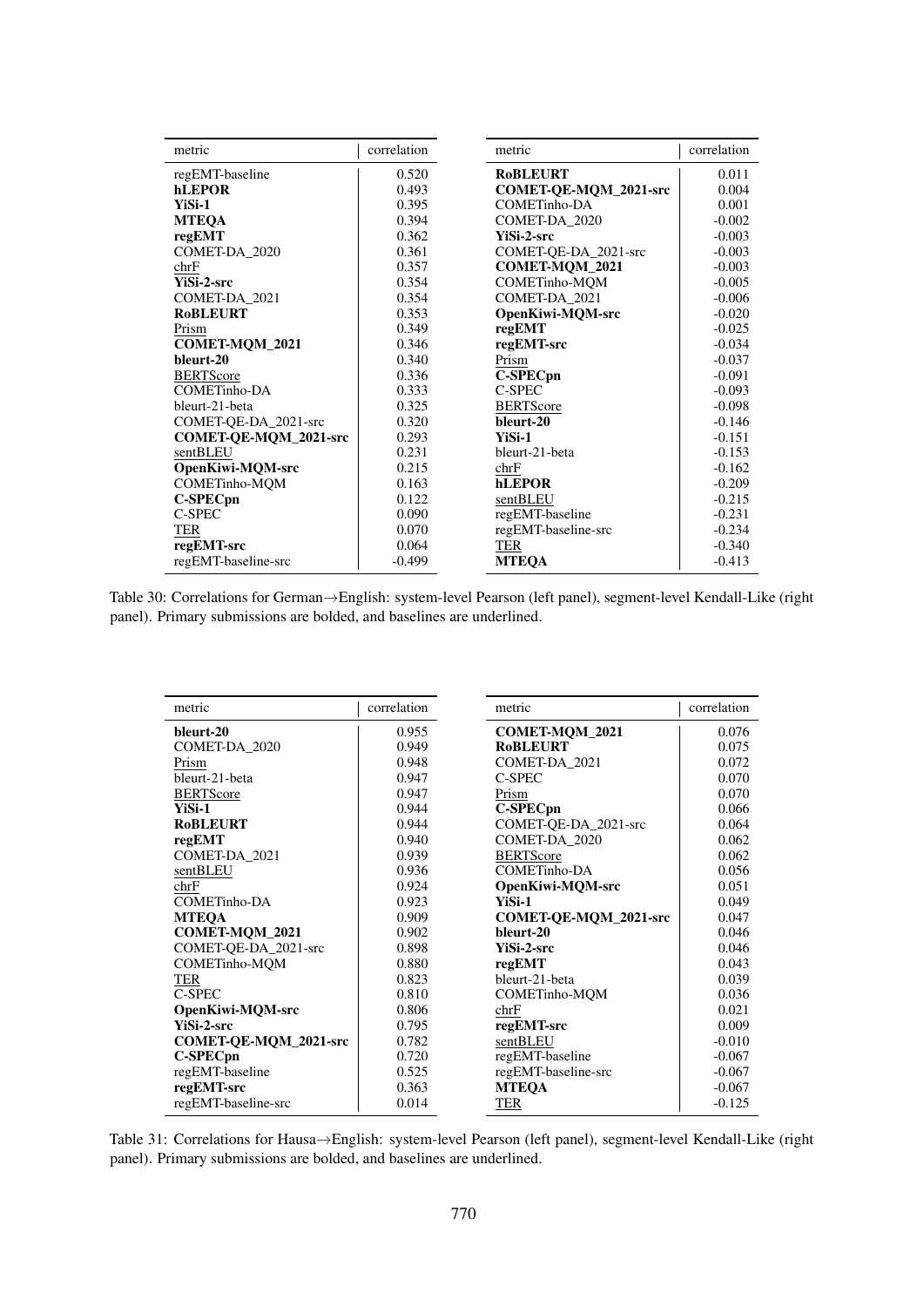| metric | correlation |
|---|---|
| regEMT-baseline | 0.520 |
| **hLEPOR** | 0.493 |
| **YiSi-1** | 0.395 |
| **MTEQA** | 0.394 |
| **regEMT** | 0.362 |
| COMET-DA_2020 | 0.361 |
| chrF | 0.357 |
| **YiSi-2-src** | 0.354 |
| COMET-DA_2021 | 0.354 |
| **RoBLEURT** | 0.353 |
| Prism | 0.349 |
| **COMET-MQM_2021** | 0.346 |
| **bleurt-20** | 0.340 |
| BERTScore | 0.336 |
| COMETinho-DA | 0.333 |
| bleurt-21-beta | 0.325 |
| COMET-QE-DA_2021-src | 0.320 |
| **COMET-QE-MQM_2021-src** | 0.293 |
| sentBLEU | 0.231 |
| **OpenKiwi-MQM-src** | 0.215 |
| COMETinho-MQM | 0.163 |
| **C-SPECpn** | 0.122 |
| C-SPEC | 0.090 |
| TER | 0.070 |
| **regEMT-src** | 0.064 |
| regEMT-baseline-src | -0.499 |

| metric | correlation |
|---|---|
| **RoBLEURT** | 0.011 |
| **COMET-QE-MQM_2021-src** | 0.004 |
| COMETinho-DA | 0.001 |
| COMET-DA_2020 | -0.002 |
| **YiSi-2-src** | -0.003 |
| COMET-QE-DA_2021-src | -0.003 |
| **COMET-MQM_2021** | -0.003 |
| COMETinho-MQM | -0.005 |
| COMET-DA_2021 | -0.006 |
| **OpenKiwi-MQM-src** | -0.020 |
| **regEMT** | -0.025 |
| **regEMT-src** | -0.034 |
| Prism | -0.037 |
| **C-SPECpn** | -0.091 |
| C-SPEC | -0.093 |
| BERTScore | -0.098 |
| **bleurt-20** | -0.146 |
| **YiSi-1** | -0.151 |
| bleurt-21-beta | -0.153 |
| chrF | -0.162 |
| **hLEPOR** | -0.209 |
| sentBLEU | -0.215 |
| regEMT-baseline | -0.231 |
| regEMT-baseline-src | -0.234 |
| TER | -0.340 |
| **MTEQA** | -0.413 |

Table 30: Correlations for German→English: system-level Pearson (left panel), segment-level Kendall-Like (right panel). Primary submissions are bolded, and baselines are underlined.

| metric | correlation |
|---|---|
| **bleurt-20** | 0.955 |
| COMET-DA_2020 | 0.949 |
| Prism | 0.948 |
| bleurt-21-beta | 0.947 |
| BERTScore | 0.947 |
| **YiSi-1** | 0.944 |
| **RoBLEURT** | 0.944 |
| **regEMT** | 0.940 |
| COMET-DA_2021 | 0.939 |
| sentBLEU | 0.936 |
| chrF | 0.924 |
| COMETinho-DA | 0.923 |
| **MTEQA** | 0.909 |
| **COMET-MQM_2021** | 0.902 |
| COMET-QE-DA_2021-src | 0.898 |
| COMETinho-MQM | 0.880 |
| TER | 0.823 |
| C-SPEC | 0.810 |
| **OpenKiwi-MQM-src** | 0.806 |
| **YiSi-2-src** | 0.795 |
| **COMET-QE-MQM_2021-src** | 0.782 |
| **C-SPECpn** | 0.720 |
| regEMT-baseline | 0.525 |
| **regEMT-src** | 0.363 |
| regEMT-baseline-src | 0.014 |

| metric | correlation |
|---|---|
| **COMET-MQM_2021** | 0.076 |
| **RoBLEURT** | 0.075 |
| COMET-DA_2021 | 0.072 |
| C-SPEC | 0.070 |
| Prism | 0.070 |
| **C-SPECpn** | 0.066 |
| COMET-QE-DA_2021-src | 0.064 |
| COMET-DA_2020 | 0.062 |
| BERTScore | 0.062 |
| COMETinho-DA | 0.056 |
| **OpenKiwi-MQM-src** | 0.051 |
| **YiSi-1** | 0.049 |
| **COMET-QE-MQM_2021-src** | 0.047 |
| **bleurt-20** | 0.046 |
| **YiSi-2-src** | 0.046 |
| **regEMT** | 0.043 |
| bleurt-21-beta | 0.039 |
| COMETinho-MQM | 0.036 |
| chrF | 0.021 |
| **regEMT-src** | 0.009 |
| sentBLEU | -0.010 |
| regEMT-baseline | -0.067 |
| regEMT-baseline-src | -0.067 |
| **MTEQA** | -0.067 |
| TER | -0.125 |

Table 31: Correlations for Hausa→English: system-level Pearson (left panel), segment-level Kendall-Like (right panel). Primary submissions are bolded, and baselines are underlined.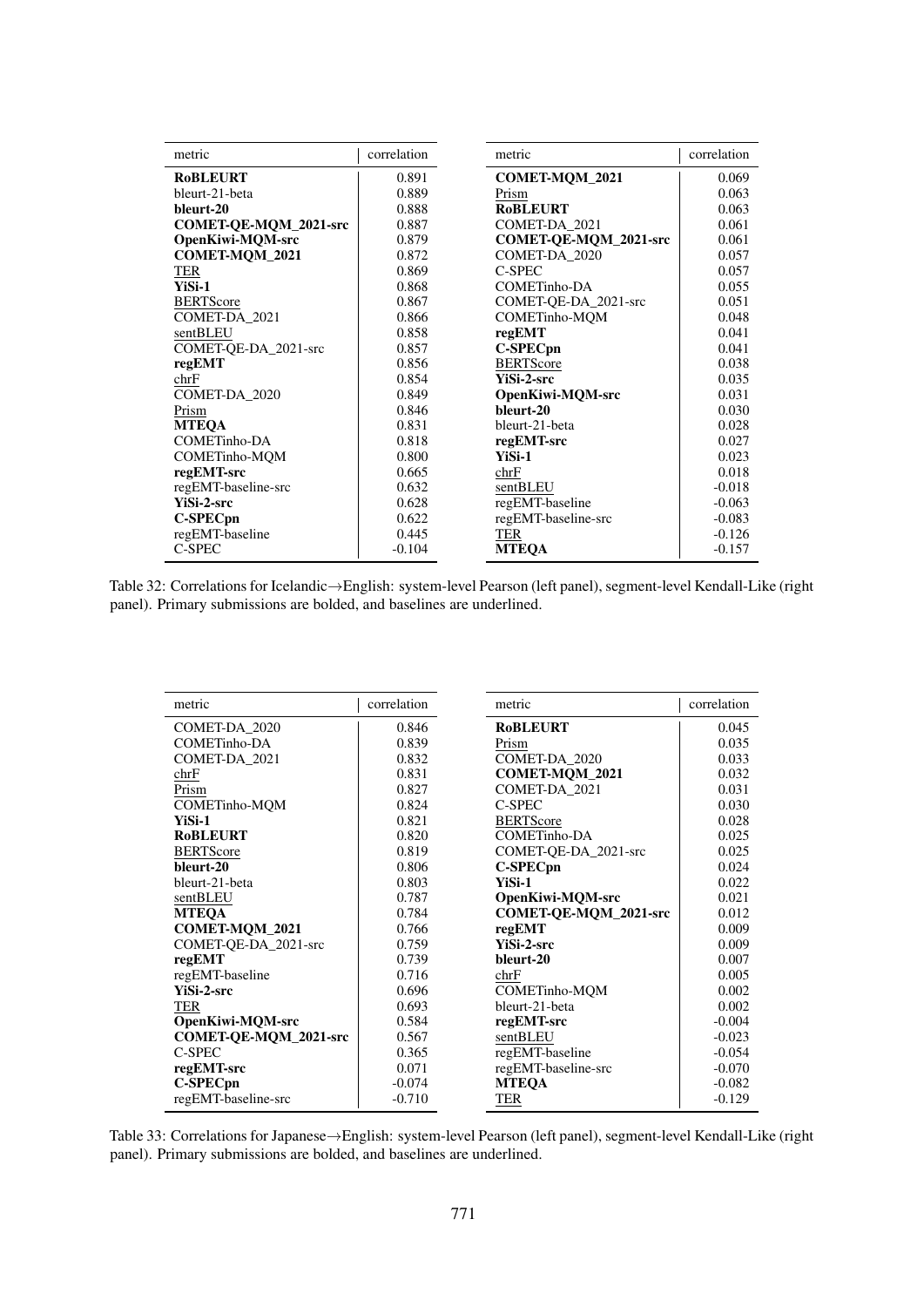| metric | correlation |
|---|---|
| **RoBLEURT** | 0.891 |
| bleurt-21-beta | 0.889 |
| **bleurt-20** | 0.888 |
| **COMET-QE-MQM_2021-src** | 0.887 |
| **OpenKiwi-MQM-src** | 0.879 |
| **COMET-MQM_2021** | 0.872 |
| TER | 0.869 |
| **YiSi-1** | 0.868 |
| BERTScore | 0.867 |
| COMET-DA_2021 | 0.866 |
| sentBLEU | 0.858 |
| COMET-QE-DA_2021-src | 0.857 |
| **regEMT** | 0.856 |
| chrF | 0.854 |
| COMET-DA_2020 | 0.849 |
| Prism | 0.846 |
| **MTEQA** | 0.831 |
| COMETinho-DA | 0.818 |
| COMETinho-MQM | 0.800 |
| **regEMT-src** | 0.665 |
| regEMT-baseline-src | 0.632 |
| **YiSi-2-src** | 0.628 |
| **C-SPECpn** | 0.622 |
| regEMT-baseline | 0.445 |
| C-SPEC | -0.104 |

| metric | correlation |
|---|---|
| **COMET-MQM_2021** | 0.069 |
| Prism | 0.063 |
| **RoBLEURT** | 0.063 |
| COMET-DA_2021 | 0.061 |
| **COMET-QE-MQM_2021-src** | 0.061 |
| COMET-DA_2020 | 0.057 |
| C-SPEC | 0.057 |
| COMETinho-DA | 0.055 |
| COMET-QE-DA_2021-src | 0.051 |
| COMETinho-MQM | 0.048 |
| **regEMT** | 0.041 |
| **C-SPECpn** | 0.041 |
| BERTScore | 0.038 |
| **YiSi-2-src** | 0.035 |
| **OpenKiwi-MQM-src** | 0.031 |
| **bleurt-20** | 0.030 |
| bleurt-21-beta | 0.028 |
| **regEMT-src** | 0.027 |
| **YiSi-1** | 0.023 |
| chrF | 0.018 |
| sentBLEU | -0.018 |
| regEMT-baseline | -0.063 |
| regEMT-baseline-src | -0.083 |
| TER | -0.126 |
| **MTEQA** | -0.157 |

Table 32: Correlations for Icelandic→English: system-level Pearson (left panel), segment-level Kendall-Like (right panel). Primary submissions are bolded, and baselines are underlined.

| metric | correlation |
|---|---|
| COMET-DA_2020 | 0.846 |
| COMETinho-DA | 0.839 |
| COMET-DA_2021 | 0.832 |
| chrF | 0.831 |
| Prism | 0.827 |
| COMETinho-MQM | 0.824 |
| **YiSi-1** | 0.821 |
| **RoBLEURT** | 0.820 |
| BERTScore | 0.819 |
| **bleurt-20** | 0.806 |
| bleurt-21-beta | 0.803 |
| sentBLEU | 0.787 |
| **MTEQA** | 0.784 |
| **COMET-MQM_2021** | 0.766 |
| COMET-QE-DA_2021-src | 0.759 |
| **regEMT** | 0.739 |
| regEMT-baseline | 0.716 |
| **YiSi-2-src** | 0.696 |
| TER | 0.693 |
| **OpenKiwi-MQM-src** | 0.584 |
| **COMET-QE-MQM_2021-src** | 0.567 |
| C-SPEC | 0.365 |
| **regEMT-src** | 0.071 |
| **C-SPECpn** | -0.074 |
| regEMT-baseline-src | -0.710 |

| metric | correlation |
|---|---|
| **RoBLEURT** | 0.045 |
| Prism | 0.035 |
| COMET-DA_2020 | 0.033 |
| **COMET-MQM_2021** | 0.032 |
| COMET-DA_2021 | 0.031 |
| C-SPEC | 0.030 |
| BERTScore | 0.028 |
| COMETinho-DA | 0.025 |
| COMET-QE-DA_2021-src | 0.025 |
| **C-SPECpn** | 0.024 |
| **YiSi-1** | 0.022 |
| **OpenKiwi-MQM-src** | 0.021 |
| **COMET-QE-MQM_2021-src** | 0.012 |
| **regEMT** | 0.009 |
| **YiSi-2-src** | 0.009 |
| **bleurt-20** | 0.007 |
| chrF | 0.005 |
| COMETinho-MQM | 0.002 |
| bleurt-21-beta | 0.002 |
| **regEMT-src** | -0.004 |
| sentBLEU | -0.023 |
| regEMT-baseline | -0.054 |
| regEMT-baseline-src | -0.070 |
| **MTEQA** | -0.082 |
| TER | -0.129 |

Table 33: Correlations for Japanese→English: system-level Pearson (left panel), segment-level Kendall-Like (right panel). Primary submissions are bolded, and baselines are underlined.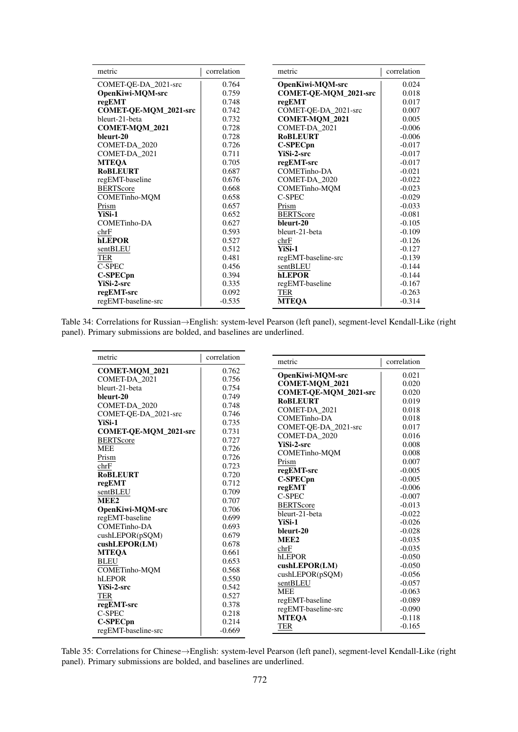| metric | correlation |
|---|---|
| COMET-QE-DA_2021-src | 0.764 |
| **OpenKiwi-MQM-src** | 0.759 |
| **regEMT** | 0.748 |
| **COMET-QE-MQM_2021-src** | 0.742 |
| bleurt-21-beta | 0.732 |
| **COMET-MQM_2021** | 0.728 |
| **bleurt-20** | 0.728 |
| COMET-DA_2020 | 0.726 |
| COMET-DA_2021 | 0.711 |
| **MTEQA** | 0.705 |
| **RoBLEURT** | 0.687 |
| regEMT-baseline | 0.676 |
| BERTScore | 0.668 |
| COMETinho-MQM | 0.658 |
| Prism | 0.657 |
| **YiSi-1** | 0.652 |
| COMETinho-DA | 0.627 |
| chrF | 0.593 |
| **hLEPOR** | 0.527 |
| sentBLEU | 0.512 |
| TER | 0.481 |
| C-SPEC | 0.456 |
| **C-SPECpn** | 0.394 |
| **YiSi-2-src** | 0.335 |
| **regEMT-src** | 0.092 |
| regEMT-baseline-src | -0.535 |

| metric | correlation |
|---|---|
| **OpenKiwi-MQM-src** | 0.024 |
| **COMET-QE-MQM_2021-src** | 0.018 |
| **regEMT** | 0.017 |
| COMET-QE-DA_2021-src | 0.007 |
| **COMET-MQM_2021** | 0.005 |
| COMET-DA_2021 | -0.006 |
| **RoBLEURT** | -0.006 |
| **C-SPECpn** | -0.017 |
| **YiSi-2-src** | -0.017 |
| **regEMT-src** | -0.017 |
| COMETinho-DA | -0.021 |
| COMET-DA_2020 | -0.022 |
| COMETinho-MQM | -0.023 |
| C-SPEC | -0.029 |
| Prism | -0.033 |
| BERTScore | -0.081 |
| **bleurt-20** | -0.105 |
| bleurt-21-beta | -0.109 |
| chrF | -0.126 |
| **YiSi-1** | -0.127 |
| regEMT-baseline-src | -0.139 |
| sentBLEU | -0.144 |
| **hLEPOR** | -0.144 |
| regEMT-baseline | -0.167 |
| TER | -0.263 |
| **MTEQA** | -0.314 |

Table 34: Correlations for Russian→English: system-level Pearson (left panel), segment-level Kendall-Like (right panel). Primary submissions are bolded, and baselines are underlined.

| metric | correlation |
|---|---|
| **COMET-MQM_2021** | 0.762 |
| COMET-DA_2021 | 0.756 |
| bleurt-21-beta | 0.754 |
| **bleurt-20** | 0.749 |
| COMET-DA_2020 | 0.748 |
| COMET-QE-DA_2021-src | 0.746 |
| **YiSi-1** | 0.735 |
| **COMET-QE-MQM_2021-src** | 0.731 |
| BERTScore | 0.727 |
| MEE | 0.726 |
| Prism | 0.726 |
| chrF | 0.723 |
| **RoBLEURT** | 0.720 |
| **regEMT** | 0.712 |
| sentBLEU | 0.709 |
| **MEE2** | 0.707 |
| **OpenKiwi-MQM-src** | 0.706 |
| regEMT-baseline | 0.699 |
| COMETinho-DA | 0.693 |
| cushLEPOR(pSQM) | 0.679 |
| **cushLEPOR(LM)** | 0.678 |
| **MTEQA** | 0.661 |
| BLEU | 0.653 |
| COMETinho-MQM | 0.568 |
| hLEPOR | 0.550 |
| **YiSi-2-src** | 0.542 |
| TER | 0.527 |
| **regEMT-src** | 0.378 |
| C-SPEC | 0.218 |
| **C-SPECpn** | 0.214 |
| regEMT-baseline-src | -0.669 |

| metric | correlation |
|---|---|
| **OpenKiwi-MQM-src** | 0.021 |
| **COMET-MQM_2021** | 0.020 |
| **COMET-QE-MQM_2021-src** | 0.020 |
| **RoBLEURT** | 0.019 |
| COMET-DA_2021 | 0.018 |
| COMETinho-DA | 0.018 |
| COMET-QE-DA_2021-src | 0.017 |
| COMET-DA_2020 | 0.016 |
| **YiSi-2-src** | 0.008 |
| COMETinho-MQM | 0.008 |
| Prism | 0.007 |
| **regEMT-src** | -0.005 |
| **C-SPECpn** | -0.005 |
| **regEMT** | -0.006 |
| C-SPEC | -0.007 |
| BERTScore | -0.013 |
| bleurt-21-beta | -0.022 |
| **YiSi-1** | -0.026 |
| **bleurt-20** | -0.028 |
| **MEE2** | -0.035 |
| chrF | -0.035 |
| hLEPOR | -0.050 |
| **cushLEPOR(LM)** | -0.050 |
| cushLEPOR(pSQM) | -0.056 |
| sentBLEU | -0.057 |
| MEE | -0.063 |
| regEMT-baseline | -0.089 |
| regEMT-baseline-src | -0.090 |
| **MTEQA** | -0.118 |
| TER | -0.165 |

Table 35: Correlations for Chinese→English: system-level Pearson (left panel), segment-level Kendall-Like (right panel). Primary submissions are bolded, and baselines are underlined.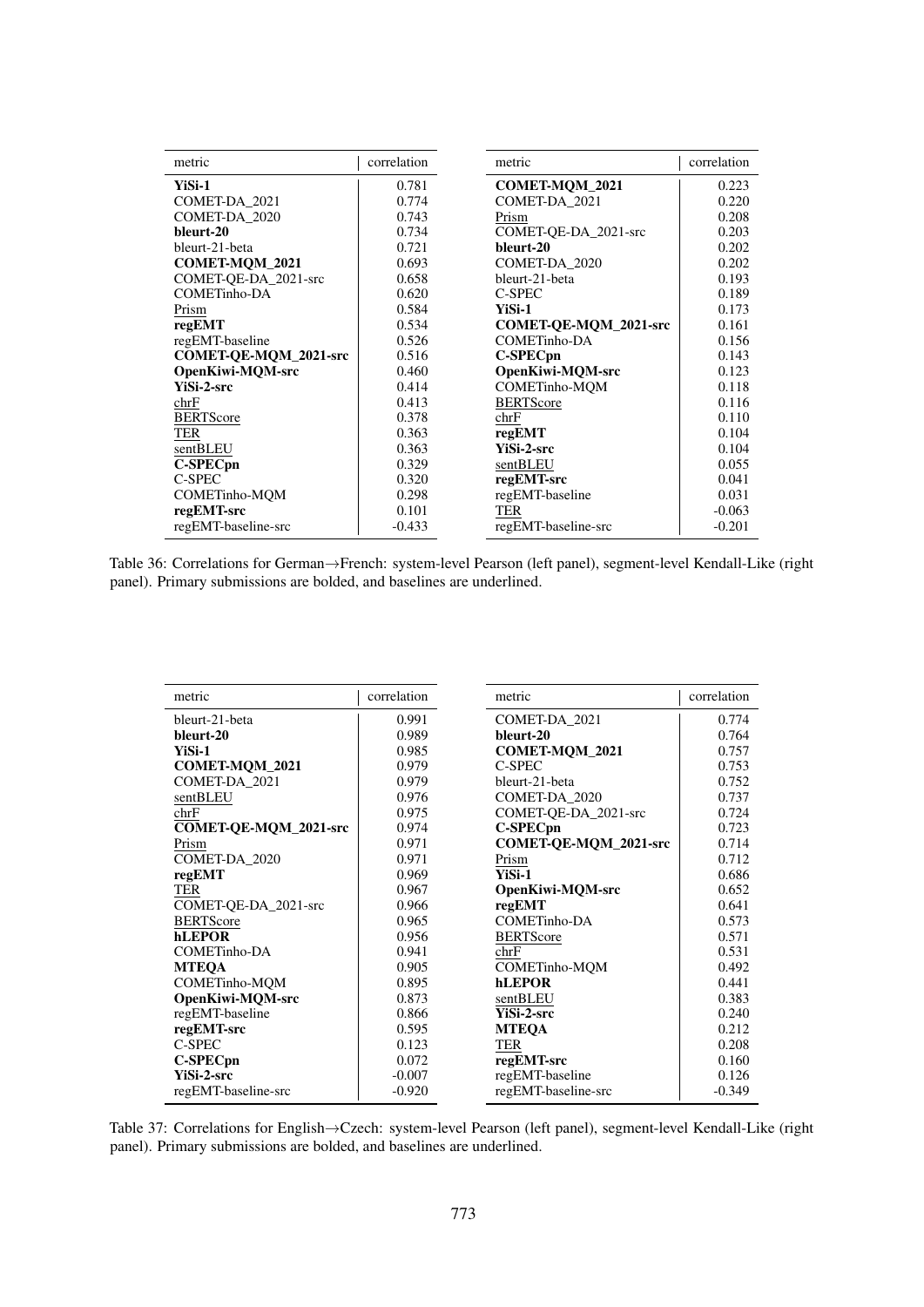| metric | correlation |
|---|---|
| **YiSi-1** | 0.781 |
| COMET-DA_2021 | 0.774 |
| COMET-DA_2020 | 0.743 |
| **bleurt-20** | 0.734 |
| bleurt-21-beta | 0.721 |
| **COMET-MQM_2021** | 0.693 |
| COMET-QE-DA_2021-src | 0.658 |
| COMETinho-DA | 0.620 |
| Prism | 0.584 |
| **regEMT** | 0.534 |
| regEMT-baseline | 0.526 |
| **COMET-QE-MQM_2021-src** | 0.516 |
| **OpenKiwi-MQM-src** | 0.460 |
| **YiSi-2-src** | 0.414 |
| chrF | 0.413 |
| BERTScore | 0.378 |
| TER | 0.363 |
| sentBLEU | 0.363 |
| **C-SPECpn** | 0.329 |
| C-SPEC | 0.320 |
| COMETinho-MQM | 0.298 |
| **regEMT-src** | 0.101 |
| regEMT-baseline-src | -0.433 |

| metric | correlation |
|---|---|
| **COMET-MQM_2021** | 0.223 |
| COMET-DA_2021 | 0.220 |
| Prism | 0.208 |
| COMET-QE-DA_2021-src | 0.203 |
| **bleurt-20** | 0.202 |
| COMET-DA_2020 | 0.202 |
| bleurt-21-beta | 0.193 |
| C-SPEC | 0.189 |
| **YiSi-1** | 0.173 |
| **COMET-QE-MQM_2021-src** | 0.161 |
| COMETinho-DA | 0.156 |
| **C-SPECpn** | 0.143 |
| **OpenKiwi-MQM-src** | 0.123 |
| COMETinho-MQM | 0.118 |
| BERTScore | 0.116 |
| chrF | 0.110 |
| **regEMT** | 0.104 |
| **YiSi-2-src** | 0.104 |
| sentBLEU | 0.055 |
| **regEMT-src** | 0.041 |
| regEMT-baseline | 0.031 |
| TER | -0.063 |
| regEMT-baseline-src | -0.201 |

Table 36: Correlations for German→French: system-level Pearson (left panel), segment-level Kendall-Like (right panel). Primary submissions are bolded, and baselines are underlined.

| metric | correlation |
|---|---|
| bleurt-21-beta | 0.991 |
| **bleurt-20** | 0.989 |
| **YiSi-1** | 0.985 |
| **COMET-MQM_2021** | 0.979 |
| COMET-DA_2021 | 0.979 |
| sentBLEU | 0.976 |
| chrF | 0.975 |
| **COMET-QE-MQM_2021-src** | 0.974 |
| Prism | 0.971 |
| COMET-DA_2020 | 0.971 |
| **regEMT** | 0.969 |
| TER | 0.967 |
| COMET-QE-DA_2021-src | 0.966 |
| BERTScore | 0.965 |
| **hLEPOR** | 0.956 |
| COMETinho-DA | 0.941 |
| **MTEQA** | 0.905 |
| COMETinho-MQM | 0.895 |
| **OpenKiwi-MQM-src** | 0.873 |
| regEMT-baseline | 0.866 |
| **regEMT-src** | 0.595 |
| C-SPEC | 0.123 |
| **C-SPECpn** | 0.072 |
| **YiSi-2-src** | -0.007 |
| regEMT-baseline-src | -0.920 |

| metric | correlation |
|---|---|
| COMET-DA_2021 | 0.774 |
| **bleurt-20** | 0.764 |
| **COMET-MQM_2021** | 0.757 |
| C-SPEC | 0.753 |
| bleurt-21-beta | 0.752 |
| COMET-DA_2020 | 0.737 |
| COMET-QE-DA_2021-src | 0.724 |
| **C-SPECpn** | 0.723 |
| **COMET-QE-MQM_2021-src** | 0.714 |
| Prism | 0.712 |
| **YiSi-1** | 0.686 |
| **OpenKiwi-MQM-src** | 0.652 |
| **regEMT** | 0.641 |
| COMETinho-DA | 0.573 |
| BERTScore | 0.571 |
| chrF | 0.531 |
| COMETinho-MQM | 0.492 |
| **hLEPOR** | 0.441 |
| sentBLEU | 0.383 |
| **YiSi-2-src** | 0.240 |
| **MTEQA** | 0.212 |
| TER | 0.208 |
| **regEMT-src** | 0.160 |
| regEMT-baseline | 0.126 |
| regEMT-baseline-src | -0.349 |

Table 37: Correlations for English→Czech: system-level Pearson (left panel), segment-level Kendall-Like (right panel). Primary submissions are bolded, and baselines are underlined.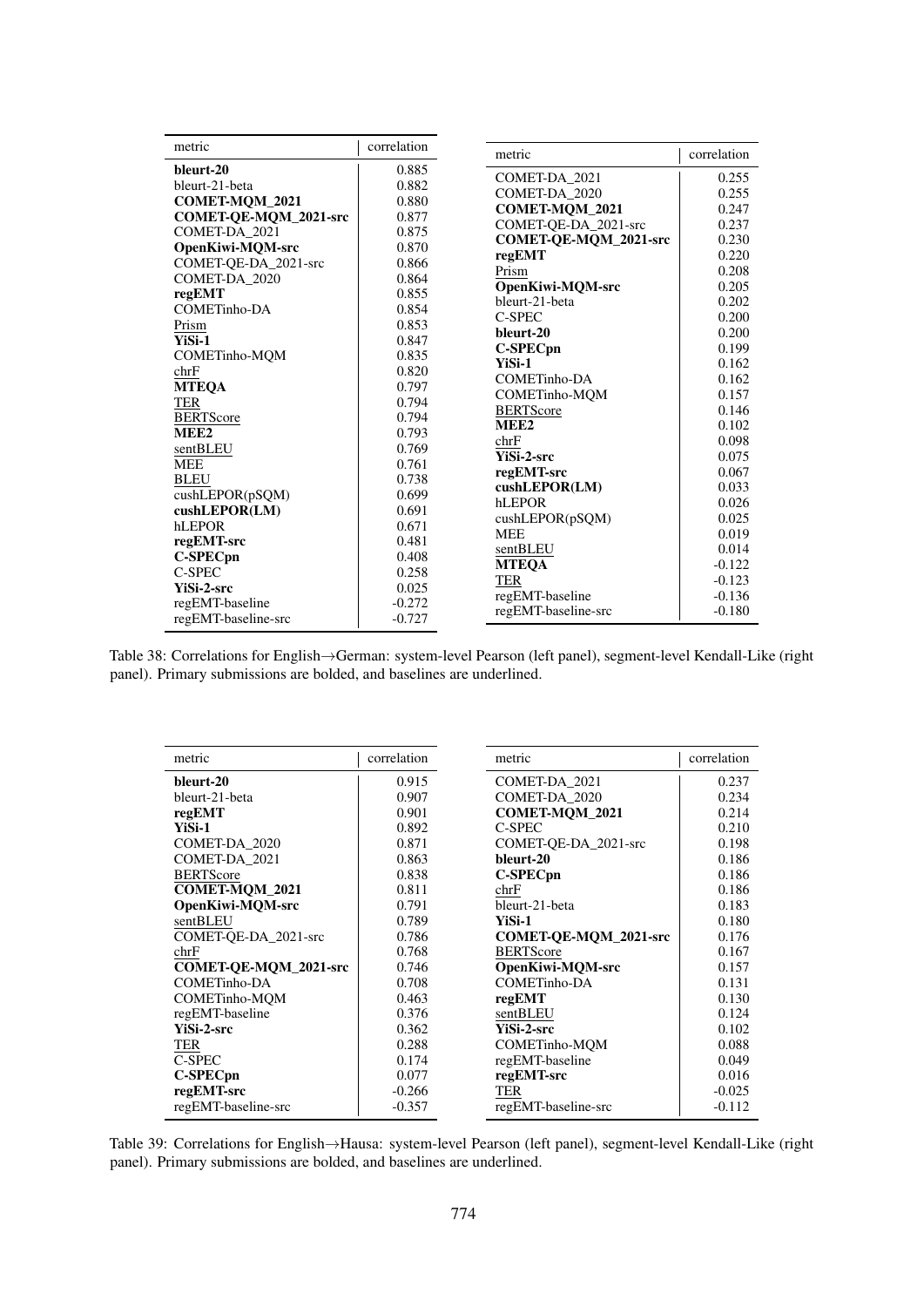| metric | correlation |
|---|---|
| **bleurt-20** | 0.885 |
| bleurt-21-beta | 0.882 |
| **COMET-MQM_2021** | 0.880 |
| **COMET-QE-MQM_2021-src** | 0.877 |
| COMET-DA_2021 | 0.875 |
| **OpenKiwi-MQM-src** | 0.870 |
| COMET-QE-DA_2021-src | 0.866 |
| COMET-DA_2020 | 0.864 |
| **regEMT** | 0.855 |
| COMETinho-DA | 0.854 |
| Prism | 0.853 |
| **YiSi-1** | 0.847 |
| COMETinho-MQM | 0.835 |
| chrF | 0.820 |
| **MTEQA** | 0.797 |
| TER | 0.794 |
| BERTScore | 0.794 |
| **MEE2** | 0.793 |
| sentBLEU | 0.769 |
| MEE | 0.761 |
| BLEU | 0.738 |
| cushLEPOR(pSQM) | 0.699 |
| **cushLEPOR(LM)** | 0.691 |
| hLEPOR | 0.671 |
| **regEMT-src** | 0.481 |
| **C-SPECpn** | 0.408 |
| C-SPEC | 0.258 |
| **YiSi-2-src** | 0.025 |
| regEMT-baseline | -0.272 |
| regEMT-baseline-src | -0.727 |

| metric | correlation |
|---|---|
| COMET-DA_2021 | 0.255 |
| COMET-DA_2020 | 0.255 |
| **COMET-MQM_2021** | 0.247 |
| COMET-QE-DA_2021-src | 0.237 |
| **COMET-QE-MQM_2021-src** | 0.230 |
| **regEMT** | 0.220 |
| Prism | 0.208 |
| **OpenKiwi-MQM-src** | 0.205 |
| bleurt-21-beta | 0.202 |
| C-SPEC | 0.200 |
| **bleurt-20** | 0.200 |
| **C-SPECpn** | 0.199 |
| **YiSi-1** | 0.162 |
| COMETinho-DA | 0.162 |
| COMETinho-MQM | 0.157 |
| BERTScore | 0.146 |
| **MEE2** | 0.102 |
| chrF | 0.098 |
| **YiSi-2-src** | 0.075 |
| **regEMT-src** | 0.067 |
| **cushLEPOR(LM)** | 0.033 |
| hLEPOR | 0.026 |
| cushLEPOR(pSQM) | 0.025 |
| MEE | 0.019 |
| sentBLEU | 0.014 |
| **MTEQA** | -0.122 |
| TER | -0.123 |
| regEMT-baseline | -0.136 |
| regEMT-baseline-src | -0.180 |

Table 38: Correlations for English→German: system-level Pearson (left panel), segment-level Kendall-Like (right panel). Primary submissions are bolded, and baselines are underlined.

| metric | correlation |
|---|---|
| **bleurt-20** | 0.915 |
| bleurt-21-beta | 0.907 |
| **regEMT** | 0.901 |
| **YiSi-1** | 0.892 |
| COMET-DA_2020 | 0.871 |
| COMET-DA_2021 | 0.863 |
| BERTScore | 0.838 |
| **COMET-MQM_2021** | 0.811 |
| **OpenKiwi-MQM-src** | 0.791 |
| sentBLEU | 0.789 |
| COMET-QE-DA_2021-src | 0.786 |
| chrF | 0.768 |
| **COMET-QE-MQM_2021-src** | 0.746 |
| COMETinho-DA | 0.708 |
| COMETinho-MQM | 0.463 |
| regEMT-baseline | 0.376 |
| **YiSi-2-src** | 0.362 |
| TER | 0.288 |
| C-SPEC | 0.174 |
| **C-SPECpn** | 0.077 |
| **regEMT-src** | -0.266 |
| regEMT-baseline-src | -0.357 |

| metric | correlation |
|---|---|
| COMET-DA_2021 | 0.237 |
| COMET-DA_2020 | 0.234 |
| **COMET-MQM_2021** | 0.214 |
| C-SPEC | 0.210 |
| COMET-QE-DA_2021-src | 0.198 |
| **bleurt-20** | 0.186 |
| **C-SPECpn** | 0.186 |
| chrF | 0.186 |
| bleurt-21-beta | 0.183 |
| **YiSi-1** | 0.180 |
| **COMET-QE-MQM_2021-src** | 0.176 |
| BERTScore | 0.167 |
| **OpenKiwi-MQM-src** | 0.157 |
| COMETinho-DA | 0.131 |
| **regEMT** | 0.130 |
| sentBLEU | 0.124 |
| **YiSi-2-src** | 0.102 |
| COMETinho-MQM | 0.088 |
| regEMT-baseline | 0.049 |
| **regEMT-src** | 0.016 |
| TER | -0.025 |
| regEMT-baseline-src | -0.112 |

Table 39: Correlations for English→Hausa: system-level Pearson (left panel), segment-level Kendall-Like (right panel). Primary submissions are bolded, and baselines are underlined.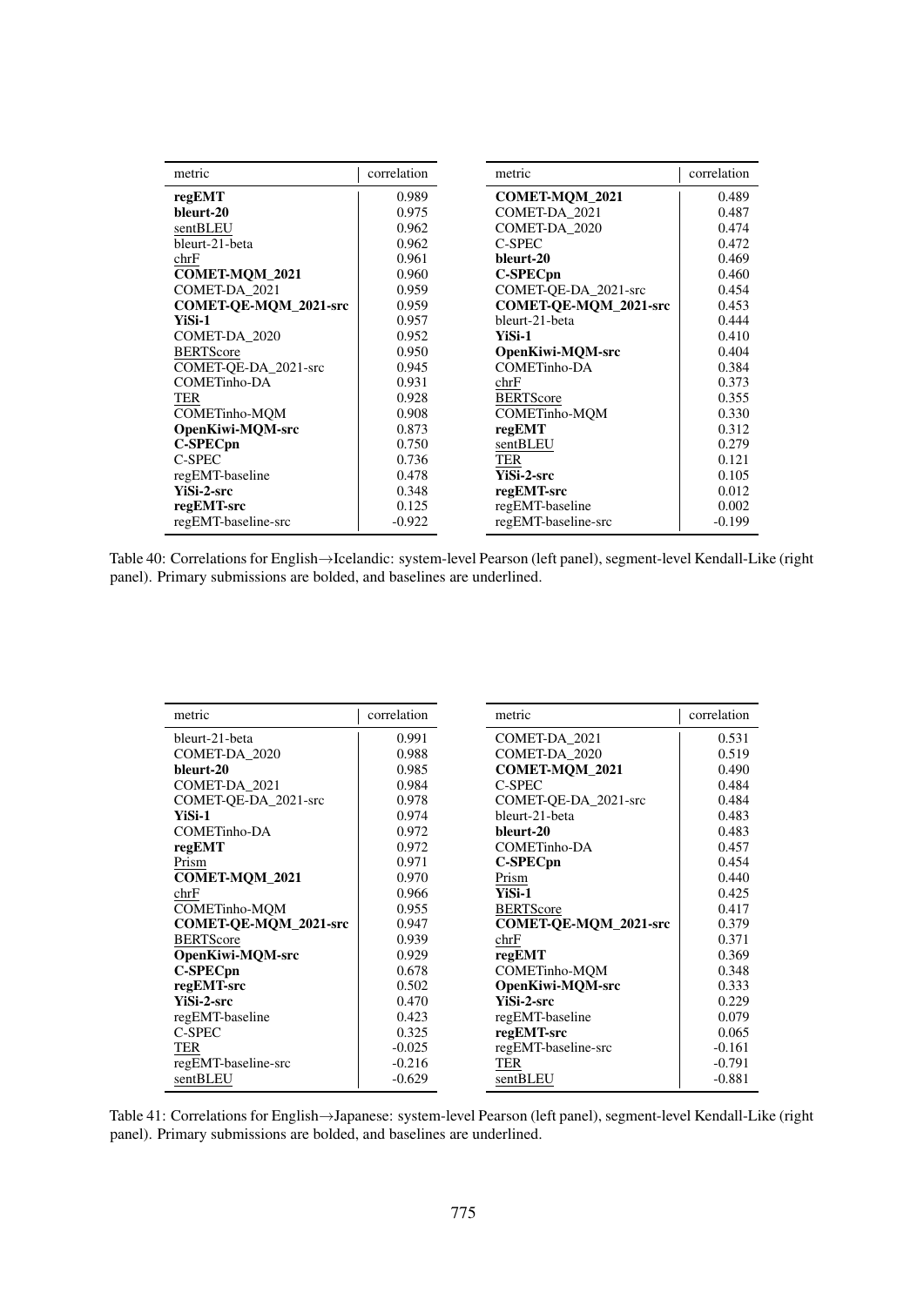| metric | correlation |
|---|---|
| **regEMT** | 0.989 |
| **bleurt-20** | 0.975 |
| sentBLEU | 0.962 |
| bleurt-21-beta | 0.962 |
| chrF | 0.961 |
| **COMET-MQM_2021** | 0.960 |
| COMET-DA_2021 | 0.959 |
| **COMET-QE-MQM_2021-src** | 0.959 |
| **YiSi-1** | 0.957 |
| COMET-DA_2020 | 0.952 |
| BERTScore | 0.950 |
| COMET-QE-DA_2021-src | 0.945 |
| COMETinho-DA | 0.931 |
| TER | 0.928 |
| COMETinho-MQM | 0.908 |
| **OpenKiwi-MQM-src** | 0.873 |
| **C-SPECpn** | 0.750 |
| C-SPEC | 0.736 |
| regEMT-baseline | 0.478 |
| **YiSi-2-src** | 0.348 |
| **regEMT-src** | 0.125 |
| regEMT-baseline-src | -0.922 |

| metric | correlation |
|---|---|
| **COMET-MQM_2021** | 0.489 |
| COMET-DA_2021 | 0.487 |
| COMET-DA_2020 | 0.474 |
| C-SPEC | 0.472 |
| **bleurt-20** | 0.469 |
| **C-SPECpn** | 0.460 |
| COMET-QE-DA_2021-src | 0.454 |
| **COMET-QE-MQM_2021-src** | 0.453 |
| bleurt-21-beta | 0.444 |
| **YiSi-1** | 0.410 |
| **OpenKiwi-MQM-src** | 0.404 |
| COMETinho-DA | 0.384 |
| chrF | 0.373 |
| BERTScore | 0.355 |
| COMETinho-MQM | 0.330 |
| **regEMT** | 0.312 |
| sentBLEU | 0.279 |
| TER | 0.121 |
| **YiSi-2-src** | 0.105 |
| **regEMT-src** | 0.012 |
| regEMT-baseline | 0.002 |
| regEMT-baseline-src | -0.199 |

Table 40: Correlations for English→Icelandic: system-level Pearson (left panel), segment-level Kendall-Like (right panel). Primary submissions are bolded, and baselines are underlined.

| metric | correlation |
|---|---|
| bleurt-21-beta | 0.991 |
| COMET-DA_2020 | 0.988 |
| **bleurt-20** | 0.985 |
| COMET-DA_2021 | 0.984 |
| COMET-QE-DA_2021-src | 0.978 |
| **YiSi-1** | 0.974 |
| COMETinho-DA | 0.972 |
| **regEMT** | 0.972 |
| Prism | 0.971 |
| **COMET-MQM_2021** | 0.970 |
| chrF | 0.966 |
| COMETinho-MQM | 0.955 |
| **COMET-QE-MQM_2021-src** | 0.947 |
| BERTScore | 0.939 |
| **OpenKiwi-MQM-src** | 0.929 |
| **C-SPECpn** | 0.678 |
| **regEMT-src** | 0.502 |
| **YiSi-2-src** | 0.470 |
| regEMT-baseline | 0.423 |
| C-SPEC | 0.325 |
| TER | -0.025 |
| regEMT-baseline-src | -0.216 |
| sentBLEU | -0.629 |

| metric | correlation |
|---|---|
| COMET-DA_2021 | 0.531 |
| COMET-DA_2020 | 0.519 |
| **COMET-MQM_2021** | 0.490 |
| C-SPEC | 0.484 |
| COMET-QE-DA_2021-src | 0.484 |
| bleurt-21-beta | 0.483 |
| **bleurt-20** | 0.483 |
| COMETinho-DA | 0.457 |
| **C-SPECpn** | 0.454 |
| Prism | 0.440 |
| **YiSi-1** | 0.425 |
| BERTScore | 0.417 |
| **COMET-QE-MQM_2021-src** | 0.379 |
| chrF | 0.371 |
| **regEMT** | 0.369 |
| COMETinho-MQM | 0.348 |
| **OpenKiwi-MQM-src** | 0.333 |
| **YiSi-2-src** | 0.229 |
| regEMT-baseline | 0.079 |
| **regEMT-src** | 0.065 |
| regEMT-baseline-src | -0.161 |
| TER | -0.791 |
| sentBLEU | -0.881 |

Table 41: Correlations for English→Japanese: system-level Pearson (left panel), segment-level Kendall-Like (right panel). Primary submissions are bolded, and baselines are underlined.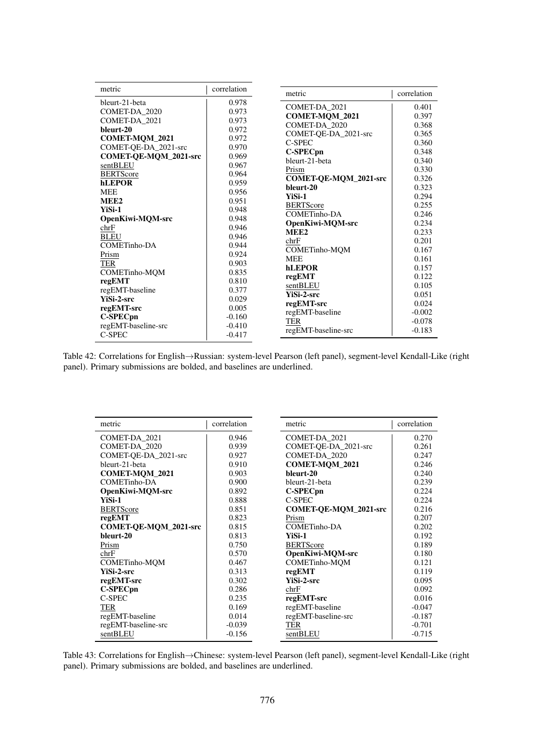| metric | correlation |
|---|---|
| bleurt-21-beta | 0.978 |
| COMET-DA_2020 | 0.973 |
| COMET-DA_2021 | 0.973 |
| **bleurt-20** | 0.972 |
| **COMET-MQM_2021** | 0.972 |
| COMET-QE-DA_2021-src | 0.970 |
| **COMET-QE-MQM_2021-src** | 0.969 |
| sentBLEU | 0.967 |
| BERTScore | 0.964 |
| **hLEPOR** | 0.959 |
| MEE | 0.956 |
| **MEE2** | 0.951 |
| **YiSi-1** | 0.948 |
| **OpenKiwi-MQM-src** | 0.948 |
| chrF | 0.946 |
| BLEU | 0.946 |
| COMETinho-DA | 0.944 |
| Prism | 0.924 |
| TER | 0.903 |
| COMETinho-MQM | 0.835 |
| **regEMT** | 0.810 |
| regEMT-baseline | 0.377 |
| **YiSi-2-src** | 0.029 |
| **regEMT-src** | 0.005 |
| **C-SPECpn** | -0.160 |
| regEMT-baseline-src | -0.410 |
| C-SPEC | -0.417 |

| metric | correlation |
|---|---|
| COMET-DA_2021 | 0.401 |
| **COMET-MQM_2021** | 0.397 |
| COMET-DA_2020 | 0.368 |
| COMET-QE-DA_2021-src | 0.365 |
| C-SPEC | 0.360 |
| **C-SPECpn** | 0.348 |
| bleurt-21-beta | 0.340 |
| Prism | 0.330 |
| **COMET-QE-MQM_2021-src** | 0.326 |
| **bleurt-20** | 0.323 |
| **YiSi-1** | 0.294 |
| BERTScore | 0.255 |
| COMETinho-DA | 0.246 |
| **OpenKiwi-MQM-src** | 0.234 |
| **MEE2** | 0.233 |
| chrF | 0.201 |
| COMETinho-MQM | 0.167 |
| MEE | 0.161 |
| **hLEPOR** | 0.157 |
| **regEMT** | 0.122 |
| sentBLEU | 0.105 |
| **YiSi-2-src** | 0.051 |
| **regEMT-src** | 0.024 |
| regEMT-baseline | -0.002 |
| TER | -0.078 |
| regEMT-baseline-src | -0.183 |

Table 42: Correlations for English→Russian: system-level Pearson (left panel), segment-level Kendall-Like (right panel). Primary submissions are bolded, and baselines are underlined.

| metric | correlation |
|---|---|
| COMET-DA_2021 | 0.946 |
| COMET-DA_2020 | 0.939 |
| COMET-QE-DA_2021-src | 0.927 |
| bleurt-21-beta | 0.910 |
| **COMET-MQM_2021** | 0.903 |
| COMETinho-DA | 0.900 |
| **OpenKiwi-MQM-src** | 0.892 |
| **YiSi-1** | 0.888 |
| BERTScore | 0.851 |
| **regEMT** | 0.823 |
| **COMET-QE-MQM_2021-src** | 0.815 |
| **bleurt-20** | 0.813 |
| Prism | 0.750 |
| chrF | 0.570 |
| COMETinho-MQM | 0.467 |
| **YiSi-2-src** | 0.313 |
| **regEMT-src** | 0.302 |
| **C-SPECpn** | 0.286 |
| C-SPEC | 0.235 |
| TER | 0.169 |
| regEMT-baseline | 0.014 |
| regEMT-baseline-src | -0.039 |
| sentBLEU | -0.156 |

| metric | correlation |
|---|---|
| COMET-DA_2021 | 0.270 |
| COMET-QE-DA_2021-src | 0.261 |
| COMET-DA_2020 | 0.247 |
| **COMET-MQM_2021** | 0.246 |
| **bleurt-20** | 0.240 |
| bleurt-21-beta | 0.239 |
| **C-SPECpn** | 0.224 |
| C-SPEC | 0.224 |
| **COMET-QE-MQM_2021-src** | 0.216 |
| Prism | 0.207 |
| COMETinho-DA | 0.202 |
| **YiSi-1** | 0.192 |
| BERTScore | 0.189 |
| **OpenKiwi-MQM-src** | 0.180 |
| COMETinho-MQM | 0.121 |
| **regEMT** | 0.119 |
| **YiSi-2-src** | 0.095 |
| chrF | 0.092 |
| **regEMT-src** | 0.016 |
| regEMT-baseline | -0.047 |
| regEMT-baseline-src | -0.187 |
| TER | -0.701 |
| sentBLEU | -0.715 |

Table 43: Correlations for English→Chinese: system-level Pearson (left panel), segment-level Kendall-Like (right panel). Primary submissions are bolded, and baselines are underlined.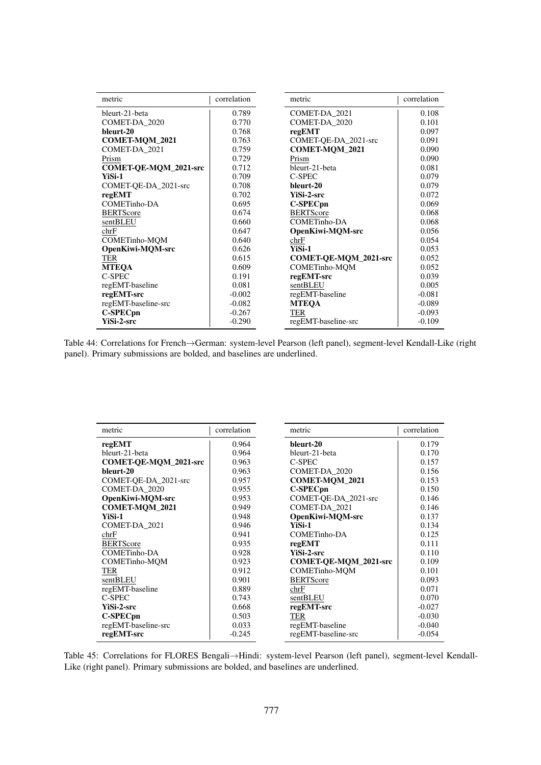| metric | correlation |
|---|---|
| bleurt-21-beta | 0.789 |
| COMET-DA_2020 | 0.770 |
| **bleurt-20** | 0.768 |
| **COMET-MQM_2021** | 0.763 |
| COMET-DA_2021 | 0.759 |
| Prism | 0.729 |
| **COMET-QE-MQM_2021-src** | 0.712 |
| **YiSi-1** | 0.709 |
| COMET-QE-DA_2021-src | 0.708 |
| **regEMT** | 0.702 |
| COMETinho-DA | 0.695 |
| BERTScore | 0.674 |
| sentBLEU | 0.660 |
| chrF | 0.647 |
| COMETinho-MQM | 0.640 |
| **OpenKiwi-MQM-src** | 0.626 |
| TER | 0.615 |
| **MTEQA** | 0.609 |
| C-SPEC | 0.191 |
| regEMT-baseline | 0.081 |
| **regEMT-src** | -0.002 |
| regEMT-baseline-src | -0.082 |
| **C-SPECpn** | -0.267 |
| **YiSi-2-src** | -0.290 |

| metric | correlation |
|---|---|
| COMET-DA_2021 | 0.108 |
| COMET-DA_2020 | 0.101 |
| **regEMT** | 0.097 |
| COMET-QE-DA_2021-src | 0.091 |
| **COMET-MQM_2021** | 0.090 |
| Prism | 0.090 |
| bleurt-21-beta | 0.081 |
| C-SPEC | 0.079 |
| **bleurt-20** | 0.079 |
| **YiSi-2-src** | 0.072 |
| **C-SPECpn** | 0.069 |
| BERTScore | 0.068 |
| COMETinho-DA | 0.068 |
| **OpenKiwi-MQM-src** | 0.056 |
| chrF | 0.054 |
| **YiSi-1** | 0.053 |
| **COMET-QE-MQM_2021-src** | 0.052 |
| COMETinho-MQM | 0.052 |
| **regEMT-src** | 0.039 |
| sentBLEU | 0.005 |
| regEMT-baseline | -0.081 |
| **MTEQA** | -0.089 |
| TER | -0.093 |
| regEMT-baseline-src | -0.109 |

Table 44: Correlations for French→German: system-level Pearson (left panel), segment-level Kendall-Like (right panel). Primary submissions are bolded, and baselines are underlined.

| metric | correlation |
|---|---|
| **regEMT** | 0.964 |
| bleurt-21-beta | 0.964 |
| **COMET-QE-MQM_2021-src** | 0.963 |
| **bleurt-20** | 0.963 |
| COMET-QE-DA_2021-src | 0.957 |
| COMET-DA_2020 | 0.955 |
| **OpenKiwi-MQM-src** | 0.953 |
| **COMET-MQM_2021** | 0.949 |
| **YiSi-1** | 0.948 |
| COMET-DA_2021 | 0.946 |
| chrF | 0.941 |
| BERTScore | 0.935 |
| COMETinho-DA | 0.928 |
| COMETinho-MQM | 0.923 |
| TER | 0.912 |
| sentBLEU | 0.901 |
| regEMT-baseline | 0.889 |
| C-SPEC | 0.743 |
| **YiSi-2-src** | 0.668 |
| **C-SPECpn** | 0.503 |
| regEMT-baseline-src | 0.033 |
| **regEMT-src** | -0.245 |

| metric | correlation |
|---|---|
| **bleurt-20** | 0.179 |
| bleurt-21-beta | 0.170 |
| C-SPEC | 0.157 |
| COMET-DA_2020 | 0.156 |
| **COMET-MQM_2021** | 0.153 |
| **C-SPECpn** | 0.150 |
| COMET-QE-DA_2021-src | 0.146 |
| COMET-DA_2021 | 0.146 |
| **OpenKiwi-MQM-src** | 0.137 |
| **YiSi-1** | 0.134 |
| COMETinho-DA | 0.125 |
| **regEMT** | 0.111 |
| **YiSi-2-src** | 0.110 |
| **COMET-QE-MQM_2021-src** | 0.109 |
| COMETinho-MQM | 0.101 |
| BERTScore | 0.093 |
| chrF | 0.071 |
| sentBLEU | 0.070 |
| **regEMT-src** | -0.027 |
| TER | -0.030 |
| regEMT-baseline | -0.040 |
| regEMT-baseline-src | -0.054 |

Table 45: Correlations for FLORES Bengali→Hindi: system-level Pearson (left panel), segment-level Kendall-Like (right panel). Primary submissions are bolded, and baselines are underlined.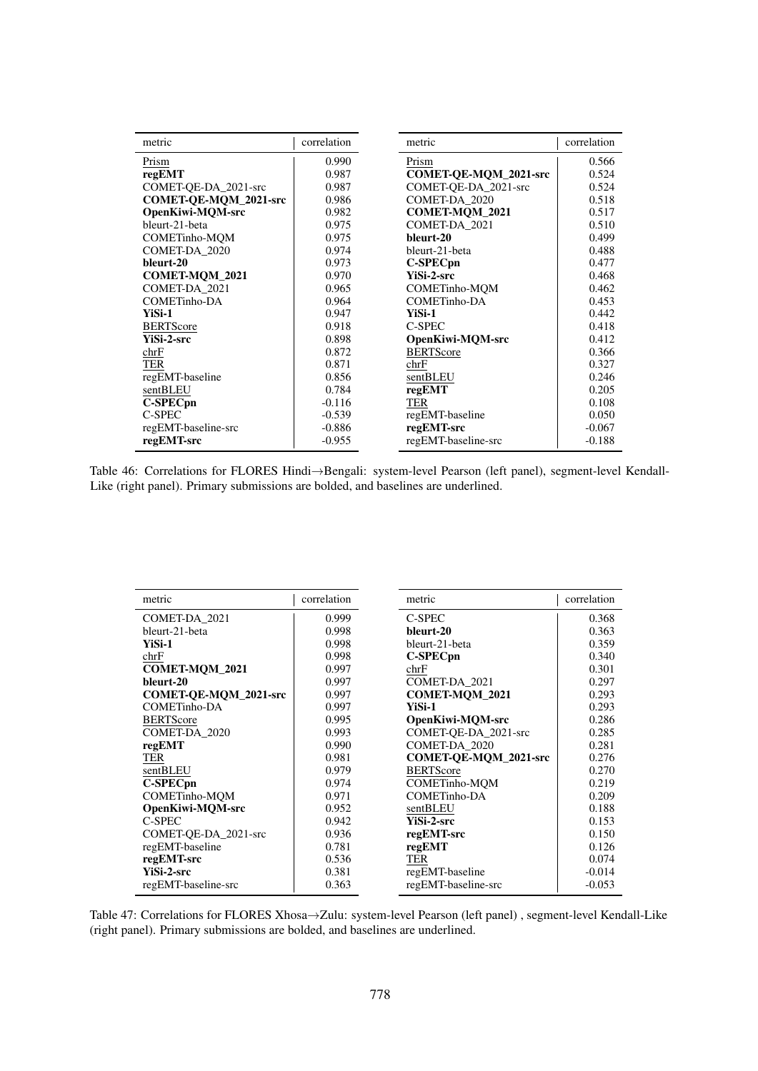| metric | correlation |
|---|---|
| Prism | 0.990 |
| **regEMT** | 0.987 |
| COMET-QE-DA_2021-src | 0.987 |
| **COMET-QE-MQM_2021-src** | 0.986 |
| **OpenKiwi-MQM-src** | 0.982 |
| bleurt-21-beta | 0.975 |
| COMETinho-MQM | 0.975 |
| COMET-DA_2020 | 0.974 |
| **bleurt-20** | 0.973 |
| **COMET-MQM_2021** | 0.970 |
| COMET-DA_2021 | 0.965 |
| COMETinho-DA | 0.964 |
| **YiSi-1** | 0.947 |
| BERTScore | 0.918 |
| **YiSi-2-src** | 0.898 |
| chrF | 0.872 |
| TER | 0.871 |
| regEMT-baseline | 0.856 |
| sentBLEU | 0.784 |
| **C-SPECpn** | -0.116 |
| C-SPEC | -0.539 |
| regEMT-baseline-src | -0.886 |
| **regEMT-src** | -0.955 |

| metric | correlation |
|---|---|
| Prism | 0.566 |
| **COMET-QE-MQM_2021-src** | 0.524 |
| COMET-QE-DA_2021-src | 0.524 |
| COMET-DA_2020 | 0.518 |
| **COMET-MQM_2021** | 0.517 |
| COMET-DA_2021 | 0.510 |
| **bleurt-20** | 0.499 |
| bleurt-21-beta | 0.488 |
| **C-SPECpn** | 0.477 |
| **YiSi-2-src** | 0.468 |
| COMETinho-MQM | 0.462 |
| COMETinho-DA | 0.453 |
| **YiSi-1** | 0.442 |
| C-SPEC | 0.418 |
| **OpenKiwi-MQM-src** | 0.412 |
| BERTScore | 0.366 |
| chrF | 0.327 |
| sentBLEU | 0.246 |
| **regEMT** | 0.205 |
| TER | 0.108 |
| regEMT-baseline | 0.050 |
| **regEMT-src** | -0.067 |
| regEMT-baseline-src | -0.188 |

Table 46: Correlations for FLORES Hindi→Bengali: system-level Pearson (left panel), segment-level Kendall-Like (right panel). Primary submissions are bolded, and baselines are underlined.

| metric | correlation |
|---|---|
| COMET-DA_2021 | 0.999 |
| bleurt-21-beta | 0.998 |
| **YiSi-1** | 0.998 |
| chrF | 0.998 |
| **COMET-MQM_2021** | 0.997 |
| **bleurt-20** | 0.997 |
| **COMET-QE-MQM_2021-src** | 0.997 |
| COMETinho-DA | 0.997 |
| BERTScore | 0.995 |
| COMET-DA_2020 | 0.993 |
| **regEMT** | 0.990 |
| TER | 0.981 |
| sentBLEU | 0.979 |
| **C-SPECpn** | 0.974 |
| COMETinho-MQM | 0.971 |
| **OpenKiwi-MQM-src** | 0.952 |
| C-SPEC | 0.942 |
| COMET-QE-DA_2021-src | 0.936 |
| regEMT-baseline | 0.781 |
| **regEMT-src** | 0.536 |
| **YiSi-2-src** | 0.381 |
| regEMT-baseline-src | 0.363 |

| metric | correlation |
|---|---|
| C-SPEC | 0.368 |
| **bleurt-20** | 0.363 |
| bleurt-21-beta | 0.359 |
| **C-SPECpn** | 0.340 |
| chrF | 0.301 |
| COMET-DA_2021 | 0.297 |
| **COMET-MQM_2021** | 0.293 |
| **YiSi-1** | 0.293 |
| **OpenKiwi-MQM-src** | 0.286 |
| COMET-QE-DA_2021-src | 0.285 |
| COMET-DA_2020 | 0.281 |
| **COMET-QE-MQM_2021-src** | 0.276 |
| BERTScore | 0.270 |
| COMETinho-MQM | 0.219 |
| COMETinho-DA | 0.209 |
| sentBLEU | 0.188 |
| **YiSi-2-src** | 0.153 |
| **regEMT-src** | 0.150 |
| **regEMT** | 0.126 |
| TER | 0.074 |
| regEMT-baseline | -0.014 |
| regEMT-baseline-src | -0.053 |

Table 47: Correlations for FLORES Xhosa→Zulu: system-level Pearson (left panel) , segment-level Kendall-Like (right panel). Primary submissions are bolded, and baselines are underlined.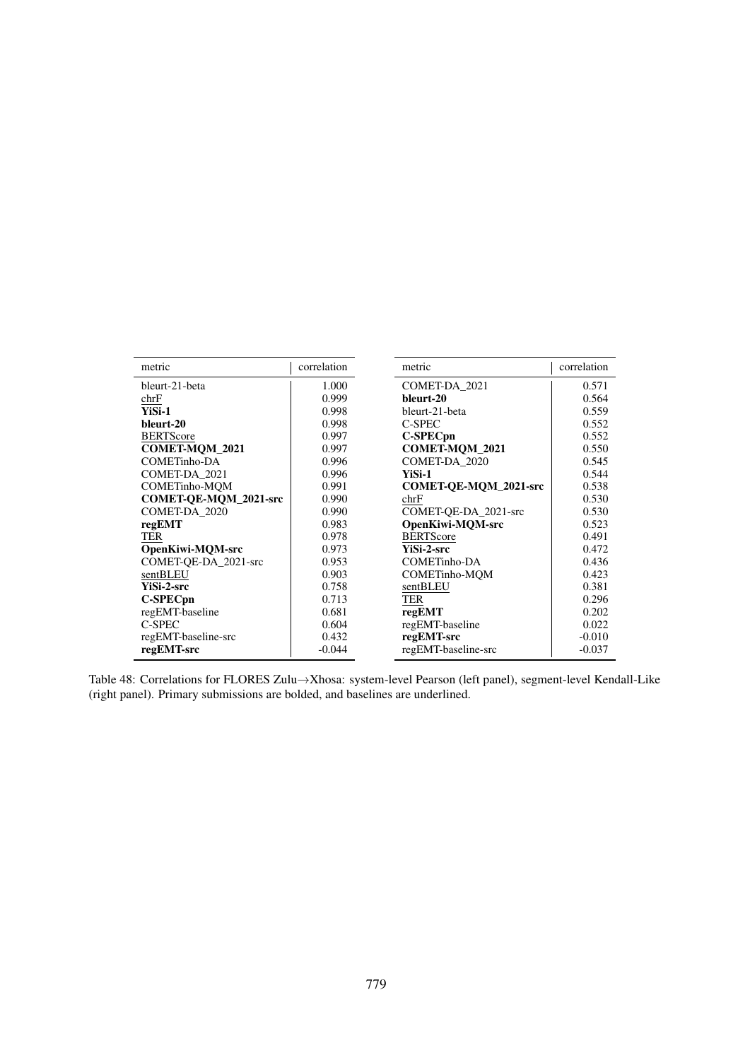| metric | correlation |
|---|---|
| bleurt-21-beta | 1.000 |
| chrF | 0.999 |
| **YiSi-1** | 0.998 |
| **bleurt-20** | 0.998 |
| BERTScore | 0.997 |
| **COMET-MQM_2021** | 0.997 |
| COMETinho-DA | 0.996 |
| COMET-DA_2021 | 0.996 |
| COMETinho-MQM | 0.991 |
| **COMET-QE-MQM_2021-src** | 0.990 |
| COMET-DA_2020 | 0.990 |
| **regEMT** | 0.983 |
| TER | 0.978 |
| **OpenKiwi-MQM-src** | 0.973 |
| COMET-QE-DA_2021-src | 0.953 |
| sentBLEU | 0.903 |
| **YiSi-2-src** | 0.758 |
| **C-SPECpn** | 0.713 |
| regEMT-baseline | 0.681 |
| C-SPEC | 0.604 |
| regEMT-baseline-src | 0.432 |
| **regEMT-src** | -0.044 |

| metric | correlation |
|---|---|
| COMET-DA_2021 | 0.571 |
| **bleurt-20** | 0.564 |
| bleurt-21-beta | 0.559 |
| C-SPEC | 0.552 |
| **C-SPECpn** | 0.552 |
| **COMET-MQM_2021** | 0.550 |
| COMET-DA_2020 | 0.545 |
| **YiSi-1** | 0.544 |
| **COMET-QE-MQM_2021-src** | 0.538 |
| chrF | 0.530 |
| COMET-QE-DA_2021-src | 0.530 |
| **OpenKiwi-MQM-src** | 0.523 |
| BERTScore | 0.491 |
| **YiSi-2-src** | 0.472 |
| COMETinho-DA | 0.436 |
| COMETinho-MQM | 0.423 |
| sentBLEU | 0.381 |
| TER | 0.296 |
| **regEMT** | 0.202 |
| regEMT-baseline | 0.022 |
| **regEMT-src** | -0.010 |
| regEMT-baseline-src | -0.037 |

Table 48: Correlations for FLORES Zulu→Xhosa: system-level Pearson (left panel), segment-level Kendall-Like (right panel). Primary submissions are bolded, and baselines are underlined.